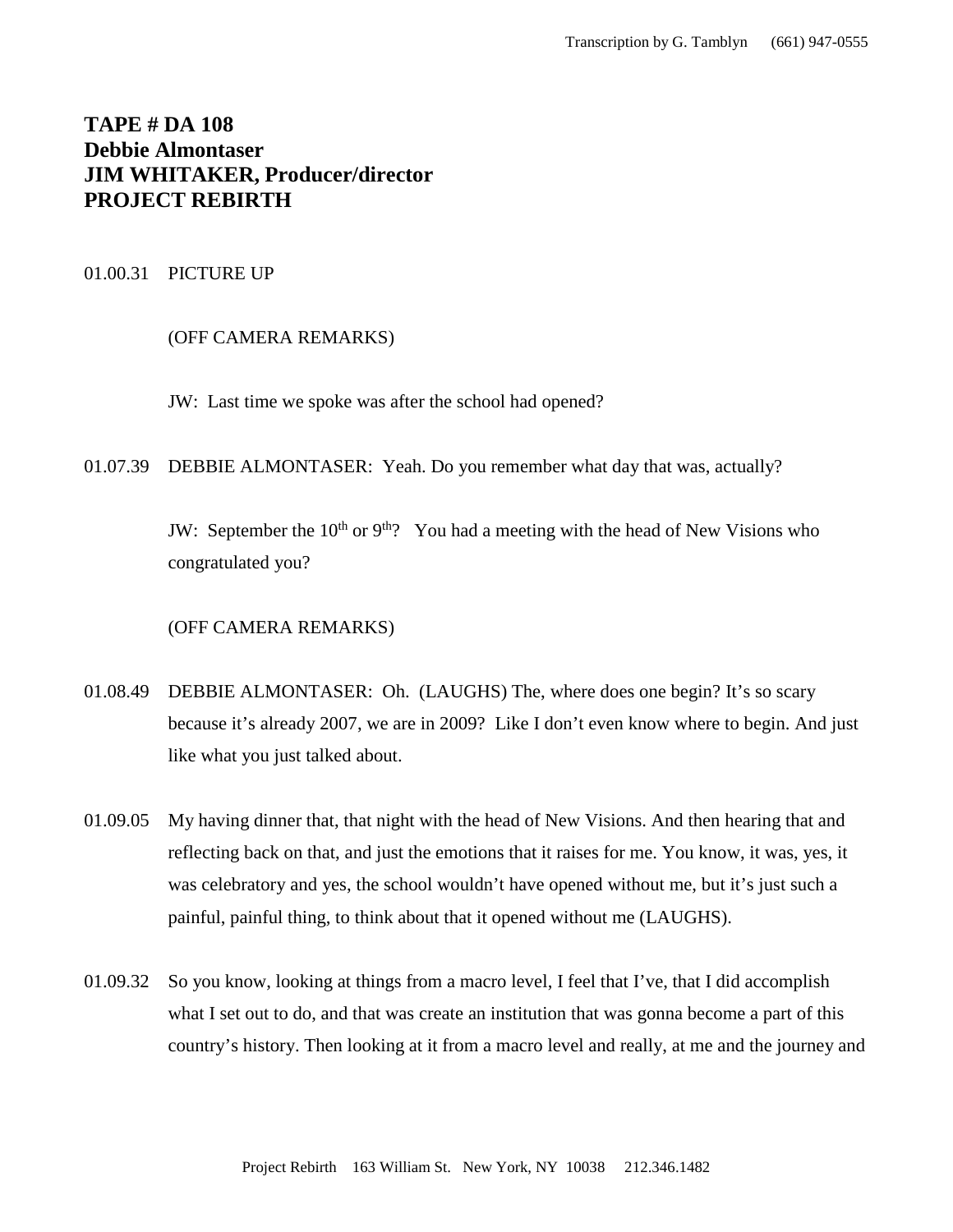# TAPE # DA 108
# Debbie Almontaser
# JIM WHITAKER, Producer/director
# PROJECT REBIRTH

01.00.31 PICTURE UP

(OFF CAMERA REMARKS)

JW: Last time we spoke was after the school had opened?

01.07.39 DEBBIE ALMONTASER: Yeah. Do you remember what day that was, actually?

JW: September the 10th or 9th? You had a meeting with the head of New Visions who congratulated you?

(OFF CAMERA REMARKS)

01.08.49 DEBBIE ALMONTASER: Oh. (LAUGHS) The, where does one begin? It's so scary because it's already 2007, we are in 2009? Like I don't even know where to begin. And just like what you just talked about.

01.09.05 My having dinner that, that night with the head of New Visions. And then hearing that and reflecting back on that, and just the emotions that it raises for me. You know, it was, yes, it was celebratory and yes, the school wouldn't have opened without me, but it's just such a painful, painful thing, to think about that it opened without me (LAUGHS).

01.09.32 So you know, looking at things from a macro level, I feel that I've, that I did accomplish what I set out to do, and that was create an institution that was gonna become a part of this country's history. Then looking at it from a macro level and really, at me and the journey and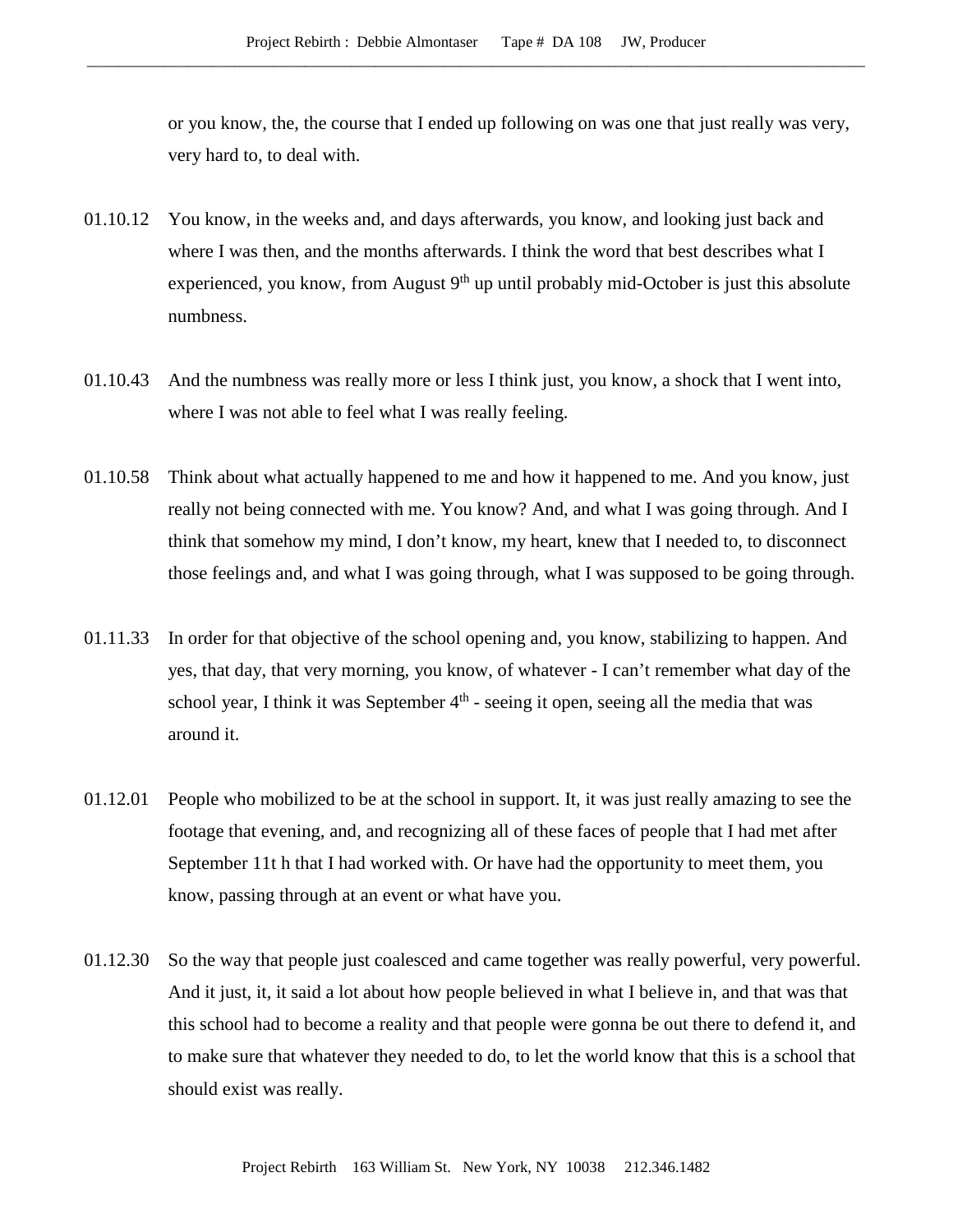or you know, the, the course that I ended up following on was one that just really was very, very hard to, to deal with.

01.10.12 You know, in the weeks and, and days afterwards, you know, and looking just back and where I was then, and the months afterwards. I think the word that best describes what I experienced, you know, from August 9th up until probably mid-October is just this absolute numbness.

01.10.43 And the numbness was really more or less I think just, you know, a shock that I went into, where I was not able to feel what I was really feeling.

01.10.58 Think about what actually happened to me and how it happened to me. And you know, just really not being connected with me. You know? And, and what I was going through. And I think that somehow my mind, I don't know, my heart, knew that I needed to, to disconnect those feelings and, and what I was going through, what I was supposed to be going through.

01.11.33 In order for that objective of the school opening and, you know, stabilizing to happen. And yes, that day, that very morning, you know, of whatever - I can't remember what day of the school year, I think it was September 4th - seeing it open, seeing all the media that was around it.

01.12.01 People who mobilized to be at the school in support. It, it was just really amazing to see the footage that evening, and, and recognizing all of these faces of people that I had met after September 11t h that I had worked with. Or have had the opportunity to meet them, you know, passing through at an event or what have you.

01.12.30 So the way that people just coalesced and came together was really powerful, very powerful. And it just, it, it said a lot about how people believed in what I believe in, and that was that this school had to become a reality and that people were gonna be out there to defend it, and to make sure that whatever they needed to do, to let the world know that this is a school that should exist was really.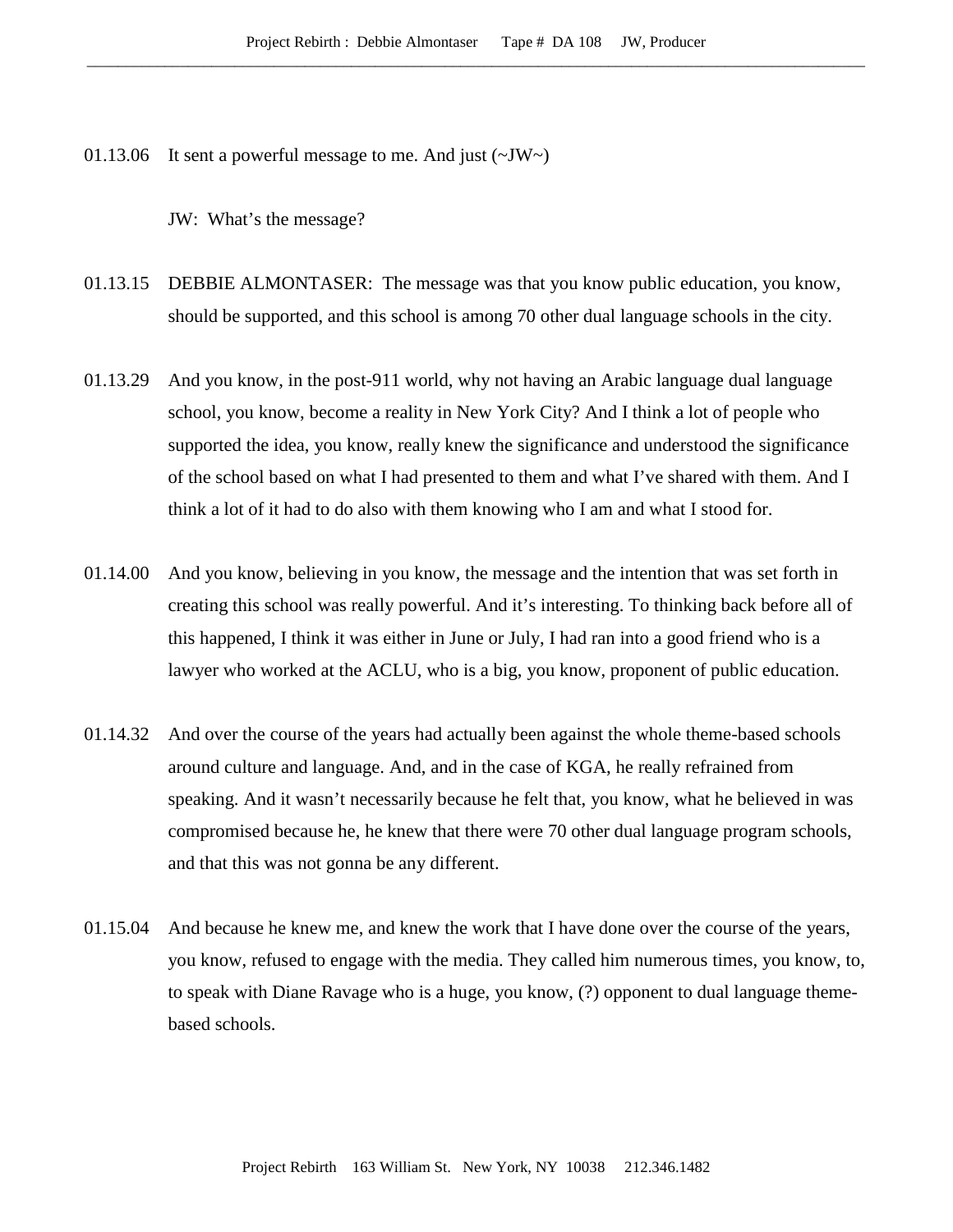01.13.06 It sent a powerful message to me. And just (~JW~)

JW: What's the message?

01.13.15 DEBBIE ALMONTASER: The message was that you know public education, you know, should be supported, and this school is among 70 other dual language schools in the city.

01.13.29 And you know, in the post-911 world, why not having an Arabic language dual language school, you know, become a reality in New York City? And I think a lot of people who supported the idea, you know, really knew the significance and understood the significance of the school based on what I had presented to them and what I've shared with them. And I think a lot of it had to do also with them knowing who I am and what I stood for.

01.14.00 And you know, believing in you know, the message and the intention that was set forth in creating this school was really powerful. And it's interesting. To thinking back before all of this happened, I think it was either in June or July, I had ran into a good friend who is a lawyer who worked at the ACLU, who is a big, you know, proponent of public education.

01.14.32 And over the course of the years had actually been against the whole theme-based schools around culture and language. And, and in the case of KGA, he really refrained from speaking. And it wasn't necessarily because he felt that, you know, what he believed in was compromised because he, he knew that there were 70 other dual language program schools, and that this was not gonna be any different.

01.15.04 And because he knew me, and knew the work that I have done over the course of the years, you know, refused to engage with the media. They called him numerous times, you know, to, to speak with Diane Ravage who is a huge, you know, (?) opponent to dual language theme-based schools.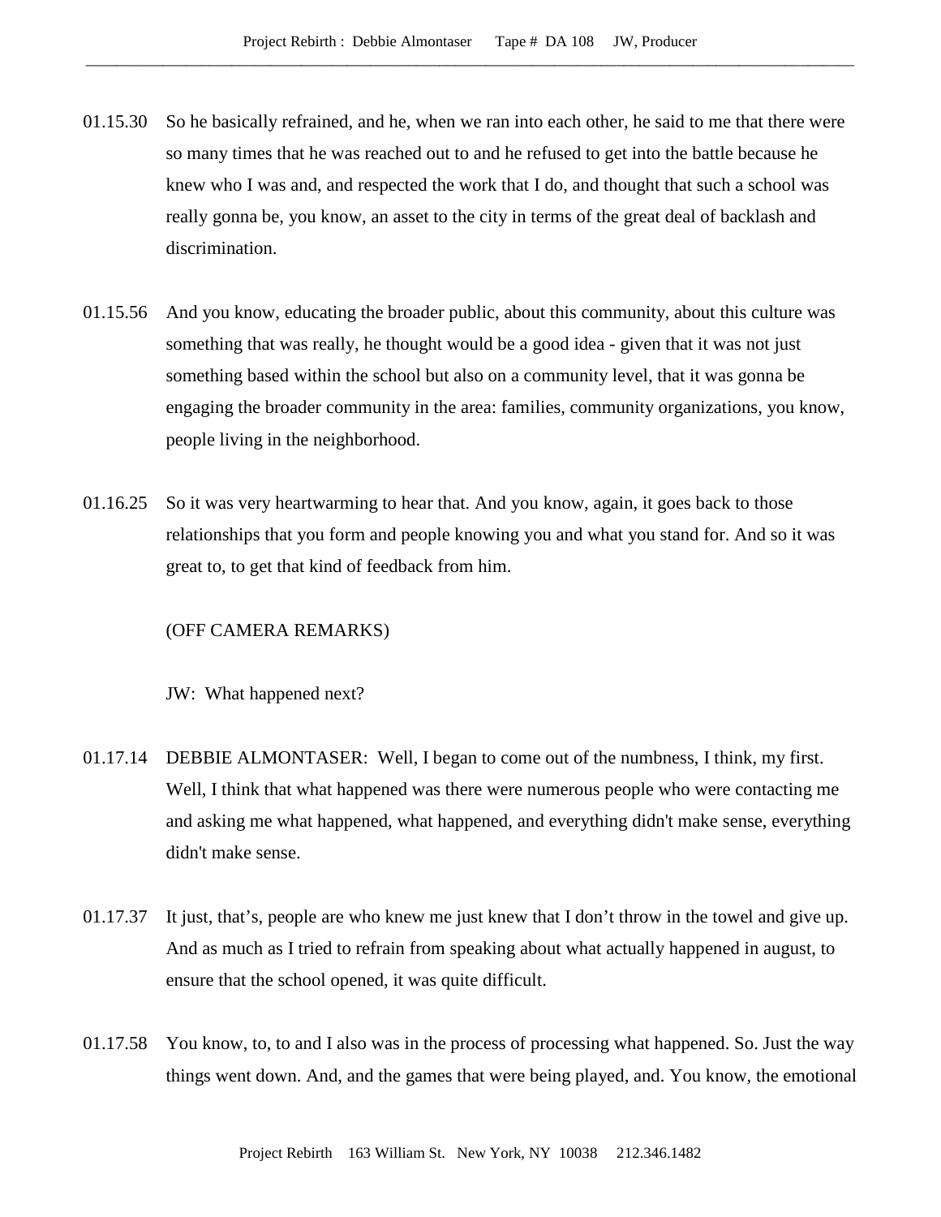01.15.30 So he basically refrained, and he, when we ran into each other, he said to me that there were so many times that he was reached out to and he refused to get into the battle because he knew who I was and, and respected the work that I do, and thought that such a school was really gonna be, you know, an asset to the city in terms of the great deal of backlash and discrimination.

01.15.56 And you know, educating the broader public, about this community, about this culture was something that was really, he thought would be a good idea - given that it was not just something based within the school but also on a community level, that it was gonna be engaging the broader community in the area: families, community organizations, you know, people living in the neighborhood.

01.16.25 So it was very heartwarming to hear that. And you know, again, it goes back to those relationships that you form and people knowing you and what you stand for. And so it was great to, to get that kind of feedback from him.

(OFF CAMERA REMARKS)

JW: What happened next?

01.17.14 DEBBIE ALMONTASER: Well, I began to come out of the numbness, I think, my first. Well, I think that what happened was there were numerous people who were contacting me and asking me what happened, what happened, and everything didn't make sense, everything didn't make sense.

01.17.37 It just, that's, people are who knew me just knew that I don't throw in the towel and give up. And as much as I tried to refrain from speaking about what actually happened in august, to ensure that the school opened, it was quite difficult.

01.17.58 You know, to, to and I also was in the process of processing what happened. So. Just the way things went down. And, and the games that were being played, and. You know, the emotional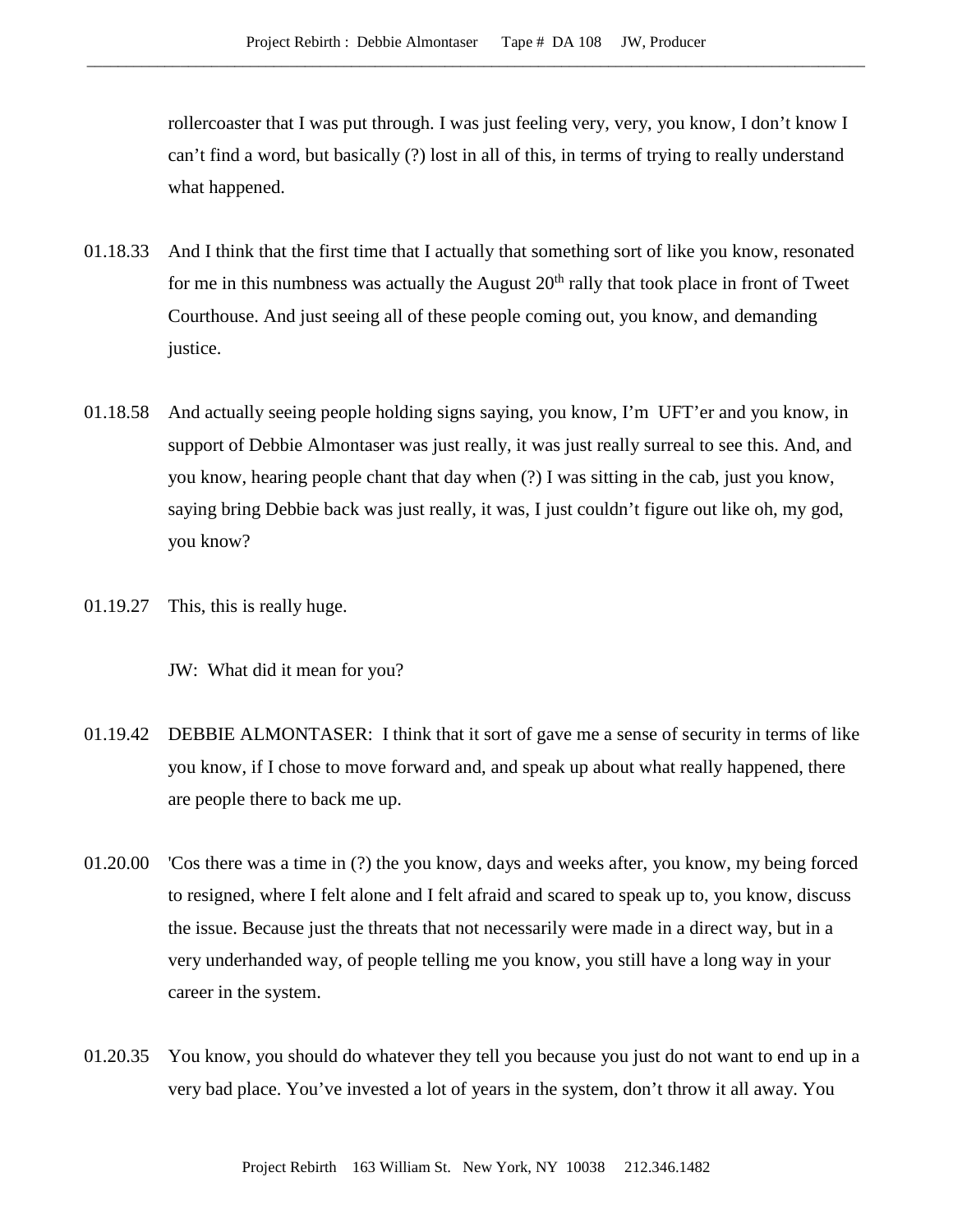rollercoaster that I was put through. I was just feeling very, very, you know, I don't know I can't find a word, but basically (?) lost in all of this, in terms of trying to really understand what happened.

01.18.33 And I think that the first time that I actually that something sort of like you know, resonated for me in this numbness was actually the August 20th rally that took place in front of Tweet Courthouse. And just seeing all of these people coming out, you know, and demanding justice.

01.18.58 And actually seeing people holding signs saying, you know, I'm UFT'er and you know, in support of Debbie Almontaser was just really, it was just really surreal to see this. And, and you know, hearing people chant that day when (?) I was sitting in the cab, just you know, saying bring Debbie back was just really, it was, I just couldn't figure out like oh, my god, you know?

01.19.27 This, this is really huge.

JW: What did it mean for you?

01.19.42 DEBBIE ALMONTASER: I think that it sort of gave me a sense of security in terms of like you know, if I chose to move forward and, and speak up about what really happened, there are people there to back me up.

01.20.00 'Cos there was a time in (?) the you know, days and weeks after, you know, my being forced to resigned, where I felt alone and I felt afraid and scared to speak up to, you know, discuss the issue. Because just the threats that not necessarily were made in a direct way, but in a very underhanded way, of people telling me you know, you still have a long way in your career in the system.

01.20.35 You know, you should do whatever they tell you because you just do not want to end up in a very bad place. You've invested a lot of years in the system, don't throw it all away. You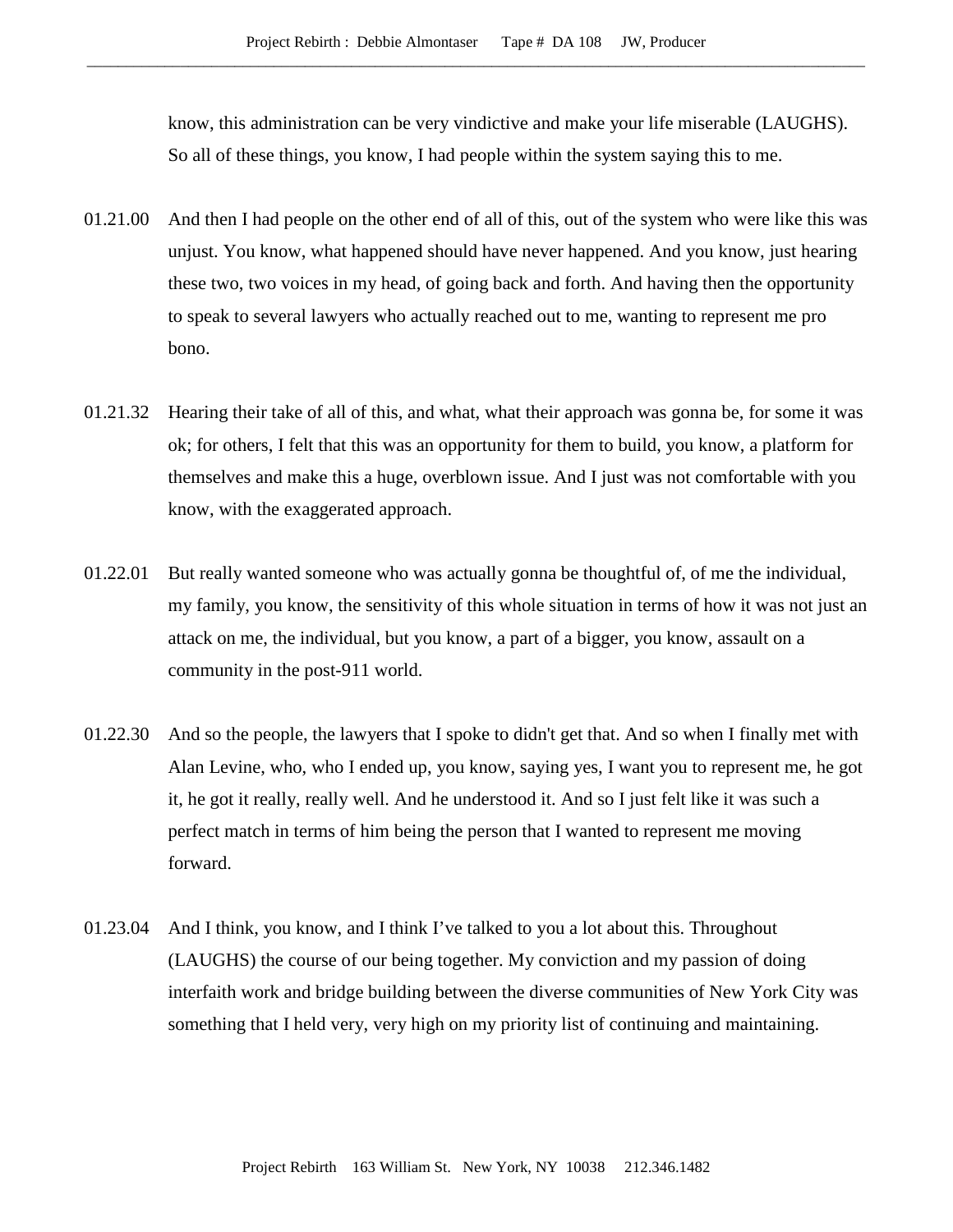know, this administration can be very vindictive and make your life miserable (LAUGHS). So all of these things, you know, I had people within the system saying this to me.

01.21.00 And then I had people on the other end of all of this, out of the system who were like this was unjust. You know, what happened should have never happened. And you know, just hearing these two, two voices in my head, of going back and forth. And having then the opportunity to speak to several lawyers who actually reached out to me, wanting to represent me pro bono.

01.21.32 Hearing their take of all of this, and what, what their approach was gonna be, for some it was ok; for others, I felt that this was an opportunity for them to build, you know, a platform for themselves and make this a huge, overblown issue. And I just was not comfortable with you know, with the exaggerated approach.

01.22.01 But really wanted someone who was actually gonna be thoughtful of, of me the individual, my family, you know, the sensitivity of this whole situation in terms of how it was not just an attack on me, the individual, but you know, a part of a bigger, you know, assault on a community in the post-911 world.

01.22.30 And so the people, the lawyers that I spoke to didn't get that. And so when I finally met with Alan Levine, who, who I ended up, you know, saying yes, I want you to represent me, he got it, he got it really, really well. And he understood it. And so I just felt like it was such a perfect match in terms of him being the person that I wanted to represent me moving forward.

01.23.04 And I think, you know, and I think I've talked to you a lot about this. Throughout (LAUGHS) the course of our being together. My conviction and my passion of doing interfaith work and bridge building between the diverse communities of New York City was something that I held very, very high on my priority list of continuing and maintaining.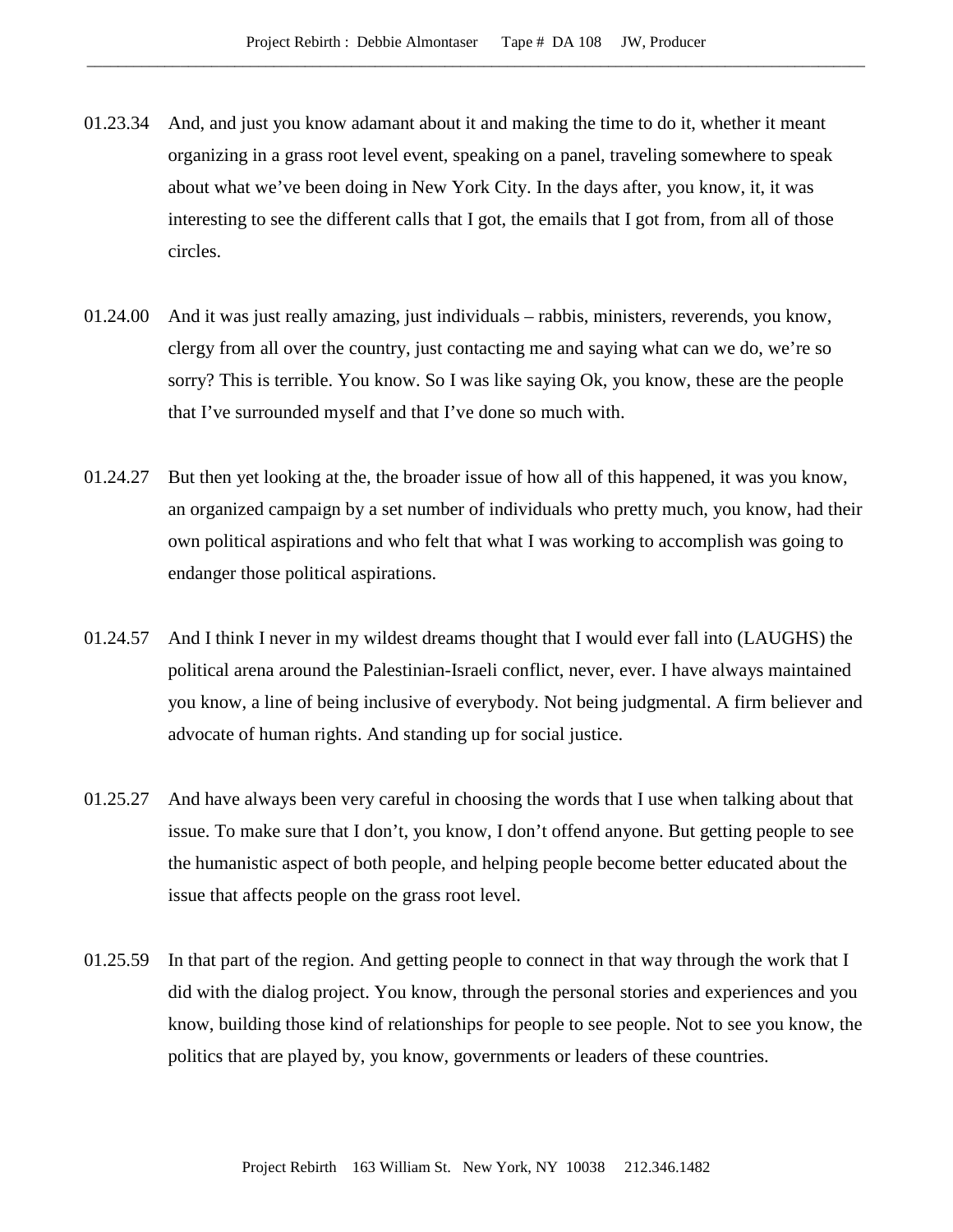01.23.34 And, and just you know adamant about it and making the time to do it, whether it meant organizing in a grass root level event, speaking on a panel, traveling somewhere to speak about what we've been doing in New York City. In the days after, you know, it, it was interesting to see the different calls that I got, the emails that I got from, from all of those circles.

01.24.00 And it was just really amazing, just individuals – rabbis, ministers, reverends, you know, clergy from all over the country, just contacting me and saying what can we do, we're so sorry? This is terrible. You know. So I was like saying Ok, you know, these are the people that I've surrounded myself and that I've done so much with.

01.24.27 But then yet looking at the, the broader issue of how all of this happened, it was you know, an organized campaign by a set number of individuals who pretty much, you know, had their own political aspirations and who felt that what I was working to accomplish was going to endanger those political aspirations.

01.24.57 And I think I never in my wildest dreams thought that I would ever fall into (LAUGHS) the political arena around the Palestinian-Israeli conflict, never, ever. I have always maintained you know, a line of being inclusive of everybody. Not being judgmental. A firm believer and advocate of human rights. And standing up for social justice.

01.25.27 And have always been very careful in choosing the words that I use when talking about that issue. To make sure that I don't, you know, I don't offend anyone. But getting people to see the humanistic aspect of both people, and helping people become better educated about the issue that affects people on the grass root level.

01.25.59 In that part of the region. And getting people to connect in that way through the work that I did with the dialog project. You know, through the personal stories and experiences and you know, building those kind of relationships for people to see people. Not to see you know, the politics that are played by, you know, governments or leaders of these countries.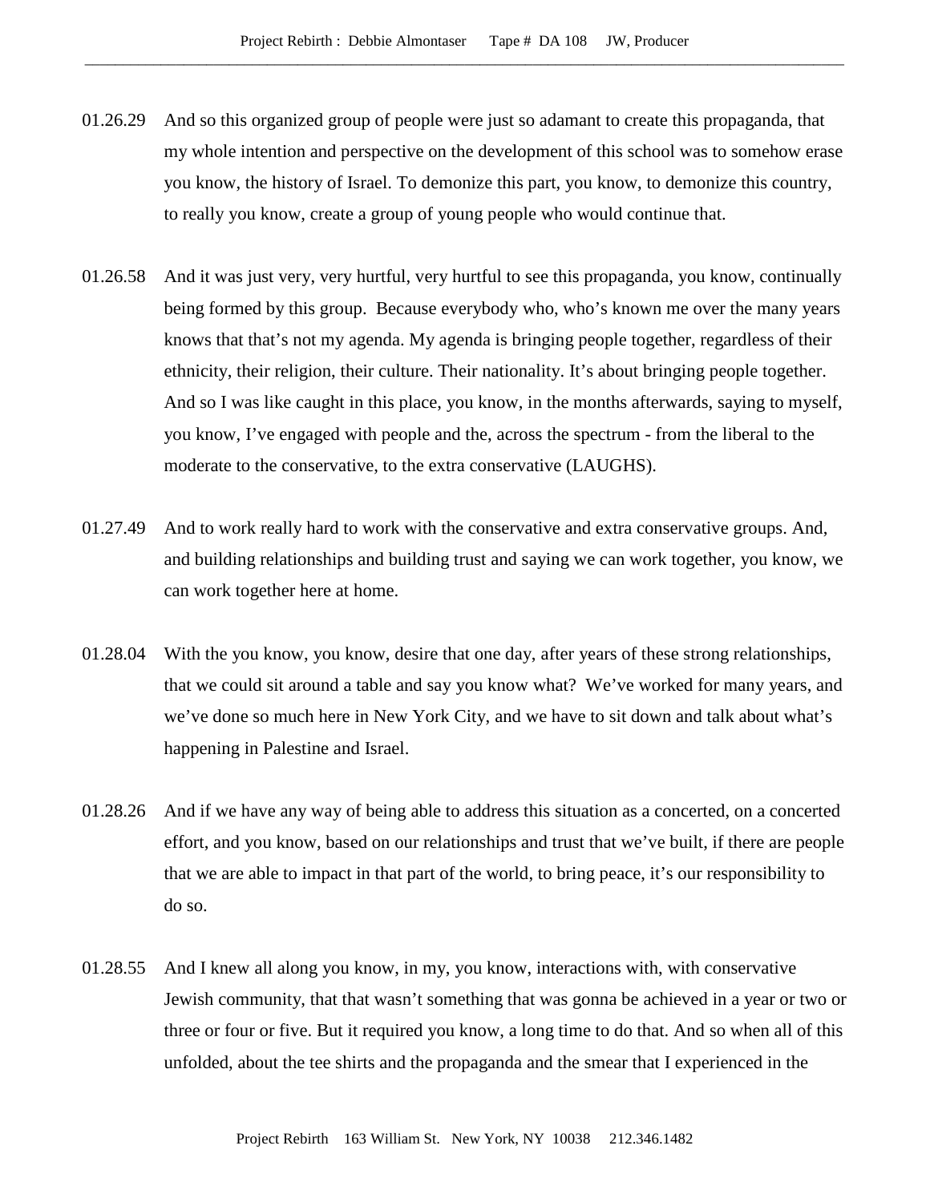01.26.29 And so this organized group of people were just so adamant to create this propaganda, that my whole intention and perspective on the development of this school was to somehow erase you know, the history of Israel. To demonize this part, you know, to demonize this country, to really you know, create a group of young people who would continue that.

01.26.58 And it was just very, very hurtful, very hurtful to see this propaganda, you know, continually being formed by this group. Because everybody who, who's known me over the many years knows that that's not my agenda. My agenda is bringing people together, regardless of their ethnicity, their religion, their culture. Their nationality. It's about bringing people together. And so I was like caught in this place, you know, in the months afterwards, saying to myself, you know, I've engaged with people and the, across the spectrum - from the liberal to the moderate to the conservative, to the extra conservative (LAUGHS).

01.27.49 And to work really hard to work with the conservative and extra conservative groups. And, and building relationships and building trust and saying we can work together, you know, we can work together here at home.

01.28.04 With the you know, you know, desire that one day, after years of these strong relationships, that we could sit around a table and say you know what? We've worked for many years, and we've done so much here in New York City, and we have to sit down and talk about what's happening in Palestine and Israel.

01.28.26 And if we have any way of being able to address this situation as a concerted, on a concerted effort, and you know, based on our relationships and trust that we've built, if there are people that we are able to impact in that part of the world, to bring peace, it's our responsibility to do so.

01.28.55 And I knew all along you know, in my, you know, interactions with, with conservative Jewish community, that that wasn't something that was gonna be achieved in a year or two or three or four or five. But it required you know, a long time to do that. And so when all of this unfolded, about the tee shirts and the propaganda and the smear that I experienced in the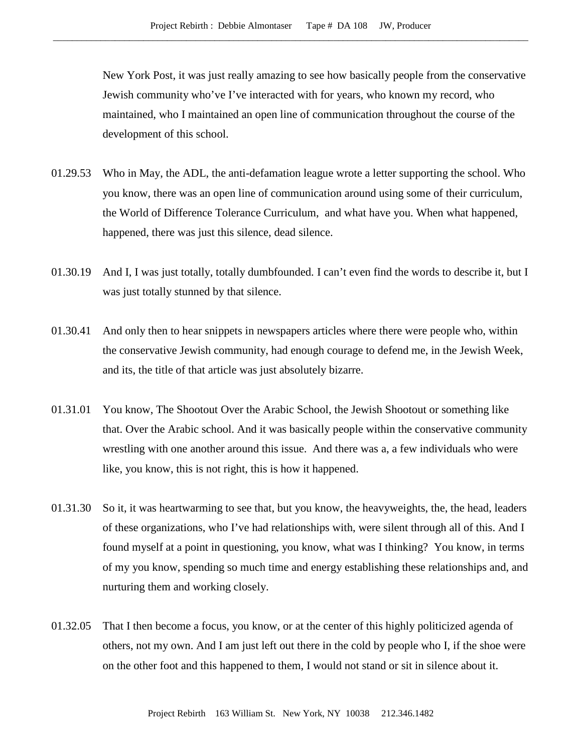New York Post, it was just really amazing to see how basically people from the conservative Jewish community who've I've interacted with for years, who known my record, who maintained, who I maintained an open line of communication throughout the course of the development of this school.

01.29.53 Who in May, the ADL, the anti-defamation league wrote a letter supporting the school. Who you know, there was an open line of communication around using some of their curriculum, the World of Difference Tolerance Curriculum, and what have you. When what happened, happened, there was just this silence, dead silence.

01.30.19 And I, I was just totally, totally dumbfounded. I can't even find the words to describe it, but I was just totally stunned by that silence.

01.30.41 And only then to hear snippets in newspapers articles where there were people who, within the conservative Jewish community, had enough courage to defend me, in the Jewish Week, and its, the title of that article was just absolutely bizarre.

01.31.01 You know, The Shootout Over the Arabic School, the Jewish Shootout or something like that. Over the Arabic school. And it was basically people within the conservative community wrestling with one another around this issue. And there was a, a few individuals who were like, you know, this is not right, this is how it happened.

01.31.30 So it, it was heartwarming to see that, but you know, the heavyweights, the, the head, leaders of these organizations, who I've had relationships with, were silent through all of this. And I found myself at a point in questioning, you know, what was I thinking? You know, in terms of my you know, spending so much time and energy establishing these relationships and, and nurturing them and working closely.

01.32.05 That I then become a focus, you know, or at the center of this highly politicized agenda of others, not my own. And I am just left out there in the cold by people who I, if the shoe were on the other foot and this happened to them, I would not stand or sit in silence about it.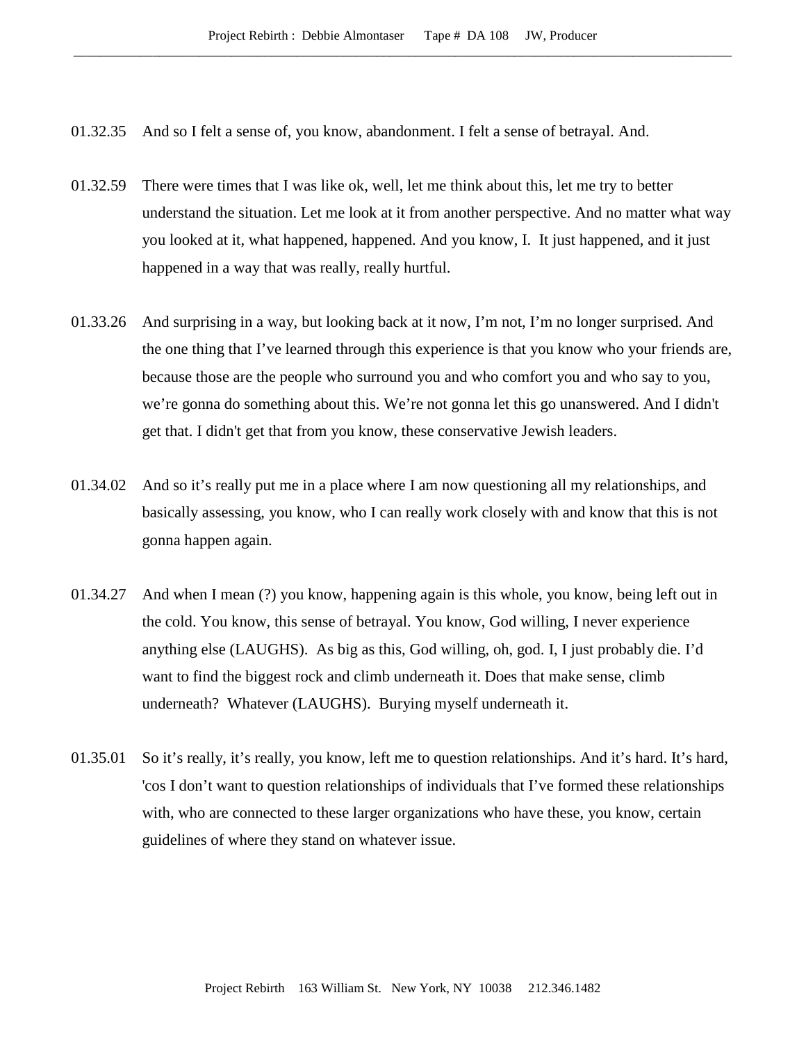01.32.35 And so I felt a sense of, you know, abandonment. I felt a sense of betrayal. And.

01.32.59 There were times that I was like ok, well, let me think about this, let me try to better understand the situation. Let me look at it from another perspective. And no matter what way you looked at it, what happened, happened. And you know, I. It just happened, and it just happened in a way that was really, really hurtful.

01.33.26 And surprising in a way, but looking back at it now, I'm not, I'm no longer surprised. And the one thing that I've learned through this experience is that you know who your friends are, because those are the people who surround you and who comfort you and who say to you, we're gonna do something about this. We're not gonna let this go unanswered. And I didn't get that. I didn't get that from you know, these conservative Jewish leaders.

01.34.02 And so it's really put me in a place where I am now questioning all my relationships, and basically assessing, you know, who I can really work closely with and know that this is not gonna happen again.

01.34.27 And when I mean (?) you know, happening again is this whole, you know, being left out in the cold. You know, this sense of betrayal. You know, God willing, I never experience anything else (LAUGHS). As big as this, God willing, oh, god. I, I just probably die. I'd want to find the biggest rock and climb underneath it. Does that make sense, climb underneath? Whatever (LAUGHS). Burying myself underneath it.

01.35.01 So it's really, it's really, you know, left me to question relationships. And it's hard. It's hard, 'cos I don't want to question relationships of individuals that I've formed these relationships with, who are connected to these larger organizations who have these, you know, certain guidelines of where they stand on whatever issue.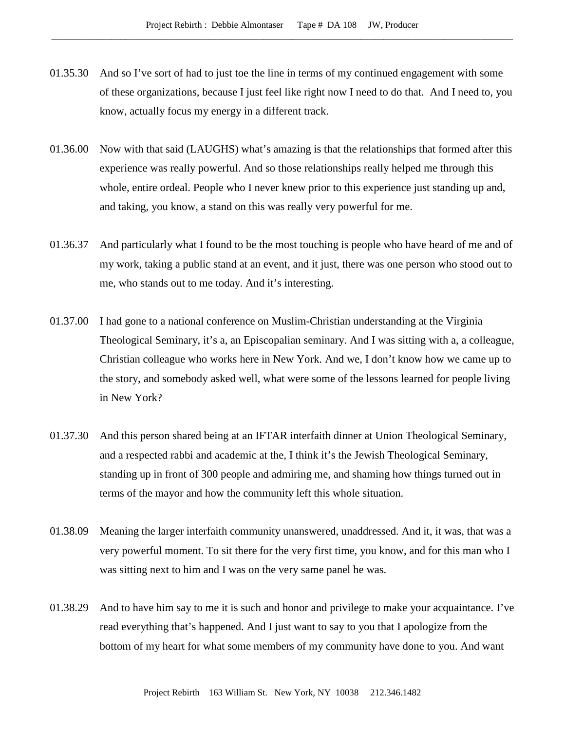01.35.30 And so I've sort of had to just toe the line in terms of my continued engagement with some of these organizations, because I just feel like right now I need to do that. And I need to, you know, actually focus my energy in a different track.

01.36.00 Now with that said (LAUGHS) what's amazing is that the relationships that formed after this experience was really powerful. And so those relationships really helped me through this whole, entire ordeal. People who I never knew prior to this experience just standing up and, and taking, you know, a stand on this was really very powerful for me.

01.36.37 And particularly what I found to be the most touching is people who have heard of me and of my work, taking a public stand at an event, and it just, there was one person who stood out to me, who stands out to me today. And it's interesting.

01.37.00 I had gone to a national conference on Muslim-Christian understanding at the Virginia Theological Seminary, it's a, an Episcopalian seminary. And I was sitting with a, a colleague, Christian colleague who works here in New York. And we, I don't know how we came up to the story, and somebody asked well, what were some of the lessons learned for people living in New York?

01.37.30 And this person shared being at an IFTAR interfaith dinner at Union Theological Seminary, and a respected rabbi and academic at the, I think it's the Jewish Theological Seminary, standing up in front of 300 people and admiring me, and shaming how things turned out in terms of the mayor and how the community left this whole situation.

01.38.09 Meaning the larger interfaith community unanswered, unaddressed. And it, it was, that was a very powerful moment. To sit there for the very first time, you know, and for this man who I was sitting next to him and I was on the very same panel he was.

01.38.29 And to have him say to me it is such and honor and privilege to make your acquaintance. I've read everything that's happened. And I just want to say to you that I apologize from the bottom of my heart for what some members of my community have done to you. And want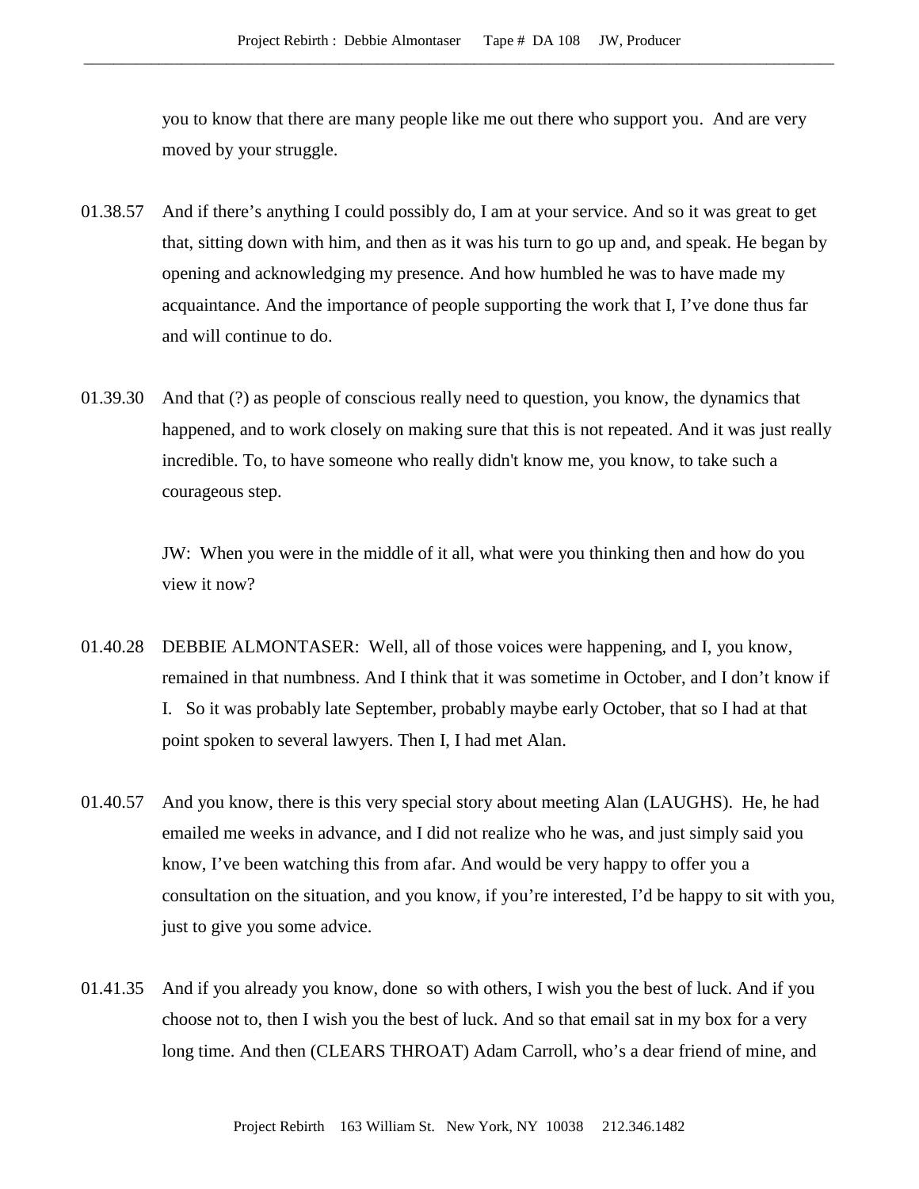you to know that there are many people like me out there who support you. And are very moved by your struggle.

01.38.57 And if there's anything I could possibly do, I am at your service. And so it was great to get that, sitting down with him, and then as it was his turn to go up and, and speak. He began by opening and acknowledging my presence. And how humbled he was to have made my acquaintance. And the importance of people supporting the work that I, I've done thus far and will continue to do.

01.39.30 And that (?) as people of conscious really need to question, you know, the dynamics that happened, and to work closely on making sure that this is not repeated. And it was just really incredible. To, to have someone who really didn't know me, you know, to take such a courageous step.

JW: When you were in the middle of it all, what were you thinking then and how do you view it now?

01.40.28 DEBBIE ALMONTASER: Well, all of those voices were happening, and I, you know, remained in that numbness. And I think that it was sometime in October, and I don't know if I. So it was probably late September, probably maybe early October, that so I had at that point spoken to several lawyers. Then I, I had met Alan.

01.40.57 And you know, there is this very special story about meeting Alan (LAUGHS). He, he had emailed me weeks in advance, and I did not realize who he was, and just simply said you know, I've been watching this from afar. And would be very happy to offer you a consultation on the situation, and you know, if you're interested, I'd be happy to sit with you, just to give you some advice.

01.41.35 And if you already you know, done so with others, I wish you the best of luck. And if you choose not to, then I wish you the best of luck. And so that email sat in my box for a very long time. And then (CLEARS THROAT) Adam Carroll, who's a dear friend of mine, and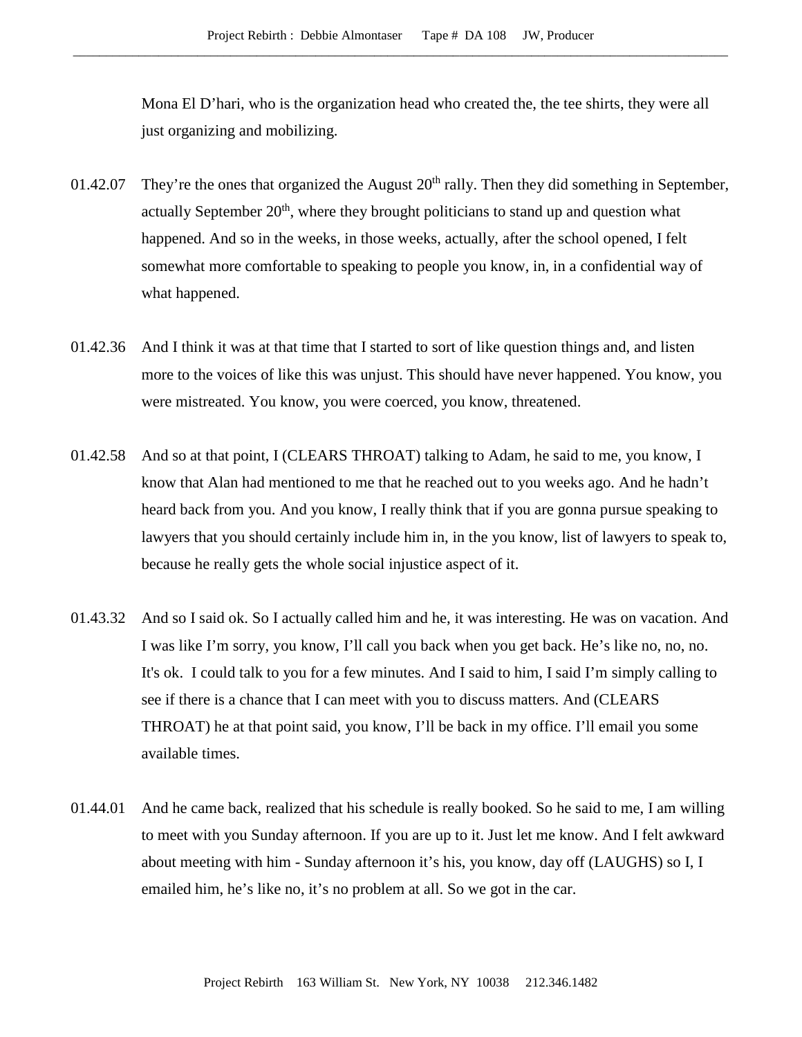Mona El D'hari, who is the organization head who created the, the tee shirts, they were all just organizing and mobilizing.

01.42.07 They're the ones that organized the August 20th rally. Then they did something in September, actually September 20th, where they brought politicians to stand up and question what happened. And so in the weeks, in those weeks, actually, after the school opened, I felt somewhat more comfortable to speaking to people you know, in, in a confidential way of what happened.

01.42.36 And I think it was at that time that I started to sort of like question things and, and listen more to the voices of like this was unjust. This should have never happened. You know, you were mistreated. You know, you were coerced, you know, threatened.

01.42.58 And so at that point, I (CLEARS THROAT) talking to Adam, he said to me, you know, I know that Alan had mentioned to me that he reached out to you weeks ago. And he hadn't heard back from you. And you know, I really think that if you are gonna pursue speaking to lawyers that you should certainly include him in, in the you know, list of lawyers to speak to, because he really gets the whole social injustice aspect of it.

01.43.32 And so I said ok. So I actually called him and he, it was interesting. He was on vacation. And I was like I'm sorry, you know, I'll call you back when you get back. He's like no, no, no. It's ok. I could talk to you for a few minutes. And I said to him, I said I'm simply calling to see if there is a chance that I can meet with you to discuss matters. And (CLEARS THROAT) he at that point said, you know, I'll be back in my office. I'll email you some available times.

01.44.01 And he came back, realized that his schedule is really booked. So he said to me, I am willing to meet with you Sunday afternoon. If you are up to it. Just let me know. And I felt awkward about meeting with him - Sunday afternoon it's his, you know, day off (LAUGHS) so I, I emailed him, he's like no, it's no problem at all. So we got in the car.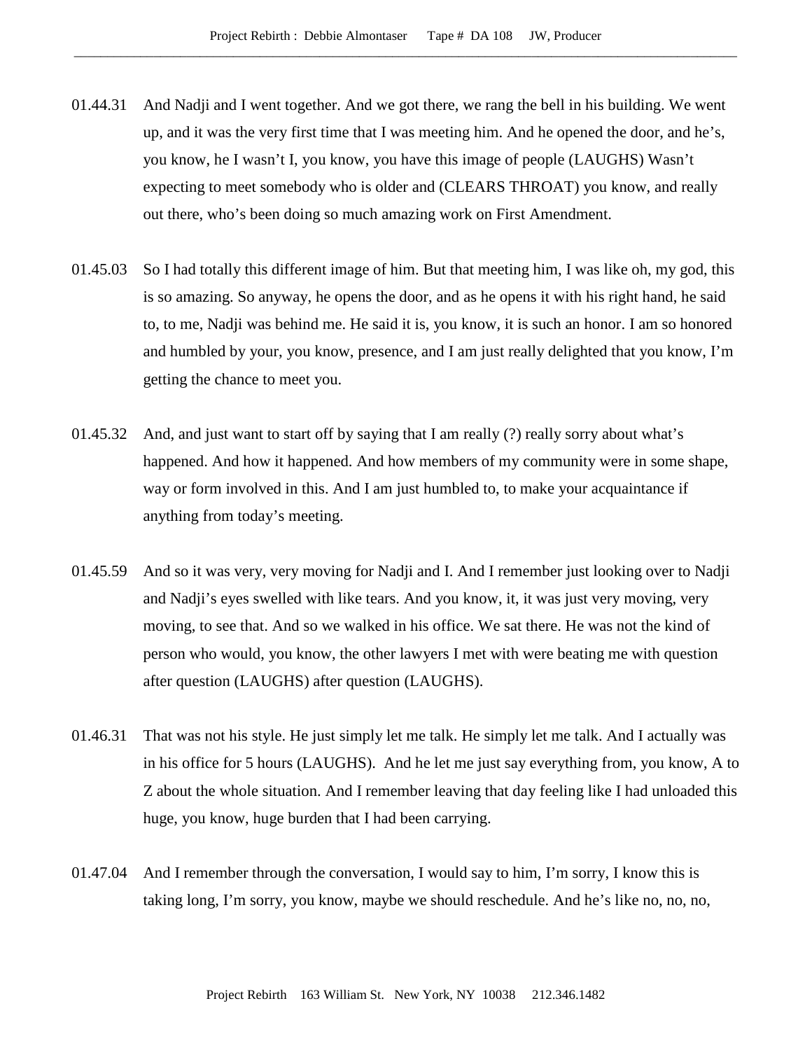01.44.31 And Nadji and I went together. And we got there, we rang the bell in his building. We went up, and it was the very first time that I was meeting him. And he opened the door, and he's, you know, he I wasn't I, you know, you have this image of people (LAUGHS) Wasn't expecting to meet somebody who is older and (CLEARS THROAT) you know, and really out there, who's been doing so much amazing work on First Amendment.

01.45.03 So I had totally this different image of him. But that meeting him, I was like oh, my god, this is so amazing. So anyway, he opens the door, and as he opens it with his right hand, he said to, to me, Nadji was behind me. He said it is, you know, it is such an honor. I am so honored and humbled by your, you know, presence, and I am just really delighted that you know, I'm getting the chance to meet you.

01.45.32 And, and just want to start off by saying that I am really (?) really sorry about what's happened. And how it happened. And how members of my community were in some shape, way or form involved in this. And I am just humbled to, to make your acquaintance if anything from today's meeting.

01.45.59 And so it was very, very moving for Nadji and I. And I remember just looking over to Nadji and Nadji's eyes swelled with like tears. And you know, it, it was just very moving, very moving, to see that. And so we walked in his office. We sat there. He was not the kind of person who would, you know, the other lawyers I met with were beating me with question after question (LAUGHS) after question (LAUGHS).

01.46.31 That was not his style. He just simply let me talk. He simply let me talk. And I actually was in his office for 5 hours (LAUGHS). And he let me just say everything from, you know, A to Z about the whole situation. And I remember leaving that day feeling like I had unloaded this huge, you know, huge burden that I had been carrying.

01.47.04 And I remember through the conversation, I would say to him, I'm sorry, I know this is taking long, I'm sorry, you know, maybe we should reschedule. And he's like no, no, no,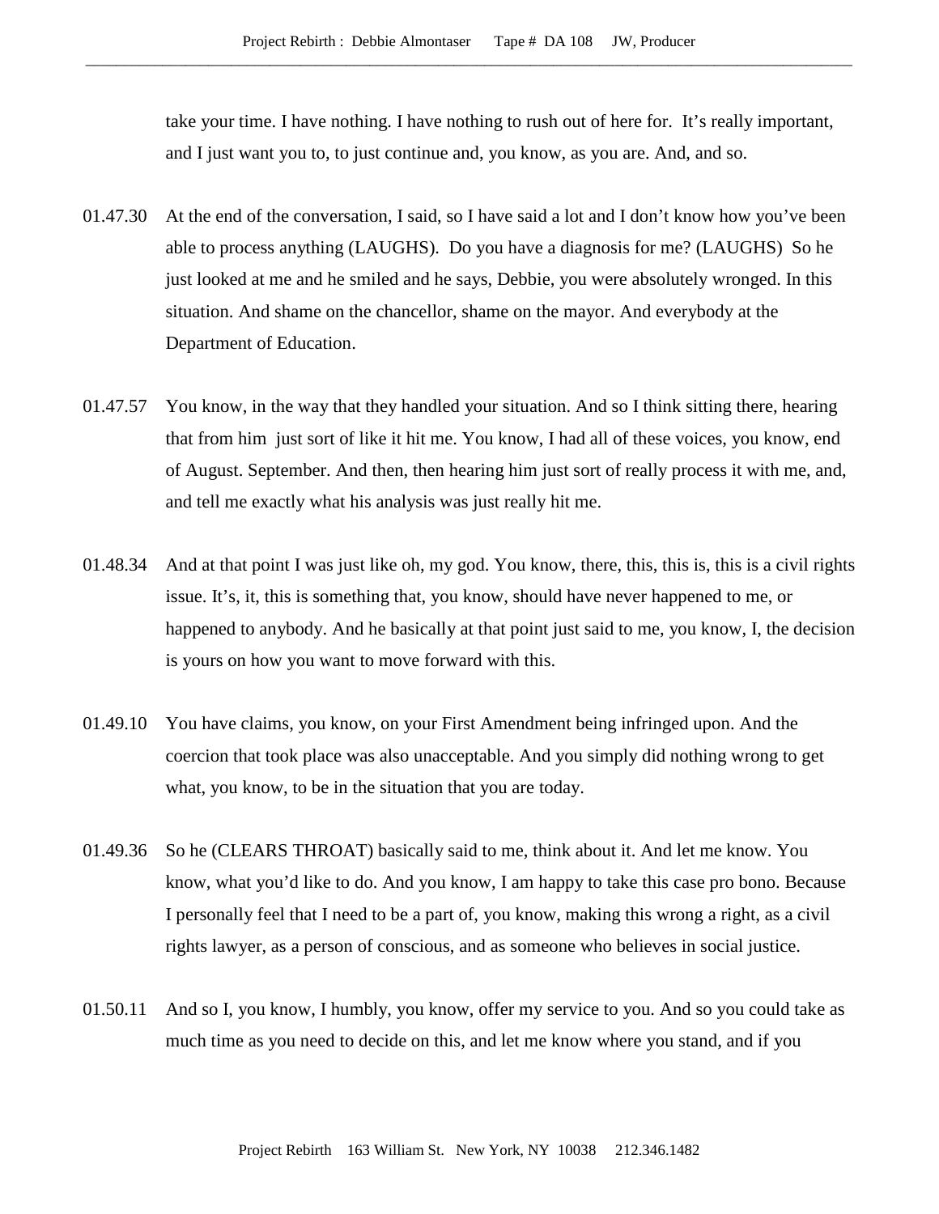take your time. I have nothing. I have nothing to rush out of here for. It's really important, and I just want you to, to just continue and, you know, as you are. And, and so.

01.47.30 At the end of the conversation, I said, so I have said a lot and I don't know how you've been able to process anything (LAUGHS). Do you have a diagnosis for me? (LAUGHS) So he just looked at me and he smiled and he says, Debbie, you were absolutely wronged. In this situation. And shame on the chancellor, shame on the mayor. And everybody at the Department of Education.

01.47.57 You know, in the way that they handled your situation. And so I think sitting there, hearing that from him just sort of like it hit me. You know, I had all of these voices, you know, end of August. September. And then, then hearing him just sort of really process it with me, and, and tell me exactly what his analysis was just really hit me.

01.48.34 And at that point I was just like oh, my god. You know, there, this, this is, this is a civil rights issue. It's, it, this is something that, you know, should have never happened to me, or happened to anybody. And he basically at that point just said to me, you know, I, the decision is yours on how you want to move forward with this.

01.49.10 You have claims, you know, on your First Amendment being infringed upon. And the coercion that took place was also unacceptable. And you simply did nothing wrong to get what, you know, to be in the situation that you are today.

01.49.36 So he (CLEARS THROAT) basically said to me, think about it. And let me know. You know, what you'd like to do. And you know, I am happy to take this case pro bono. Because I personally feel that I need to be a part of, you know, making this wrong a right, as a civil rights lawyer, as a person of conscious, and as someone who believes in social justice.

01.50.11 And so I, you know, I humbly, you know, offer my service to you. And so you could take as much time as you need to decide on this, and let me know where you stand, and if you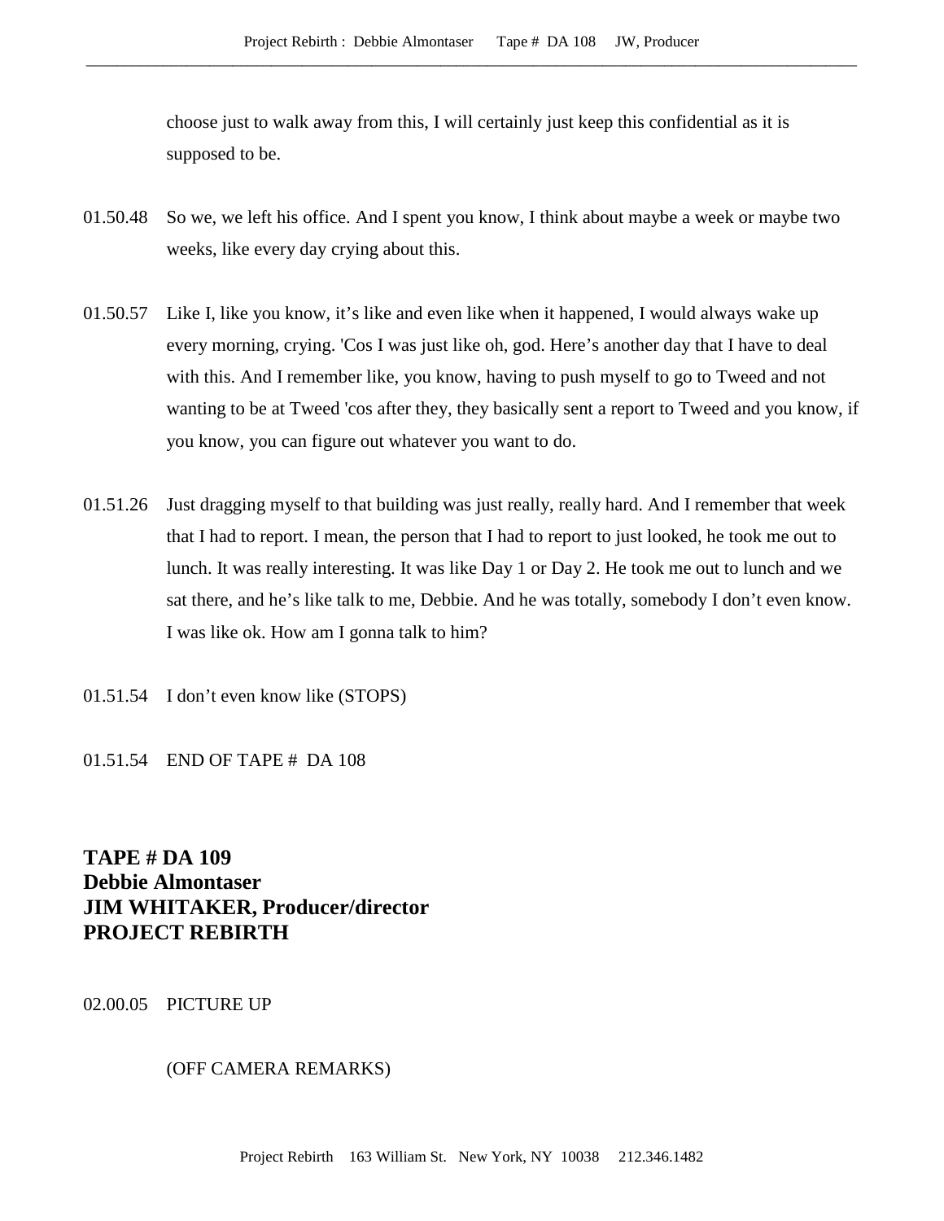choose just to walk away from this, I will certainly just keep this confidential as it is supposed to be.

01.50.48 So we, we left his office. And I spent you know, I think about maybe a week or maybe two weeks, like every day crying about this.

01.50.57 Like I, like you know, it's like and even like when it happened, I would always wake up every morning, crying. 'Cos I was just like oh, god. Here's another day that I have to deal with this. And I remember like, you know, having to push myself to go to Tweed and not wanting to be at Tweed 'cos after they, they basically sent a report to Tweed and you know, if you know, you can figure out whatever you want to do.

01.51.26 Just dragging myself to that building was just really, really hard. And I remember that week that I had to report. I mean, the person that I had to report to just looked, he took me out to lunch. It was really interesting. It was like Day 1 or Day 2. He took me out to lunch and we sat there, and he's like talk to me, Debbie. And he was totally, somebody I don't even know. I was like ok. How am I gonna talk to him?

01.51.54 I don't even know like (STOPS)

01.51.54 END OF TAPE # DA 108

**TAPE # DA 109**
**Debbie Almontaser**
**JIM WHITAKER, Producer/director**
**PROJECT REBIRTH**

02.00.05 PICTURE UP

(OFF CAMERA REMARKS)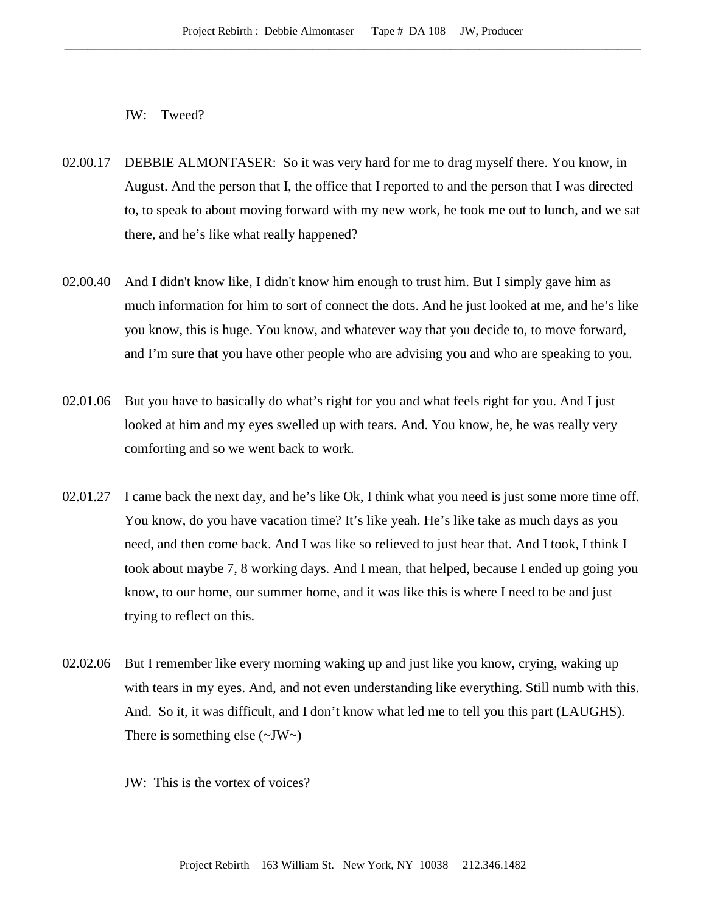JW: Tweed?

02.00.17 DEBBIE ALMONTASER: So it was very hard for me to drag myself there. You know, in August. And the person that I, the office that I reported to and the person that I was directed to, to speak to about moving forward with my new work, he took me out to lunch, and we sat there, and he's like what really happened?

02.00.40 And I didn't know like, I didn't know him enough to trust him. But I simply gave him as much information for him to sort of connect the dots. And he just looked at me, and he's like you know, this is huge. You know, and whatever way that you decide to, to move forward, and I'm sure that you have other people who are advising you and who are speaking to you.

02.01.06 But you have to basically do what's right for you and what feels right for you. And I just looked at him and my eyes swelled up with tears. And. You know, he, he was really very comforting and so we went back to work.

02.01.27 I came back the next day, and he's like Ok, I think what you need is just some more time off. You know, do you have vacation time? It's like yeah. He's like take as much days as you need, and then come back. And I was like so relieved to just hear that. And I took, I think I took about maybe 7, 8 working days. And I mean, that helped, because I ended up going you know, to our home, our summer home, and it was like this is where I need to be and just trying to reflect on this.

02.02.06 But I remember like every morning waking up and just like you know, crying, waking up with tears in my eyes. And, and not even understanding like everything. Still numb with this. And. So it, it was difficult, and I don't know what led me to tell you this part (LAUGHS). There is something else (~JW~)

JW: This is the vortex of voices?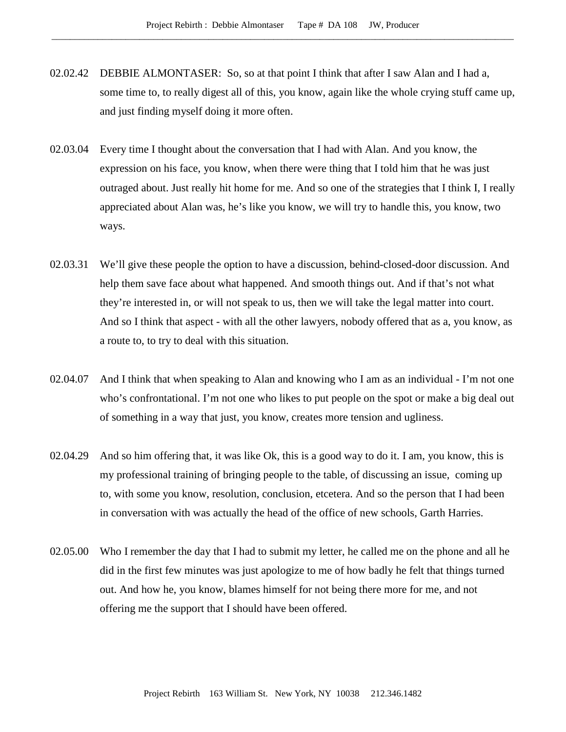02.02.42 DEBBIE ALMONTASER: So, so at that point I think that after I saw Alan and I had a, some time to, to really digest all of this, you know, again like the whole crying stuff came up, and just finding myself doing it more often.

02.03.04 Every time I thought about the conversation that I had with Alan. And you know, the expression on his face, you know, when there were thing that I told him that he was just outraged about. Just really hit home for me. And so one of the strategies that I think I, I really appreciated about Alan was, he's like you know, we will try to handle this, you know, two ways.

02.03.31 We'll give these people the option to have a discussion, behind-closed-door discussion. And help them save face about what happened. And smooth things out. And if that's not what they're interested in, or will not speak to us, then we will take the legal matter into court. And so I think that aspect - with all the other lawyers, nobody offered that as a, you know, as a route to, to try to deal with this situation.

02.04.07 And I think that when speaking to Alan and knowing who I am as an individual - I'm not one who's confrontational. I'm not one who likes to put people on the spot or make a big deal out of something in a way that just, you know, creates more tension and ugliness.

02.04.29 And so him offering that, it was like Ok, this is a good way to do it. I am, you know, this is my professional training of bringing people to the table, of discussing an issue, coming up to, with some you know, resolution, conclusion, etcetera. And so the person that I had been in conversation with was actually the head of the office of new schools, Garth Harries.

02.05.00 Who I remember the day that I had to submit my letter, he called me on the phone and all he did in the first few minutes was just apologize to me of how badly he felt that things turned out. And how he, you know, blames himself for not being there more for me, and not offering me the support that I should have been offered.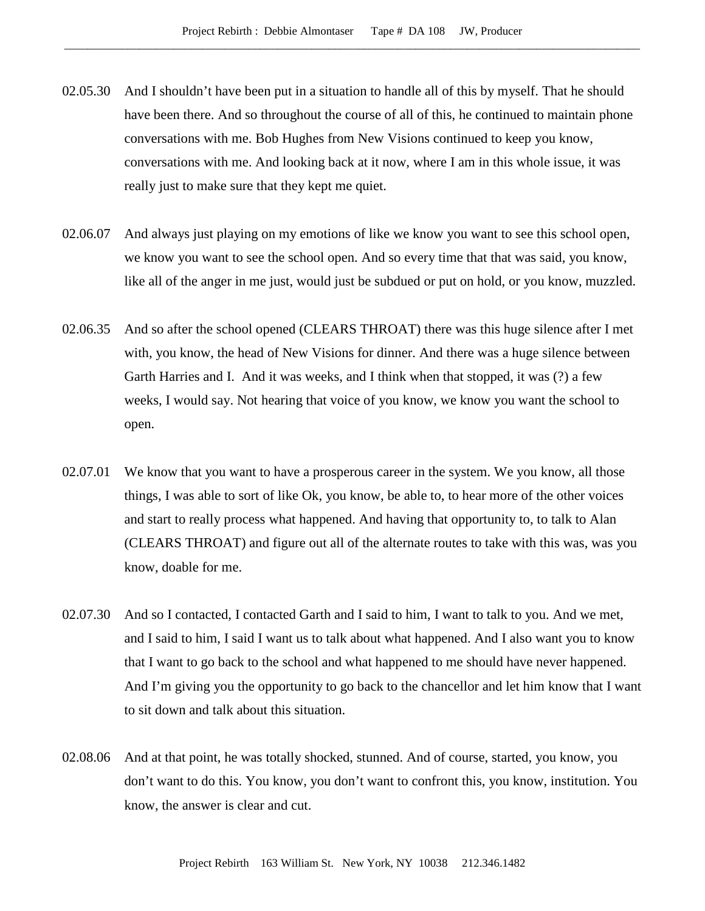02.05.30 And I shouldn't have been put in a situation to handle all of this by myself. That he should have been there. And so throughout the course of all of this, he continued to maintain phone conversations with me. Bob Hughes from New Visions continued to keep you know, conversations with me. And looking back at it now, where I am in this whole issue, it was really just to make sure that they kept me quiet.

02.06.07 And always just playing on my emotions of like we know you want to see this school open, we know you want to see the school open. And so every time that that was said, you know, like all of the anger in me just, would just be subdued or put on hold, or you know, muzzled.

02.06.35 And so after the school opened (CLEARS THROAT) there was this huge silence after I met with, you know, the head of New Visions for dinner. And there was a huge silence between Garth Harries and I. And it was weeks, and I think when that stopped, it was (?) a few weeks, I would say. Not hearing that voice of you know, we know you want the school to open.

02.07.01 We know that you want to have a prosperous career in the system. We you know, all those things, I was able to sort of like Ok, you know, be able to, to hear more of the other voices and start to really process what happened. And having that opportunity to, to talk to Alan (CLEARS THROAT) and figure out all of the alternate routes to take with this was, was you know, doable for me.

02.07.30 And so I contacted, I contacted Garth and I said to him, I want to talk to you. And we met, and I said to him, I said I want us to talk about what happened. And I also want you to know that I want to go back to the school and what happened to me should have never happened. And I'm giving you the opportunity to go back to the chancellor and let him know that I want to sit down and talk about this situation.

02.08.06 And at that point, he was totally shocked, stunned. And of course, started, you know, you don't want to do this. You know, you don't want to confront this, you know, institution. You know, the answer is clear and cut.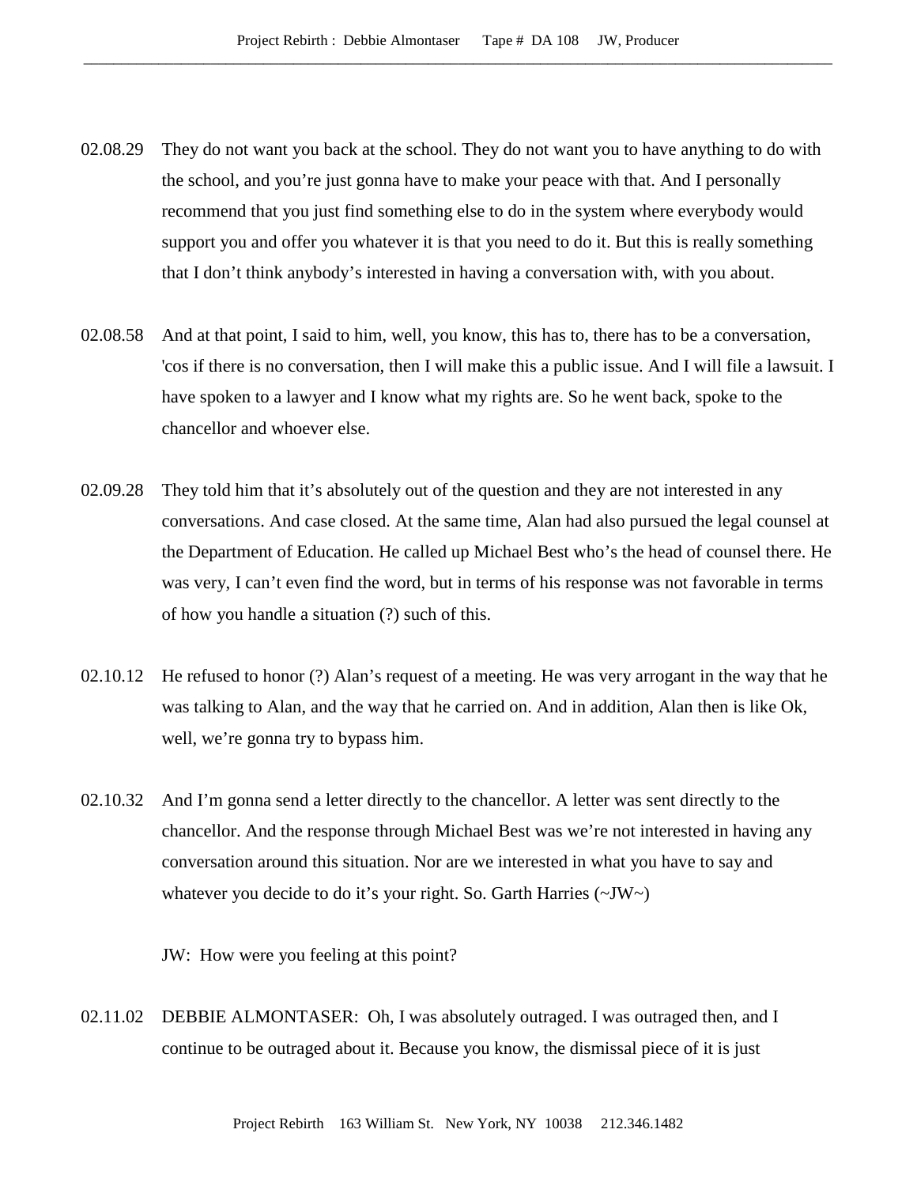02.08.29 They do not want you back at the school. They do not want you to have anything to do with the school, and you're just gonna have to make your peace with that. And I personally recommend that you just find something else to do in the system where everybody would support you and offer you whatever it is that you need to do it. But this is really something that I don't think anybody's interested in having a conversation with, with you about.

02.08.58 And at that point, I said to him, well, you know, this has to, there has to be a conversation, 'cos if there is no conversation, then I will make this a public issue. And I will file a lawsuit. I have spoken to a lawyer and I know what my rights are. So he went back, spoke to the chancellor and whoever else.

02.09.28 They told him that it's absolutely out of the question and they are not interested in any conversations. And case closed. At the same time, Alan had also pursued the legal counsel at the Department of Education. He called up Michael Best who's the head of counsel there. He was very, I can't even find the word, but in terms of his response was not favorable in terms of how you handle a situation (?) such of this.

02.10.12 He refused to honor (?) Alan's request of a meeting. He was very arrogant in the way that he was talking to Alan, and the way that he carried on. And in addition, Alan then is like Ok, well, we're gonna try to bypass him.

02.10.32 And I'm gonna send a letter directly to the chancellor. A letter was sent directly to the chancellor. And the response through Michael Best was we're not interested in having any conversation around this situation. Nor are we interested in what you have to say and whatever you decide to do it's your right. So. Garth Harries (~JW~)

JW: How were you feeling at this point?

02.11.02 DEBBIE ALMONTASER: Oh, I was absolutely outraged. I was outraged then, and I continue to be outraged about it. Because you know, the dismissal piece of it is just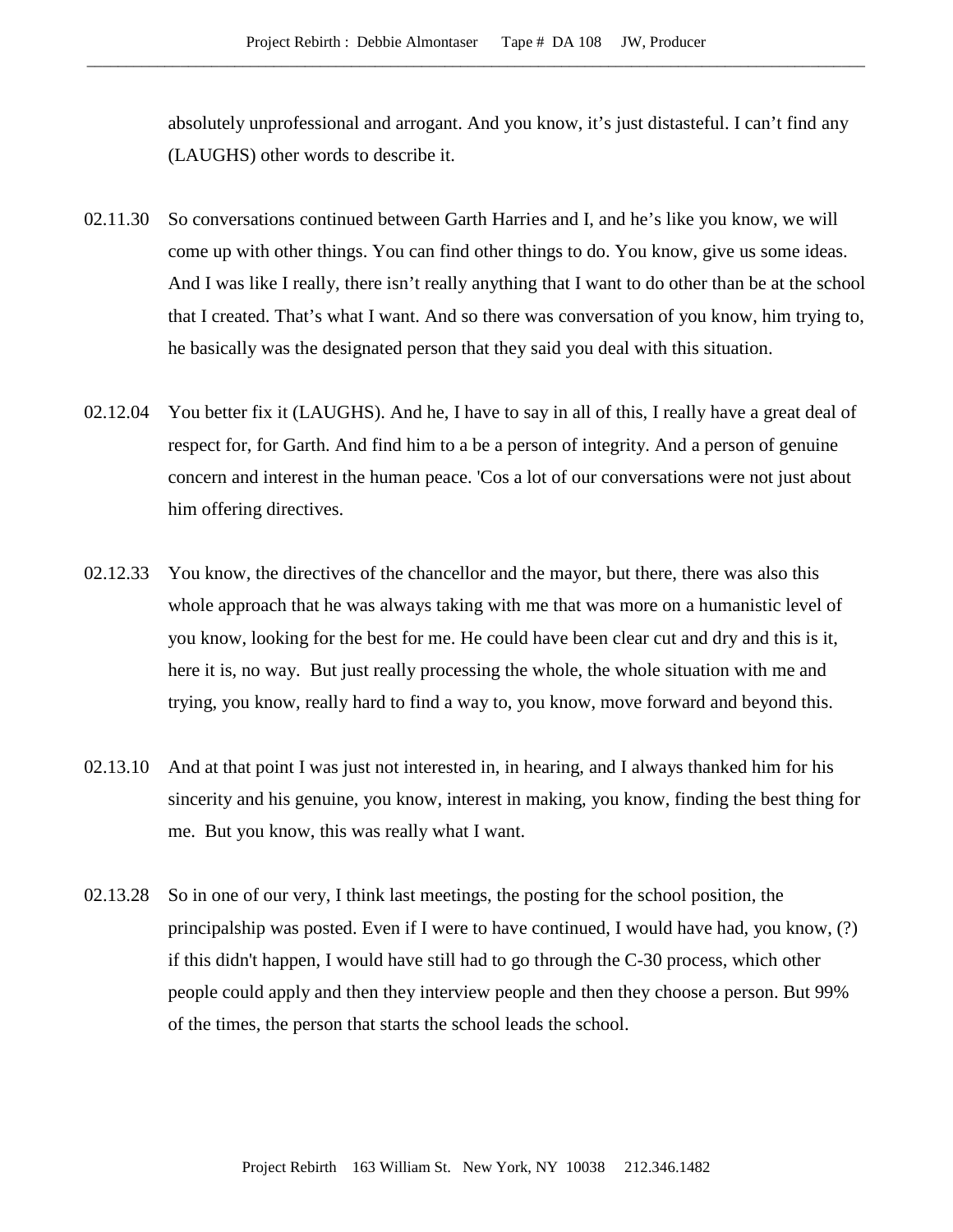absolutely unprofessional and arrogant. And you know, it's just distasteful. I can't find any (LAUGHS) other words to describe it.

02.11.30 So conversations continued between Garth Harries and I, and he's like you know, we will come up with other things. You can find other things to do. You know, give us some ideas. And I was like I really, there isn't really anything that I want to do other than be at the school that I created. That's what I want. And so there was conversation of you know, him trying to, he basically was the designated person that they said you deal with this situation.

02.12.04 You better fix it (LAUGHS). And he, I have to say in all of this, I really have a great deal of respect for, for Garth. And find him to a be a person of integrity. And a person of genuine concern and interest in the human peace. 'Cos a lot of our conversations were not just about him offering directives.

02.12.33 You know, the directives of the chancellor and the mayor, but there, there was also this whole approach that he was always taking with me that was more on a humanistic level of you know, looking for the best for me. He could have been clear cut and dry and this is it, here it is, no way. But just really processing the whole, the whole situation with me and trying, you know, really hard to find a way to, you know, move forward and beyond this.

02.13.10 And at that point I was just not interested in, in hearing, and I always thanked him for his sincerity and his genuine, you know, interest in making, you know, finding the best thing for me. But you know, this was really what I want.

02.13.28 So in one of our very, I think last meetings, the posting for the school position, the principalship was posted. Even if I were to have continued, I would have had, you know, (?) if this didn't happen, I would have still had to go through the C-30 process, which other people could apply and then they interview people and then they choose a person. But 99% of the times, the person that starts the school leads the school.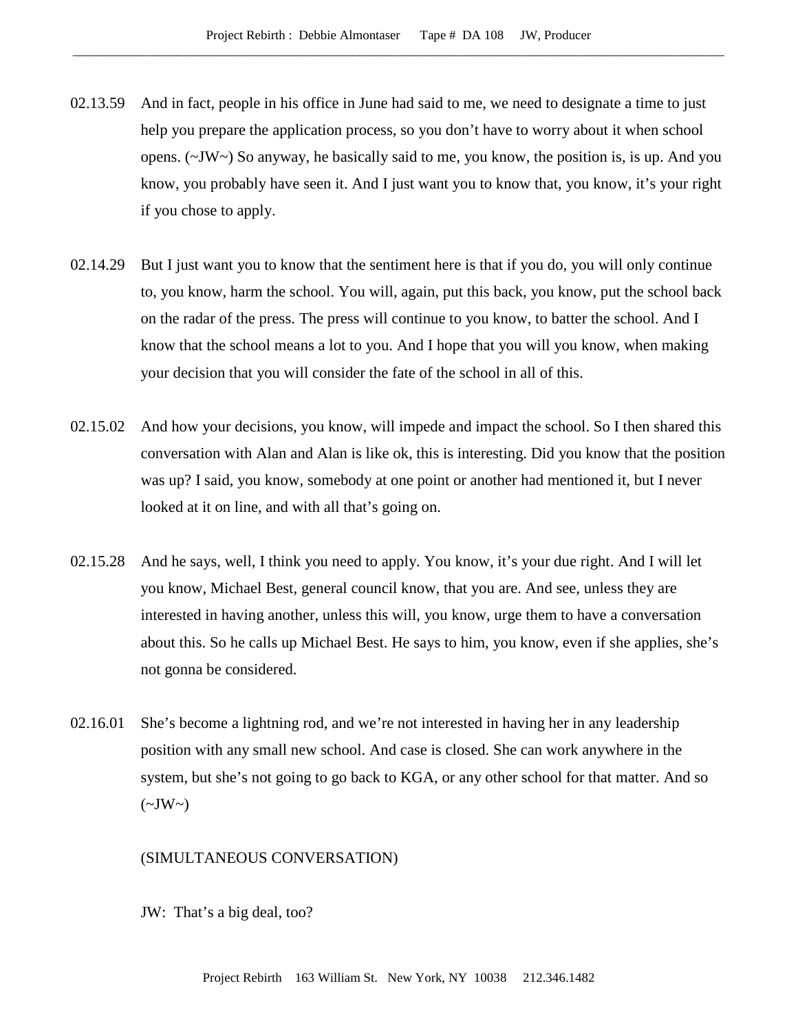02.13.59 And in fact, people in his office in June had said to me, we need to designate a time to just help you prepare the application process, so you don't have to worry about it when school opens. (~JW~) So anyway, he basically said to me, you know, the position is, is up. And you know, you probably have seen it. And I just want you to know that, you know, it's your right if you chose to apply.

02.14.29 But I just want you to know that the sentiment here is that if you do, you will only continue to, you know, harm the school. You will, again, put this back, you know, put the school back on the radar of the press. The press will continue to you know, to batter the school. And I know that the school means a lot to you. And I hope that you will you know, when making your decision that you will consider the fate of the school in all of this.

02.15.02 And how your decisions, you know, will impede and impact the school. So I then shared this conversation with Alan and Alan is like ok, this is interesting. Did you know that the position was up? I said, you know, somebody at one point or another had mentioned it, but I never looked at it on line, and with all that's going on.

02.15.28 And he says, well, I think you need to apply. You know, it's your due right. And I will let you know, Michael Best, general council know, that you are. And see, unless they are interested in having another, unless this will, you know, urge them to have a conversation about this. So he calls up Michael Best. He says to him, you know, even if she applies, she's not gonna be considered.

02.16.01 She's become a lightning rod, and we're not interested in having her in any leadership position with any small new school. And case is closed. She can work anywhere in the system, but she's not going to go back to KGA, or any other school for that matter. And so (~JW~)

(SIMULTANEOUS CONVERSATION)

JW: That's a big deal, too?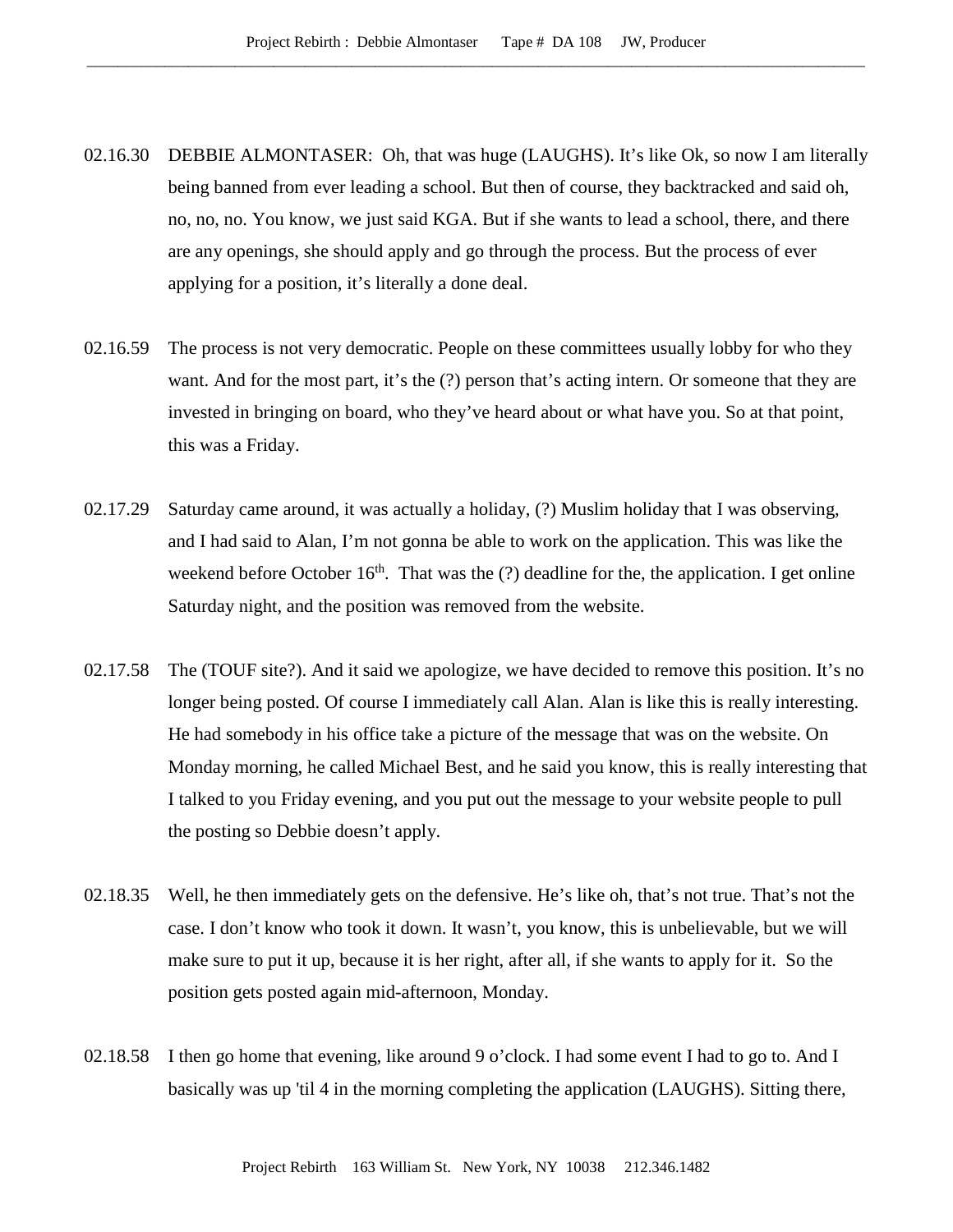02.16.30 DEBBIE ALMONTASER: Oh, that was huge (LAUGHS). It's like Ok, so now I am literally being banned from ever leading a school. But then of course, they backtracked and said oh, no, no, no. You know, we just said KGA. But if she wants to lead a school, there, and there are any openings, she should apply and go through the process. But the process of ever applying for a position, it's literally a done deal.

02.16.59 The process is not very democratic. People on these committees usually lobby for who they want. And for the most part, it's the (?) person that's acting intern. Or someone that they are invested in bringing on board, who they've heard about or what have you. So at that point, this was a Friday.

02.17.29 Saturday came around, it was actually a holiday, (?) Muslim holiday that I was observing, and I had said to Alan, I'm not gonna be able to work on the application. This was like the weekend before October 16th. That was the (?) deadline for the, the application. I get online Saturday night, and the position was removed from the website.

02.17.58 The (TOUF site?). And it said we apologize, we have decided to remove this position. It's no longer being posted. Of course I immediately call Alan. Alan is like this is really interesting. He had somebody in his office take a picture of the message that was on the website. On Monday morning, he called Michael Best, and he said you know, this is really interesting that I talked to you Friday evening, and you put out the message to your website people to pull the posting so Debbie doesn't apply.

02.18.35 Well, he then immediately gets on the defensive. He's like oh, that's not true. That's not the case. I don't know who took it down. It wasn't, you know, this is unbelievable, but we will make sure to put it up, because it is her right, after all, if she wants to apply for it. So the position gets posted again mid-afternoon, Monday.

02.18.58 I then go home that evening, like around 9 o'clock. I had some event I had to go to. And I basically was up 'til 4 in the morning completing the application (LAUGHS). Sitting there,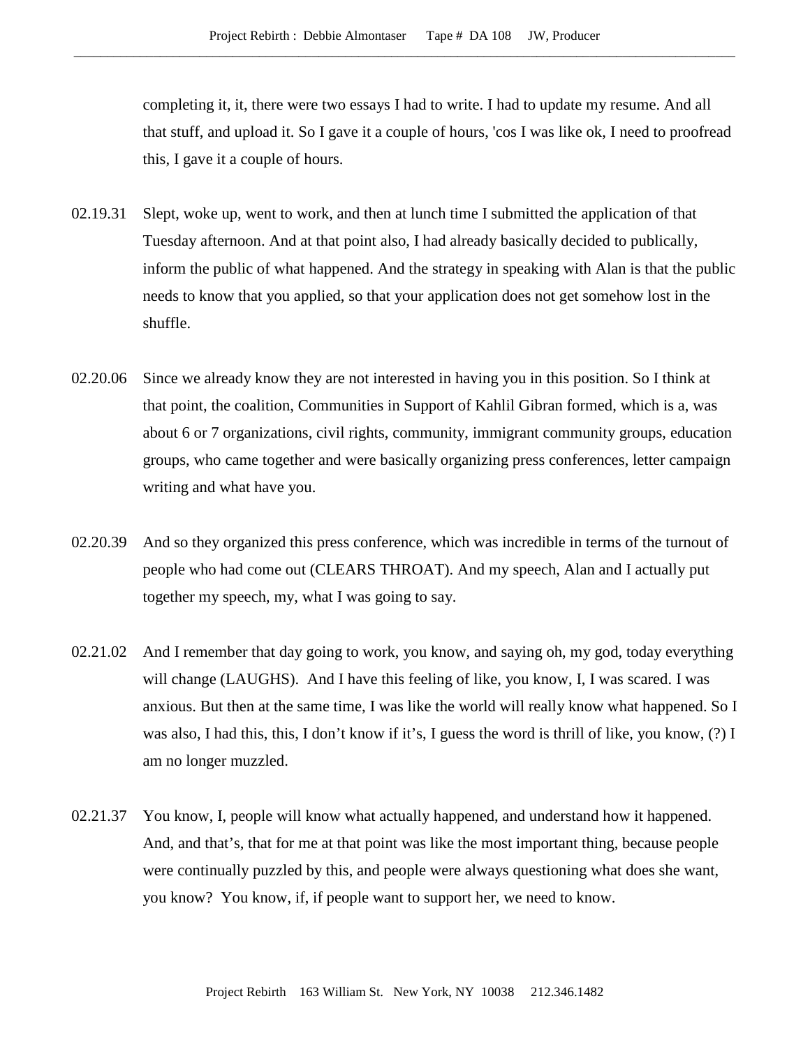completing it, it, there were two essays I had to write. I had to update my resume. And all that stuff, and upload it. So I gave it a couple of hours, 'cos I was like ok, I need to proofread this, I gave it a couple of hours.

02.19.31 Slept, woke up, went to work, and then at lunch time I submitted the application of that Tuesday afternoon. And at that point also, I had already basically decided to publically, inform the public of what happened. And the strategy in speaking with Alan is that the public needs to know that you applied, so that your application does not get somehow lost in the shuffle.

02.20.06 Since we already know they are not interested in having you in this position. So I think at that point, the coalition, Communities in Support of Kahlil Gibran formed, which is a, was about 6 or 7 organizations, civil rights, community, immigrant community groups, education groups, who came together and were basically organizing press conferences, letter campaign writing and what have you.

02.20.39 And so they organized this press conference, which was incredible in terms of the turnout of people who had come out (CLEARS THROAT). And my speech, Alan and I actually put together my speech, my, what I was going to say.

02.21.02 And I remember that day going to work, you know, and saying oh, my god, today everything will change (LAUGHS). And I have this feeling of like, you know, I, I was scared. I was anxious. But then at the same time, I was like the world will really know what happened. So I was also, I had this, this, I don't know if it's, I guess the word is thrill of like, you know, (?) I am no longer muzzled.

02.21.37 You know, I, people will know what actually happened, and understand how it happened. And, and that's, that for me at that point was like the most important thing, because people were continually puzzled by this, and people were always questioning what does she want, you know? You know, if, if people want to support her, we need to know.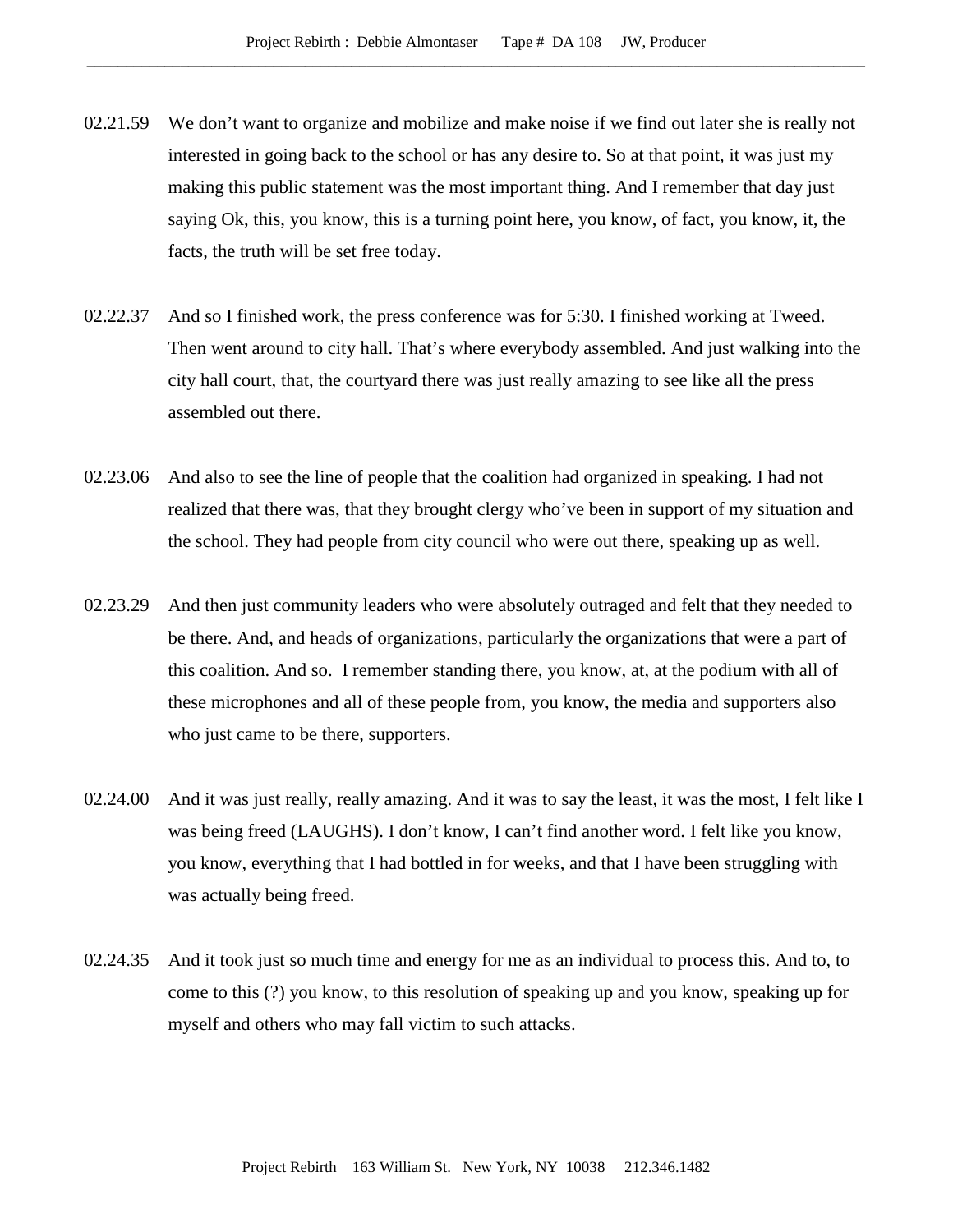02.21.59 We don't want to organize and mobilize and make noise if we find out later she is really not interested in going back to the school or has any desire to. So at that point, it was just my making this public statement was the most important thing. And I remember that day just saying Ok, this, you know, this is a turning point here, you know, of fact, you know, it, the facts, the truth will be set free today.

02.22.37 And so I finished work, the press conference was for 5:30. I finished working at Tweed. Then went around to city hall. That's where everybody assembled. And just walking into the city hall court, that, the courtyard there was just really amazing to see like all the press assembled out there.

02.23.06 And also to see the line of people that the coalition had organized in speaking. I had not realized that there was, that they brought clergy who've been in support of my situation and the school. They had people from city council who were out there, speaking up as well.

02.23.29 And then just community leaders who were absolutely outraged and felt that they needed to be there. And, and heads of organizations, particularly the organizations that were a part of this coalition. And so. I remember standing there, you know, at, at the podium with all of these microphones and all of these people from, you know, the media and supporters also who just came to be there, supporters.

02.24.00 And it was just really, really amazing. And it was to say the least, it was the most, I felt like I was being freed (LAUGHS). I don't know, I can't find another word. I felt like you know, you know, everything that I had bottled in for weeks, and that I have been struggling with was actually being freed.

02.24.35 And it took just so much time and energy for me as an individual to process this. And to, to come to this (?) you know, to this resolution of speaking up and you know, speaking up for myself and others who may fall victim to such attacks.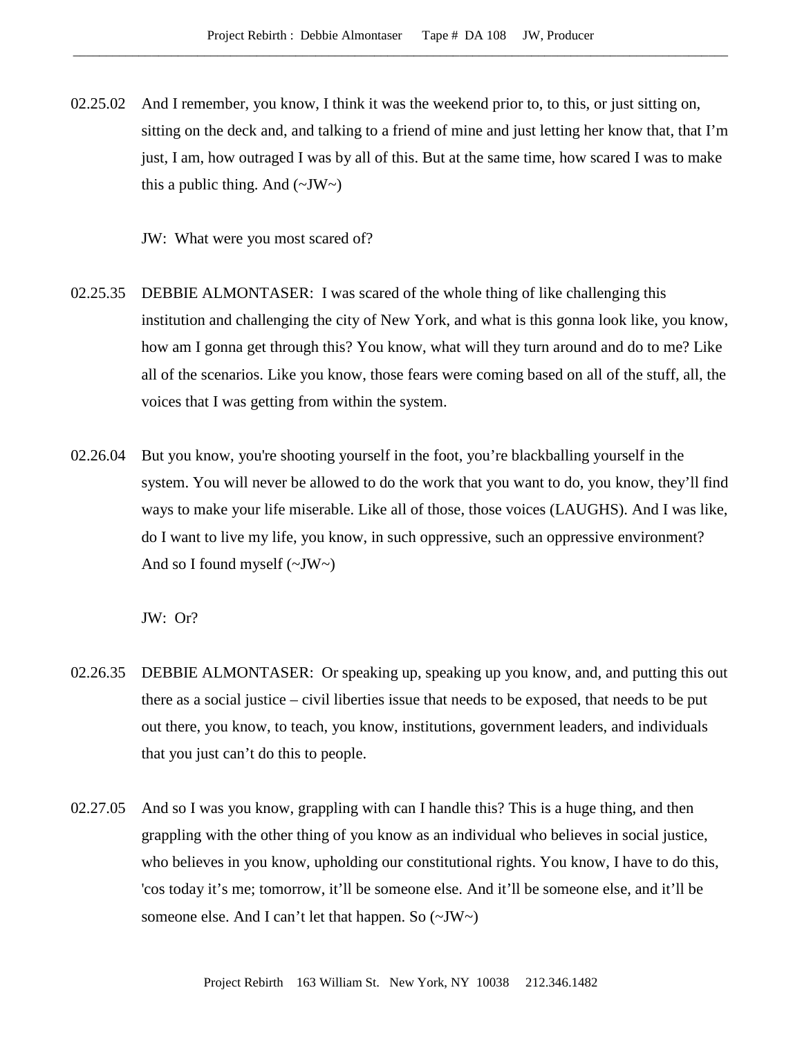02.25.02 And I remember, you know, I think it was the weekend prior to, to this, or just sitting on, sitting on the deck and, and talking to a friend of mine and just letting her know that, that I'm just, I am, how outraged I was by all of this. But at the same time, how scared I was to make this a public thing. And (~JW~)

JW: What were you most scared of?

02.25.35 DEBBIE ALMONTASER: I was scared of the whole thing of like challenging this institution and challenging the city of New York, and what is this gonna look like, you know, how am I gonna get through this? You know, what will they turn around and do to me? Like all of the scenarios. Like you know, those fears were coming based on all of the stuff, all, the voices that I was getting from within the system.

02.26.04 But you know, you're shooting yourself in the foot, you're blackballing yourself in the system. You will never be allowed to do the work that you want to do, you know, they'll find ways to make your life miserable. Like all of those, those voices (LAUGHS). And I was like, do I want to live my life, you know, in such oppressive, such an oppressive environment? And so I found myself (~JW~)

JW: Or?

02.26.35 DEBBIE ALMONTASER: Or speaking up, speaking up you know, and, and putting this out there as a social justice – civil liberties issue that needs to be exposed, that needs to be put out there, you know, to teach, you know, institutions, government leaders, and individuals that you just can't do this to people.

02.27.05 And so I was you know, grappling with can I handle this? This is a huge thing, and then grappling with the other thing of you know as an individual who believes in social justice, who believes in you know, upholding our constitutional rights. You know, I have to do this, 'cos today it's me; tomorrow, it'll be someone else. And it'll be someone else, and it'll be someone else. And I can't let that happen. So (~JW~)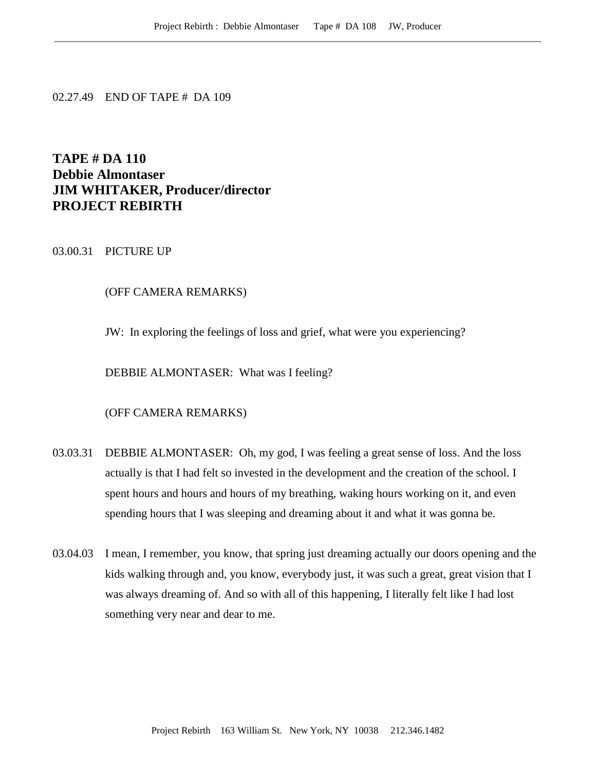02.27.49 END OF TAPE # DA 109

# TAPE # DA 110
# Debbie Almontaser
# JIM WHITAKER, Producer/director
# PROJECT REBIRTH

03.00.31 PICTURE UP

(OFF CAMERA REMARKS)

JW: In exploring the feelings of loss and grief, what were you experiencing?

DEBBIE ALMONTASER: What was I feeling?

(OFF CAMERA REMARKS)

03.03.31 DEBBIE ALMONTASER: Oh, my god, I was feeling a great sense of loss. And the loss actually is that I had felt so invested in the development and the creation of the school. I spent hours and hours and hours of my breathing, waking hours working on it, and even spending hours that I was sleeping and dreaming about it and what it was gonna be.

03.04.03 I mean, I remember, you know, that spring just dreaming actually our doors opening and the kids walking through and, you know, everybody just, it was such a great, great vision that I was always dreaming of. And so with all of this happening, I literally felt like I had lost something very near and dear to me.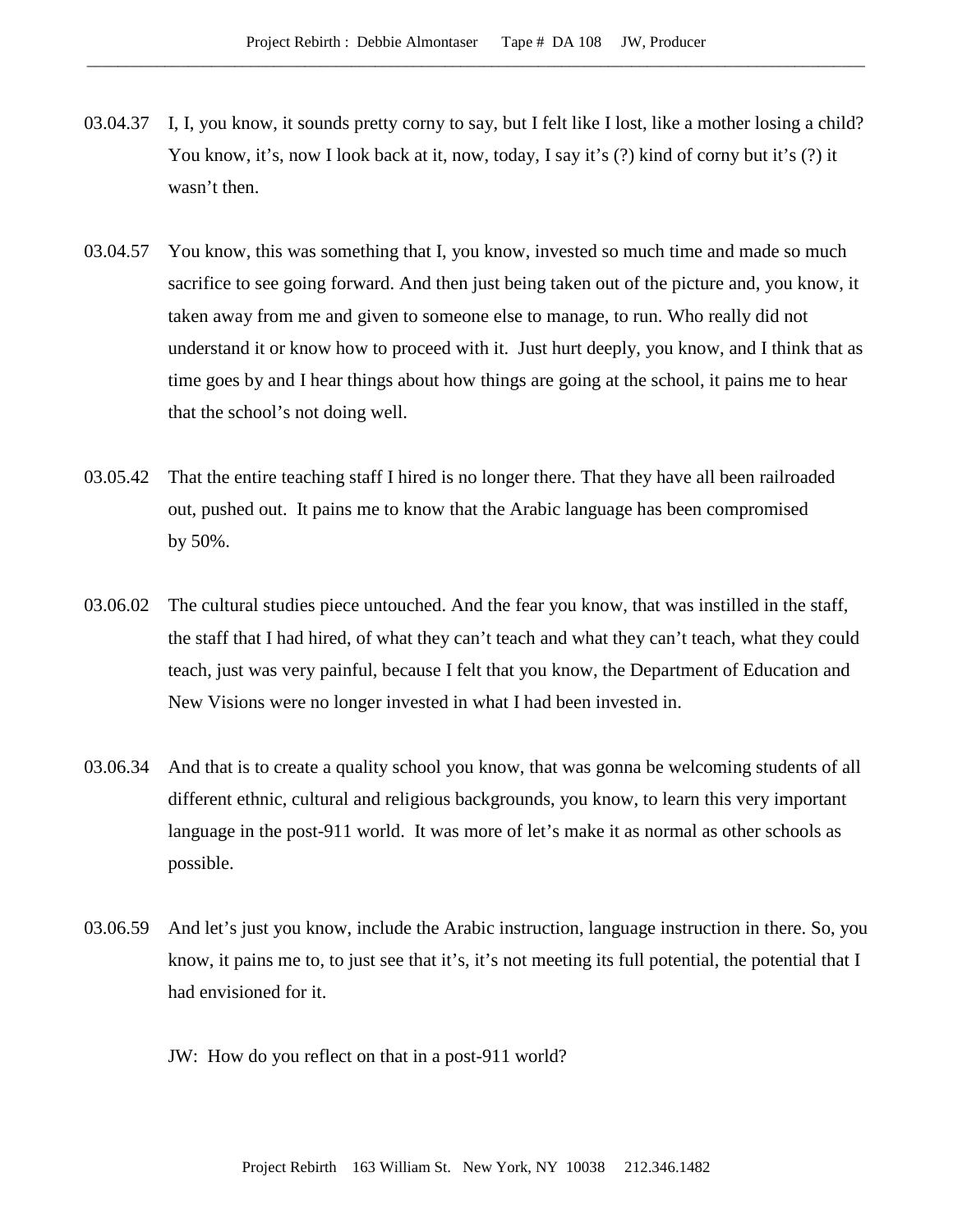03.04.37 I, I, you know, it sounds pretty corny to say, but I felt like I lost, like a mother losing a child? You know, it's, now I look back at it, now, today, I say it's (?) kind of corny but it's (?) it wasn't then.

03.04.57 You know, this was something that I, you know, invested so much time and made so much sacrifice to see going forward. And then just being taken out of the picture and, you know, it taken away from me and given to someone else to manage, to run. Who really did not understand it or know how to proceed with it. Just hurt deeply, you know, and I think that as time goes by and I hear things about how things are going at the school, it pains me to hear that the school's not doing well.

03.05.42 That the entire teaching staff I hired is no longer there. That they have all been railroaded out, pushed out. It pains me to know that the Arabic language has been compromised by 50%.

03.06.02 The cultural studies piece untouched. And the fear you know, that was instilled in the staff, the staff that I had hired, of what they can't teach and what they can't teach, what they could teach, just was very painful, because I felt that you know, the Department of Education and New Visions were no longer invested in what I had been invested in.

03.06.34 And that is to create a quality school you know, that was gonna be welcoming students of all different ethnic, cultural and religious backgrounds, you know, to learn this very important language in the post-911 world. It was more of let's make it as normal as other schools as possible.

03.06.59 And let's just you know, include the Arabic instruction, language instruction in there. So, you know, it pains me to, to just see that it's, it's not meeting its full potential, the potential that I had envisioned for it.

JW: How do you reflect on that in a post-911 world?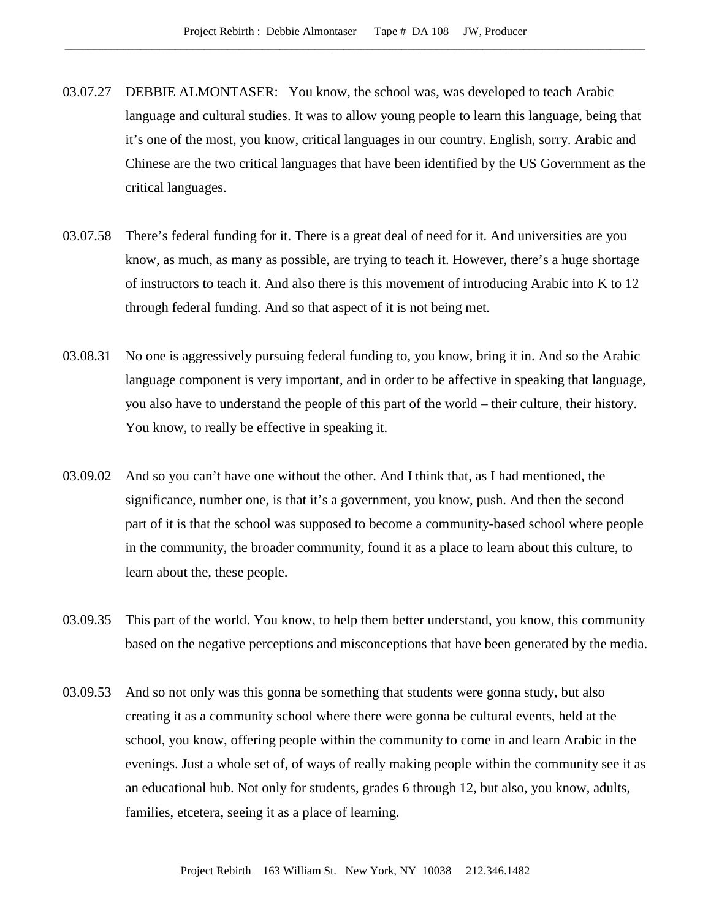03.07.27 DEBBIE ALMONTASER: You know, the school was, was developed to teach Arabic language and cultural studies. It was to allow young people to learn this language, being that it's one of the most, you know, critical languages in our country. English, sorry. Arabic and Chinese are the two critical languages that have been identified by the US Government as the critical languages.

03.07.58 There's federal funding for it. There is a great deal of need for it. And universities are you know, as much, as many as possible, are trying to teach it. However, there's a huge shortage of instructors to teach it. And also there is this movement of introducing Arabic into K to 12 through federal funding. And so that aspect of it is not being met.

03.08.31 No one is aggressively pursuing federal funding to, you know, bring it in. And so the Arabic language component is very important, and in order to be affective in speaking that language, you also have to understand the people of this part of the world – their culture, their history. You know, to really be effective in speaking it.

03.09.02 And so you can't have one without the other. And I think that, as I had mentioned, the significance, number one, is that it's a government, you know, push. And then the second part of it is that the school was supposed to become a community-based school where people in the community, the broader community, found it as a place to learn about this culture, to learn about the, these people.

03.09.35 This part of the world. You know, to help them better understand, you know, this community based on the negative perceptions and misconceptions that have been generated by the media.

03.09.53 And so not only was this gonna be something that students were gonna study, but also creating it as a community school where there were gonna be cultural events, held at the school, you know, offering people within the community to come in and learn Arabic in the evenings. Just a whole set of, of ways of really making people within the community see it as an educational hub. Not only for students, grades 6 through 12, but also, you know, adults, families, etcetera, seeing it as a place of learning.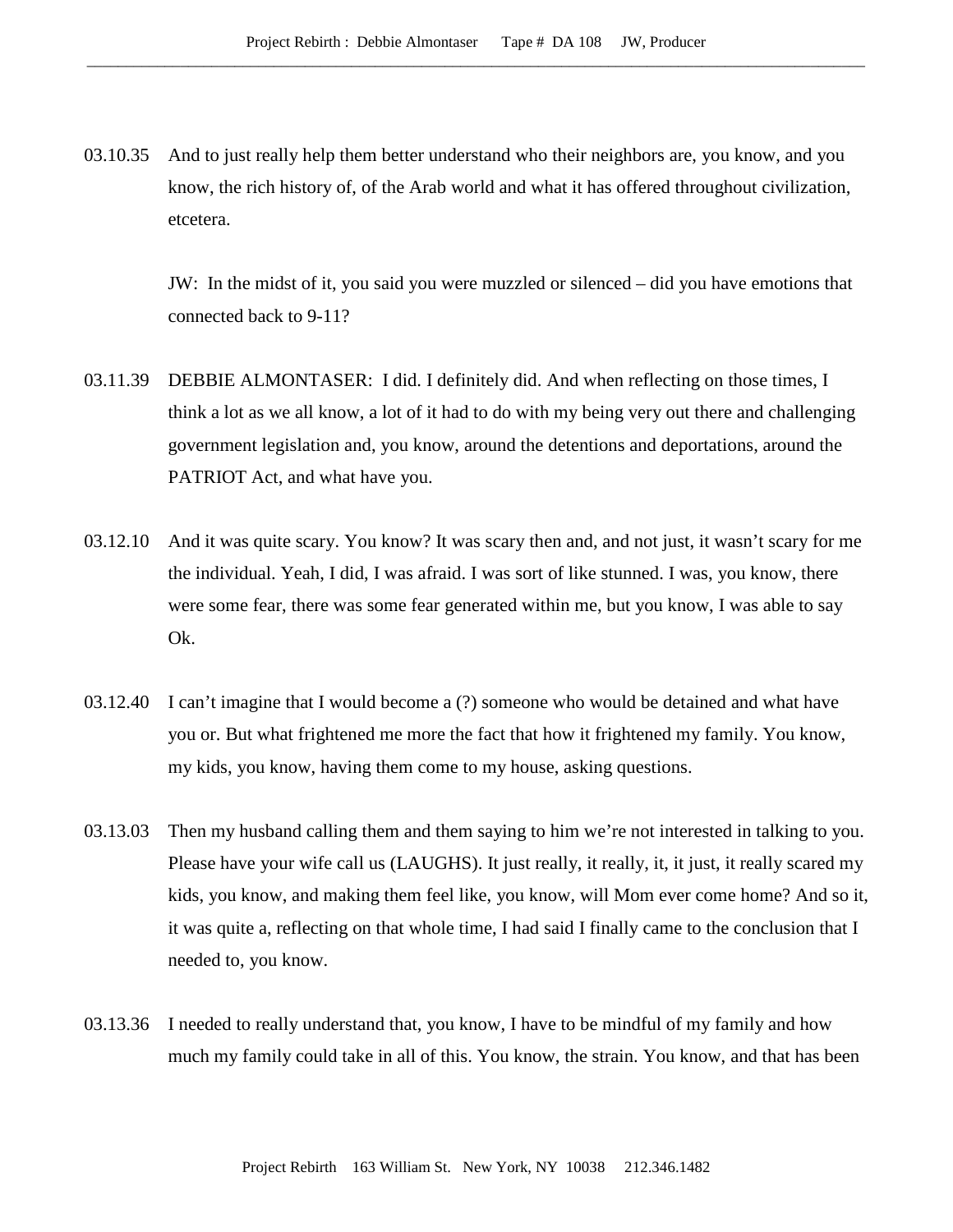03.10.35 And to just really help them better understand who their neighbors are, you know, and you know, the rich history of, of the Arab world and what it has offered throughout civilization, etcetera.

JW: In the midst of it, you said you were muzzled or silenced – did you have emotions that connected back to 9-11?

03.11.39 DEBBIE ALMONTASER: I did. I definitely did. And when reflecting on those times, I think a lot as we all know, a lot of it had to do with my being very out there and challenging government legislation and, you know, around the detentions and deportations, around the PATRIOT Act, and what have you.

03.12.10 And it was quite scary. You know? It was scary then and, and not just, it wasn't scary for me the individual. Yeah, I did, I was afraid. I was sort of like stunned. I was, you know, there were some fear, there was some fear generated within me, but you know, I was able to say Ok.

03.12.40 I can't imagine that I would become a (?) someone who would be detained and what have you or. But what frightened me more the fact that how it frightened my family. You know, my kids, you know, having them come to my house, asking questions.

03.13.03 Then my husband calling them and them saying to him we're not interested in talking to you. Please have your wife call us (LAUGHS). It just really, it really, it, it just, it really scared my kids, you know, and making them feel like, you know, will Mom ever come home? And so it, it was quite a, reflecting on that whole time, I had said I finally came to the conclusion that I needed to, you know.

03.13.36 I needed to really understand that, you know, I have to be mindful of my family and how much my family could take in all of this. You know, the strain. You know, and that has been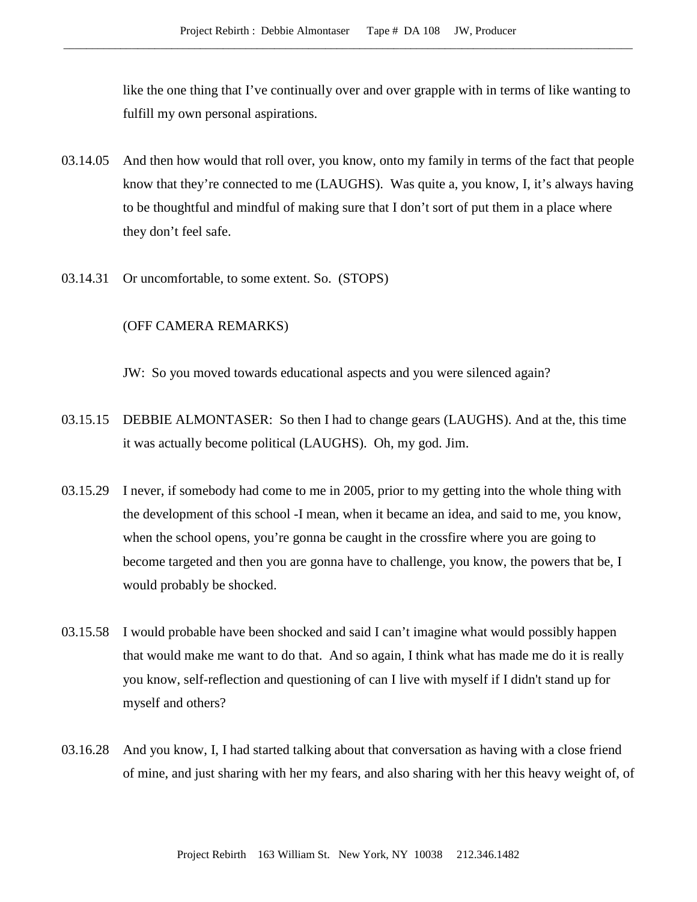like the one thing that I've continually over and over grapple with in terms of like wanting to fulfill my own personal aspirations.

03.14.05 And then how would that roll over, you know, onto my family in terms of the fact that people know that they're connected to me (LAUGHS). Was quite a, you know, I, it's always having to be thoughtful and mindful of making sure that I don't sort of put them in a place where they don't feel safe.

03.14.31 Or uncomfortable, to some extent. So. (STOPS)

(OFF CAMERA REMARKS)

JW: So you moved towards educational aspects and you were silenced again?

03.15.15 DEBBIE ALMONTASER: So then I had to change gears (LAUGHS). And at the, this time it was actually become political (LAUGHS). Oh, my god. Jim.

03.15.29 I never, if somebody had come to me in 2005, prior to my getting into the whole thing with the development of this school -I mean, when it became an idea, and said to me, you know, when the school opens, you're gonna be caught in the crossfire where you are going to become targeted and then you are gonna have to challenge, you know, the powers that be, I would probably be shocked.

03.15.58 I would probable have been shocked and said I can't imagine what would possibly happen that would make me want to do that. And so again, I think what has made me do it is really you know, self-reflection and questioning of can I live with myself if I didn't stand up for myself and others?

03.16.28 And you know, I, I had started talking about that conversation as having with a close friend of mine, and just sharing with her my fears, and also sharing with her this heavy weight of, of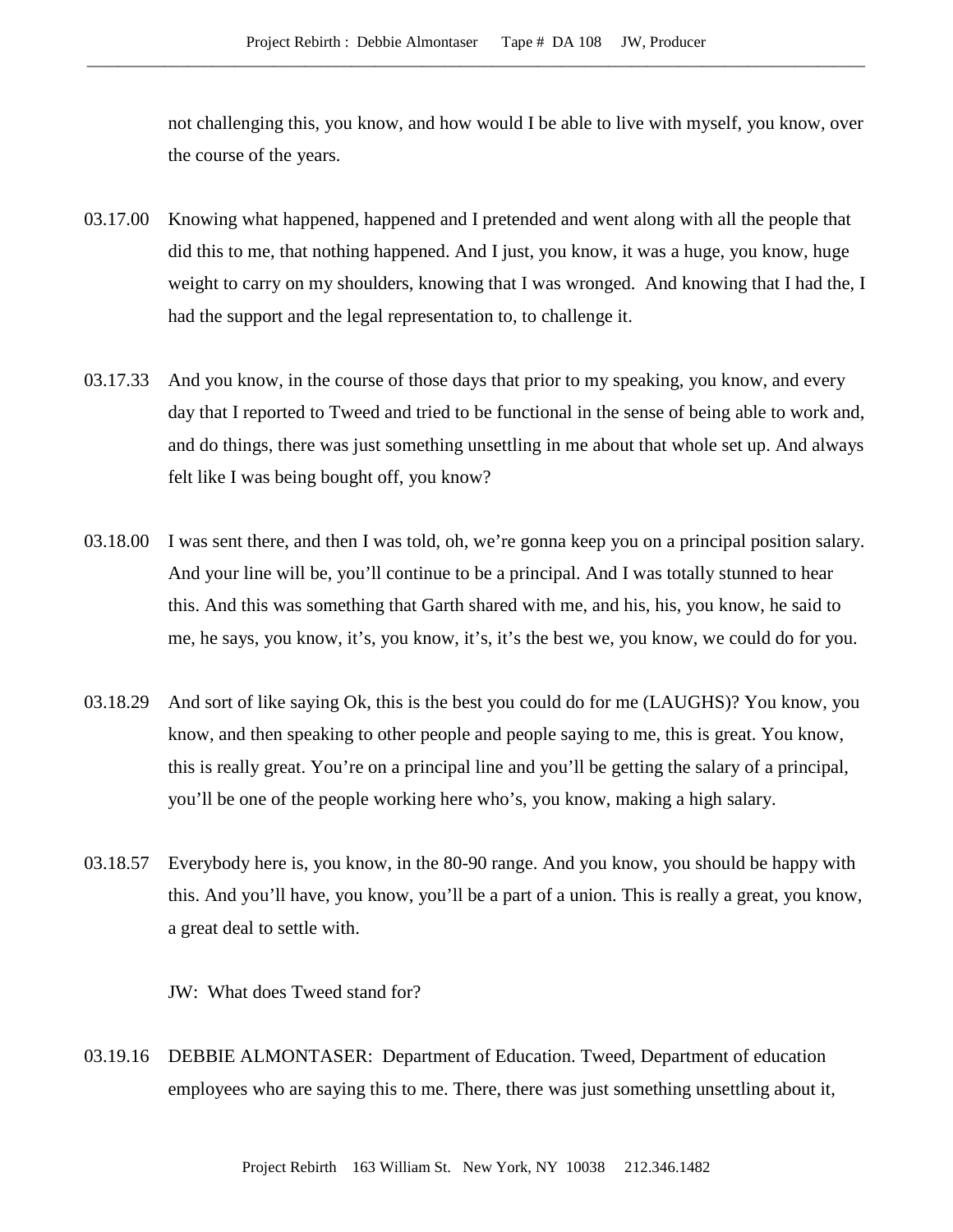not challenging this, you know, and how would I be able to live with myself, you know, over the course of the years.

03.17.00 Knowing what happened, happened and I pretended and went along with all the people that did this to me, that nothing happened. And I just, you know, it was a huge, you know, huge weight to carry on my shoulders, knowing that I was wronged. And knowing that I had the, I had the support and the legal representation to, to challenge it.

03.17.33 And you know, in the course of those days that prior to my speaking, you know, and every day that I reported to Tweed and tried to be functional in the sense of being able to work and, and do things, there was just something unsettling in me about that whole set up. And always felt like I was being bought off, you know?

03.18.00 I was sent there, and then I was told, oh, we're gonna keep you on a principal position salary. And your line will be, you'll continue to be a principal. And I was totally stunned to hear this. And this was something that Garth shared with me, and his, his, you know, he said to me, he says, you know, it's, you know, it's, it's the best we, you know, we could do for you.

03.18.29 And sort of like saying Ok, this is the best you could do for me (LAUGHS)? You know, you know, and then speaking to other people and people saying to me, this is great. You know, this is really great. You're on a principal line and you'll be getting the salary of a principal, you'll be one of the people working here who's, you know, making a high salary.

03.18.57 Everybody here is, you know, in the 80-90 range. And you know, you should be happy with this. And you'll have, you know, you'll be a part of a union. This is really a great, you know, a great deal to settle with.

JW: What does Tweed stand for?

03.19.16 DEBBIE ALMONTASER: Department of Education. Tweed, Department of education employees who are saying this to me. There, there was just something unsettling about it,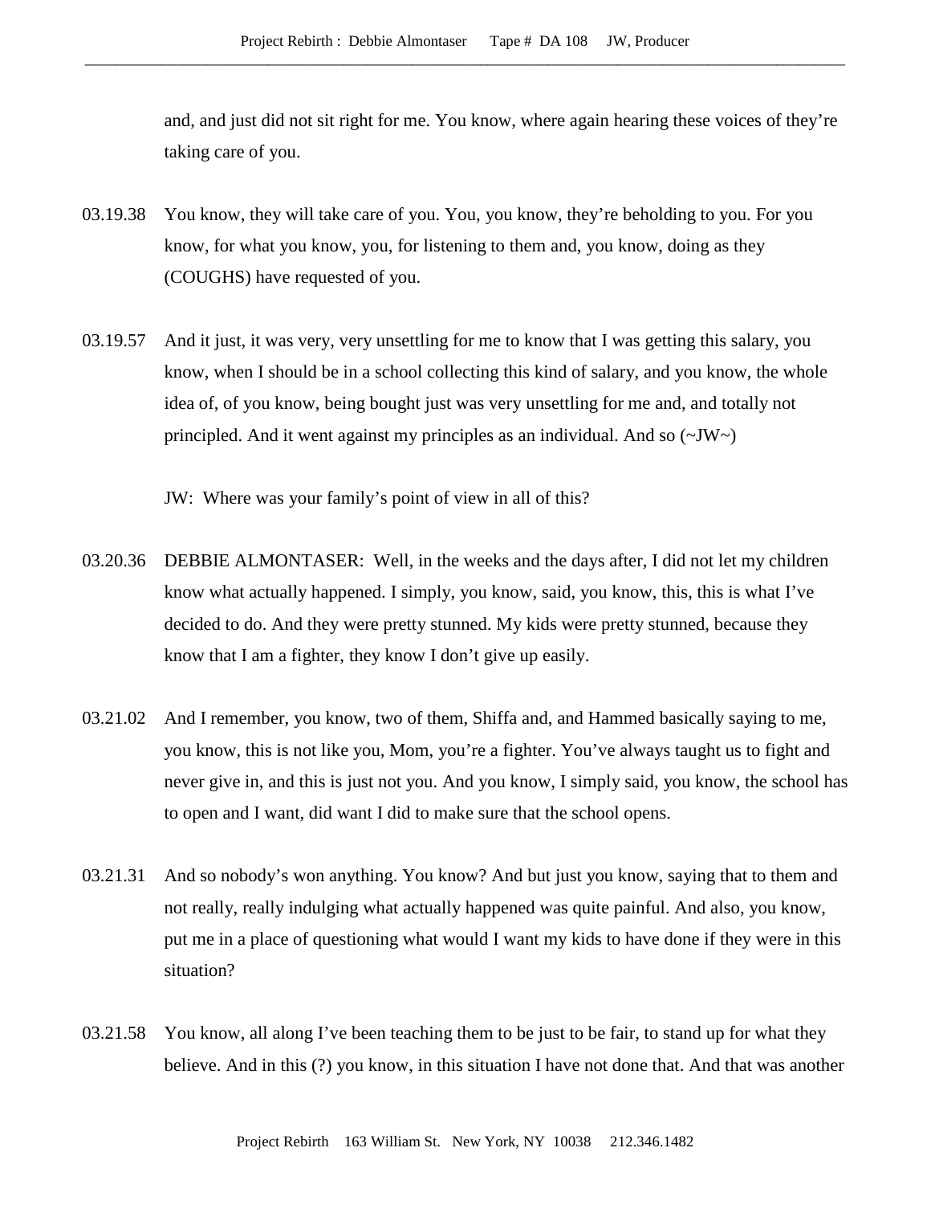and, and just did not sit right for me. You know, where again hearing these voices of they're taking care of you.

03.19.38 You know, they will take care of you. You, you know, they're beholding to you. For you know, for what you know, you, for listening to them and, you know, doing as they (COUGHS) have requested of you.

03.19.57 And it just, it was very, very unsettling for me to know that I was getting this salary, you know, when I should be in a school collecting this kind of salary, and you know, the whole idea of, of you know, being bought just was very unsettling for me and, and totally not principled. And it went against my principles as an individual. And so (~JW~)

JW: Where was your family's point of view in all of this?

03.20.36 DEBBIE ALMONTASER: Well, in the weeks and the days after, I did not let my children know what actually happened. I simply, you know, said, you know, this, this is what I've decided to do. And they were pretty stunned. My kids were pretty stunned, because they know that I am a fighter, they know I don't give up easily.

03.21.02 And I remember, you know, two of them, Shiffa and, and Hammed basically saying to me, you know, this is not like you, Mom, you're a fighter. You've always taught us to fight and never give in, and this is just not you. And you know, I simply said, you know, the school has to open and I want, did want I did to make sure that the school opens.

03.21.31 And so nobody's won anything. You know? And but just you know, saying that to them and not really, really indulging what actually happened was quite painful. And also, you know, put me in a place of questioning what would I want my kids to have done if they were in this situation?

03.21.58 You know, all along I've been teaching them to be just to be fair, to stand up for what they believe. And in this (?) you know, in this situation I have not done that. And that was another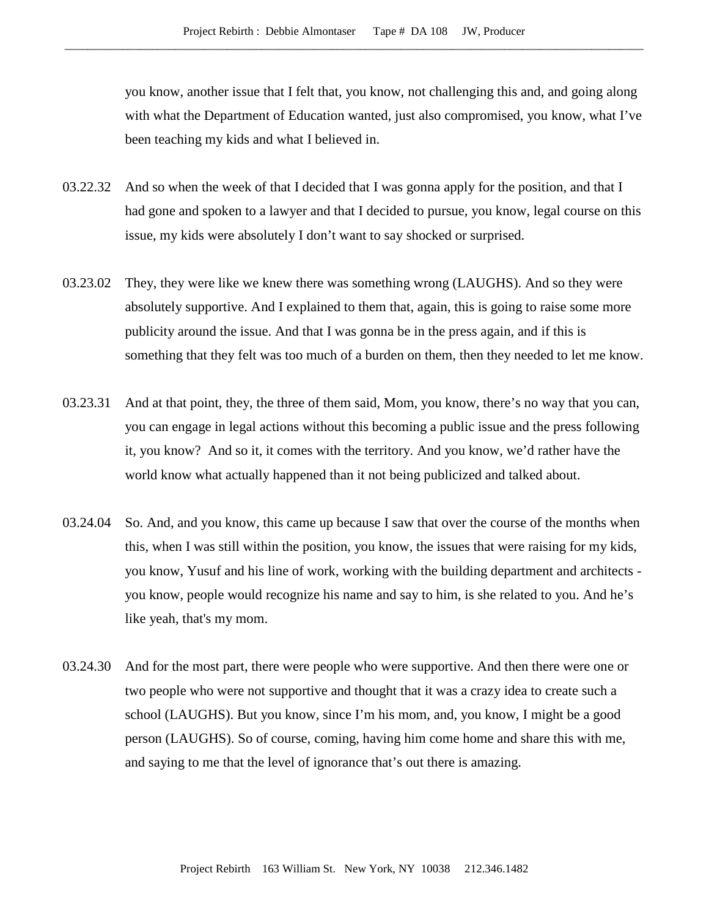you know, another issue that I felt that, you know, not challenging this and, and going along with what the Department of Education wanted, just also compromised, you know, what I've been teaching my kids and what I believed in.

03.22.32 And so when the week of that I decided that I was gonna apply for the position, and that I had gone and spoken to a lawyer and that I decided to pursue, you know, legal course on this issue, my kids were absolutely I don't want to say shocked or surprised.

03.23.02 They, they were like we knew there was something wrong (LAUGHS). And so they were absolutely supportive. And I explained to them that, again, this is going to raise some more publicity around the issue. And that I was gonna be in the press again, and if this is something that they felt was too much of a burden on them, then they needed to let me know.

03.23.31 And at that point, they, the three of them said, Mom, you know, there's no way that you can, you can engage in legal actions without this becoming a public issue and the press following it, you know? And so it, it comes with the territory. And you know, we'd rather have the world know what actually happened than it not being publicized and talked about.

03.24.04 So. And, and you know, this came up because I saw that over the course of the months when this, when I was still within the position, you know, the issues that were raising for my kids, you know, Yusuf and his line of work, working with the building department and architects - you know, people would recognize his name and say to him, is she related to you. And he's like yeah, that's my mom.

03.24.30 And for the most part, there were people who were supportive. And then there were one or two people who were not supportive and thought that it was a crazy idea to create such a school (LAUGHS). But you know, since I'm his mom, and, you know, I might be a good person (LAUGHS). So of course, coming, having him come home and share this with me, and saying to me that the level of ignorance that's out there is amazing.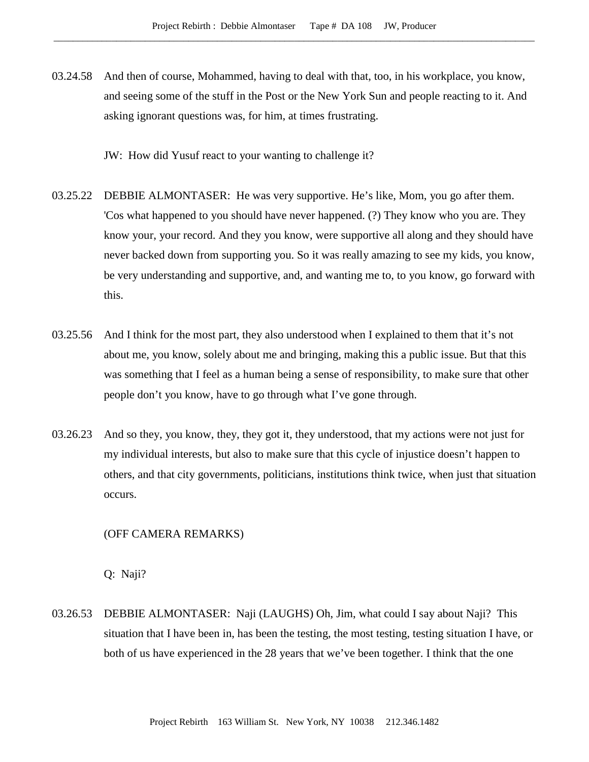03.24.58 And then of course, Mohammed, having to deal with that, too, in his workplace, you know, and seeing some of the stuff in the Post or the New York Sun and people reacting to it. And asking ignorant questions was, for him, at times frustrating.

JW: How did Yusuf react to your wanting to challenge it?

03.25.22 DEBBIE ALMONTASER: He was very supportive. He's like, Mom, you go after them. 'Cos what happened to you should have never happened. (?) They know who you are. They know your, your record. And they you know, were supportive all along and they should have never backed down from supporting you. So it was really amazing to see my kids, you know, be very understanding and supportive, and, and wanting me to, to you know, go forward with this.

03.25.56 And I think for the most part, they also understood when I explained to them that it's not about me, you know, solely about me and bringing, making this a public issue. But that this was something that I feel as a human being a sense of responsibility, to make sure that other people don't you know, have to go through what I've gone through.

03.26.23 And so they, you know, they, they got it, they understood, that my actions were not just for my individual interests, but also to make sure that this cycle of injustice doesn't happen to others, and that city governments, politicians, institutions think twice, when just that situation occurs.

(OFF CAMERA REMARKS)

Q: Naji?

03.26.53 DEBBIE ALMONTASER: Naji (LAUGHS) Oh, Jim, what could I say about Naji? This situation that I have been in, has been the testing, the most testing, testing situation I have, or both of us have experienced in the 28 years that we've been together. I think that the one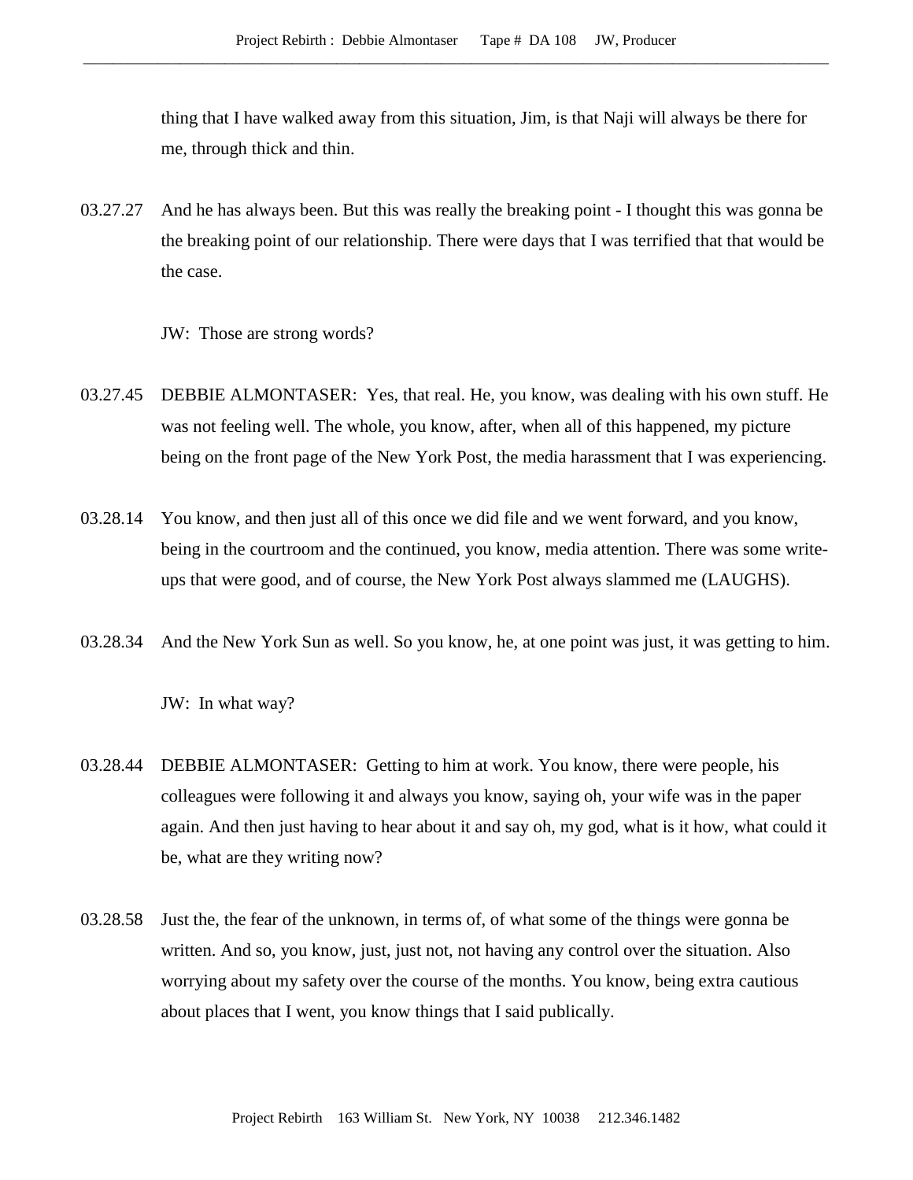thing that I have walked away from this situation, Jim, is that Naji will always be there for me, through thick and thin.

03.27.27 And he has always been. But this was really the breaking point - I thought this was gonna be the breaking point of our relationship. There were days that I was terrified that that would be the case.

JW: Those are strong words?

03.27.45 DEBBIE ALMONTASER: Yes, that real. He, you know, was dealing with his own stuff. He was not feeling well. The whole, you know, after, when all of this happened, my picture being on the front page of the New York Post, the media harassment that I was experiencing.

03.28.14 You know, and then just all of this once we did file and we went forward, and you know, being in the courtroom and the continued, you know, media attention. There was some write-ups that were good, and of course, the New York Post always slammed me (LAUGHS).

03.28.34 And the New York Sun as well. So you know, he, at one point was just, it was getting to him.

JW: In what way?

03.28.44 DEBBIE ALMONTASER: Getting to him at work. You know, there were people, his colleagues were following it and always you know, saying oh, your wife was in the paper again. And then just having to hear about it and say oh, my god, what is it how, what could it be, what are they writing now?

03.28.58 Just the, the fear of the unknown, in terms of, of what some of the things were gonna be written. And so, you know, just, just not, not having any control over the situation. Also worrying about my safety over the course of the months. You know, being extra cautious about places that I went, you know things that I said publically.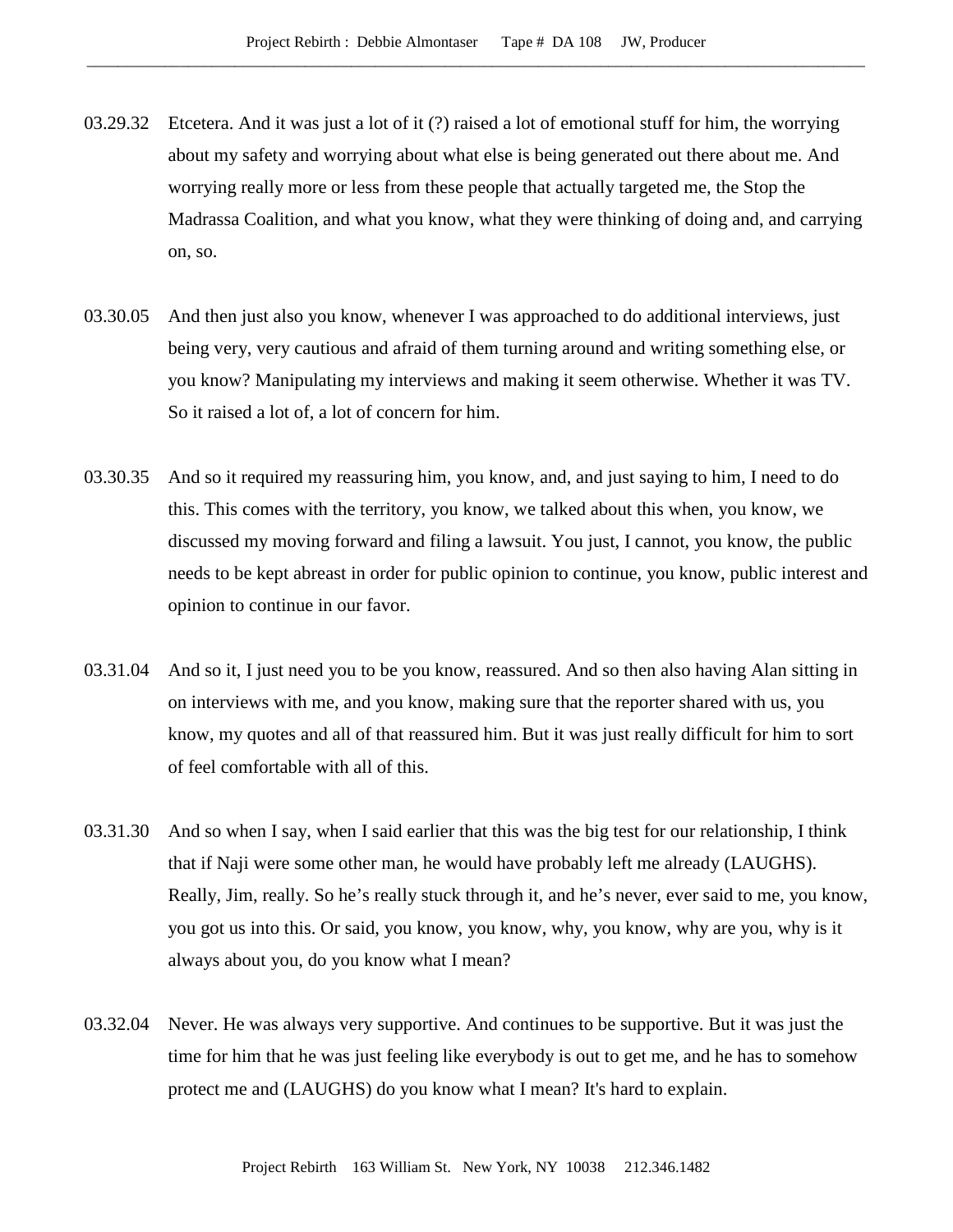03.29.32 Etcetera. And it was just a lot of it (?) raised a lot of emotional stuff for him, the worrying about my safety and worrying about what else is being generated out there about me. And worrying really more or less from these people that actually targeted me, the Stop the Madrassa Coalition, and what you know, what they were thinking of doing and, and carrying on, so.

03.30.05 And then just also you know, whenever I was approached to do additional interviews, just being very, very cautious and afraid of them turning around and writing something else, or you know? Manipulating my interviews and making it seem otherwise. Whether it was TV. So it raised a lot of, a lot of concern for him.

03.30.35 And so it required my reassuring him, you know, and, and just saying to him, I need to do this. This comes with the territory, you know, we talked about this when, you know, we discussed my moving forward and filing a lawsuit. You just, I cannot, you know, the public needs to be kept abreast in order for public opinion to continue, you know, public interest and opinion to continue in our favor.

03.31.04 And so it, I just need you to be you know, reassured. And so then also having Alan sitting in on interviews with me, and you know, making sure that the reporter shared with us, you know, my quotes and all of that reassured him. But it was just really difficult for him to sort of feel comfortable with all of this.

03.31.30 And so when I say, when I said earlier that this was the big test for our relationship, I think that if Naji were some other man, he would have probably left me already (LAUGHS). Really, Jim, really. So he's really stuck through it, and he's never, ever said to me, you know, you got us into this. Or said, you know, you know, why, you know, why are you, why is it always about you, do you know what I mean?

03.32.04 Never. He was always very supportive. And continues to be supportive. But it was just the time for him that he was just feeling like everybody is out to get me, and he has to somehow protect me and (LAUGHS) do you know what I mean? It's hard to explain.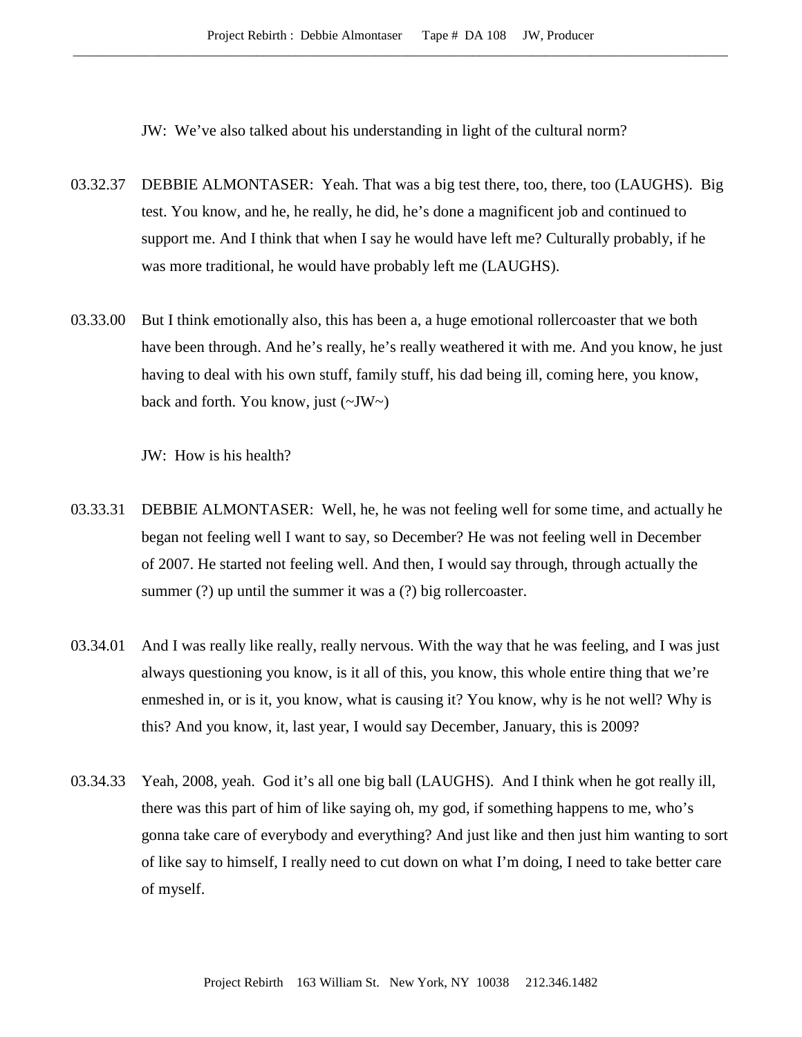JW: We've also talked about his understanding in light of the cultural norm?

03.32.37 DEBBIE ALMONTASER: Yeah. That was a big test there, too, there, too (LAUGHS). Big test. You know, and he, he really, he did, he's done a magnificent job and continued to support me. And I think that when I say he would have left me? Culturally probably, if he was more traditional, he would have probably left me (LAUGHS).

03.33.00 But I think emotionally also, this has been a, a huge emotional rollercoaster that we both have been through. And he's really, he's really weathered it with me. And you know, he just having to deal with his own stuff, family stuff, his dad being ill, coming here, you know, back and forth. You know, just (~JW~)

JW: How is his health?

03.33.31 DEBBIE ALMONTASER: Well, he, he was not feeling well for some time, and actually he began not feeling well I want to say, so December? He was not feeling well in December of 2007. He started not feeling well. And then, I would say through, through actually the summer (?) up until the summer it was a (?) big rollercoaster.

03.34.01 And I was really like really, really nervous. With the way that he was feeling, and I was just always questioning you know, is it all of this, you know, this whole entire thing that we're enmeshed in, or is it, you know, what is causing it? You know, why is he not well? Why is this? And you know, it, last year, I would say December, January, this is 2009?

03.34.33 Yeah, 2008, yeah. God it's all one big ball (LAUGHS). And I think when he got really ill, there was this part of him of like saying oh, my god, if something happens to me, who's gonna take care of everybody and everything? And just like and then just him wanting to sort of like say to himself, I really need to cut down on what I'm doing, I need to take better care of myself.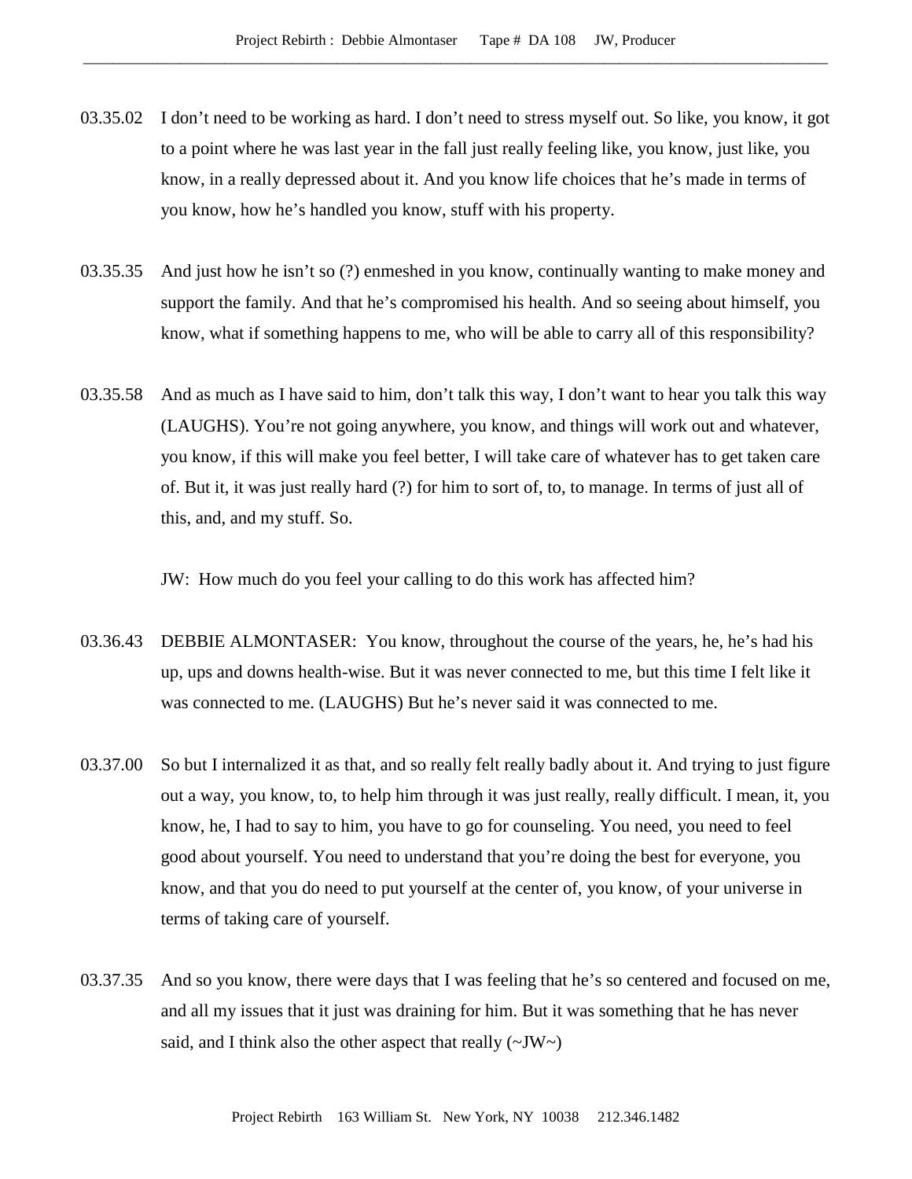03.35.02 I don't need to be working as hard. I don't need to stress myself out. So like, you know, it got to a point where he was last year in the fall just really feeling like, you know, just like, you know, in a really depressed about it. And you know life choices that he's made in terms of you know, how he's handled you know, stuff with his property.

03.35.35 And just how he isn't so (?) enmeshed in you know, continually wanting to make money and support the family. And that he's compromised his health. And so seeing about himself, you know, what if something happens to me, who will be able to carry all of this responsibility?

03.35.58 And as much as I have said to him, don't talk this way, I don't want to hear you talk this way (LAUGHS). You're not going anywhere, you know, and things will work out and whatever, you know, if this will make you feel better, I will take care of whatever has to get taken care of. But it, it was just really hard (?) for him to sort of, to, to manage. In terms of just all of this, and, and my stuff. So.

JW: How much do you feel your calling to do this work has affected him?

03.36.43 DEBBIE ALMONTASER: You know, throughout the course of the years, he, he's had his up, ups and downs health-wise. But it was never connected to me, but this time I felt like it was connected to me. (LAUGHS) But he's never said it was connected to me.

03.37.00 So but I internalized it as that, and so really felt really badly about it. And trying to just figure out a way, you know, to, to help him through it was just really, really difficult. I mean, it, you know, he, I had to say to him, you have to go for counseling. You need, you need to feel good about yourself. You need to understand that you're doing the best for everyone, you know, and that you do need to put yourself at the center of, you know, of your universe in terms of taking care of yourself.

03.37.35 And so you know, there were days that I was feeling that he's so centered and focused on me, and all my issues that it just was draining for him. But it was something that he has never said, and I think also the other aspect that really (~JW~)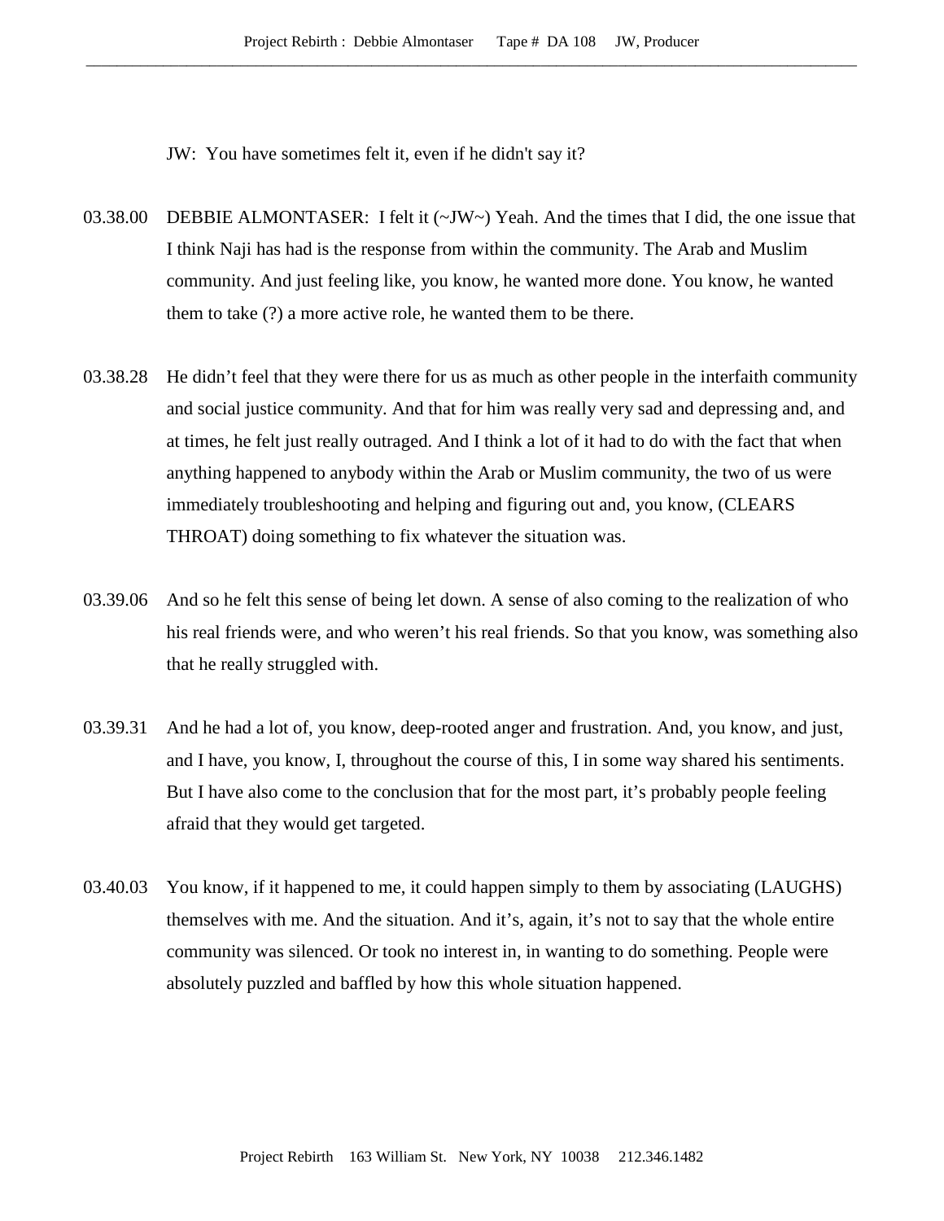JW: You have sometimes felt it, even if he didn't say it?

03.38.00 DEBBIE ALMONTASER: I felt it (~JW~) Yeah. And the times that I did, the one issue that I think Naji has had is the response from within the community. The Arab and Muslim community. And just feeling like, you know, he wanted more done. You know, he wanted them to take (?) a more active role, he wanted them to be there.

03.38.28 He didn't feel that they were there for us as much as other people in the interfaith community and social justice community. And that for him was really very sad and depressing and, and at times, he felt just really outraged. And I think a lot of it had to do with the fact that when anything happened to anybody within the Arab or Muslim community, the two of us were immediately troubleshooting and helping and figuring out and, you know, (CLEARS THROAT) doing something to fix whatever the situation was.

03.39.06 And so he felt this sense of being let down. A sense of also coming to the realization of who his real friends were, and who weren't his real friends. So that you know, was something also that he really struggled with.

03.39.31 And he had a lot of, you know, deep-rooted anger and frustration. And, you know, and just, and I have, you know, I, throughout the course of this, I in some way shared his sentiments. But I have also come to the conclusion that for the most part, it's probably people feeling afraid that they would get targeted.

03.40.03 You know, if it happened to me, it could happen simply to them by associating (LAUGHS) themselves with me. And the situation. And it's, again, it's not to say that the whole entire community was silenced. Or took no interest in, in wanting to do something. People were absolutely puzzled and baffled by how this whole situation happened.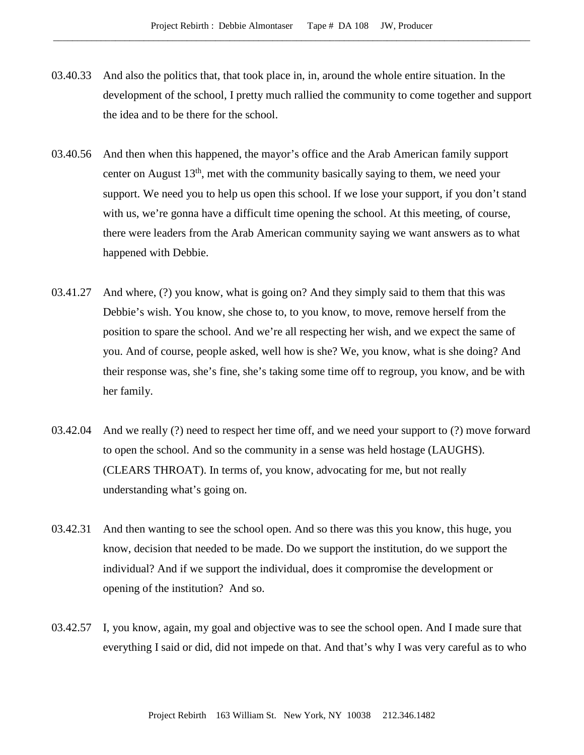03.40.33 And also the politics that, that took place in, in, around the whole entire situation. In the development of the school, I pretty much rallied the community to come together and support the idea and to be there for the school.

03.40.56 And then when this happened, the mayor's office and the Arab American family support center on August 13th, met with the community basically saying to them, we need your support. We need you to help us open this school. If we lose your support, if you don't stand with us, we're gonna have a difficult time opening the school. At this meeting, of course, there were leaders from the Arab American community saying we want answers as to what happened with Debbie.

03.41.27 And where, (?) you know, what is going on? And they simply said to them that this was Debbie's wish. You know, she chose to, to you know, to move, remove herself from the position to spare the school. And we're all respecting her wish, and we expect the same of you. And of course, people asked, well how is she? We, you know, what is she doing? And their response was, she's fine, she's taking some time off to regroup, you know, and be with her family.

03.42.04 And we really (?) need to respect her time off, and we need your support to (?) move forward to open the school. And so the community in a sense was held hostage (LAUGHS). (CLEARS THROAT). In terms of, you know, advocating for me, but not really understanding what's going on.

03.42.31 And then wanting to see the school open. And so there was this you know, this huge, you know, decision that needed to be made. Do we support the institution, do we support the individual? And if we support the individual, does it compromise the development or opening of the institution? And so.

03.42.57 I, you know, again, my goal and objective was to see the school open. And I made sure that everything I said or did, did not impede on that. And that's why I was very careful as to who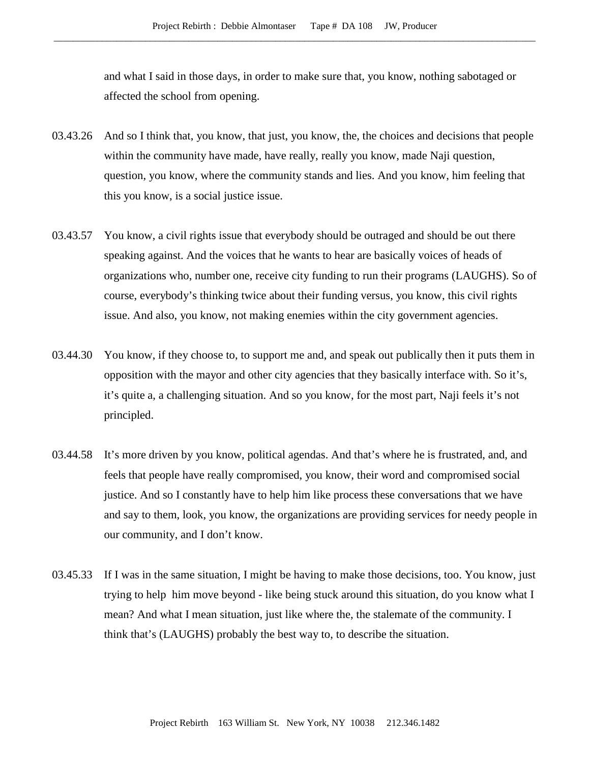and what I said in those days, in order to make sure that, you know, nothing sabotaged or affected the school from opening.

03.43.26 And so I think that, you know, that just, you know, the, the choices and decisions that people within the community have made, have really, really you know, made Naji question, question, you know, where the community stands and lies. And you know, him feeling that this you know, is a social justice issue.

03.43.57 You know, a civil rights issue that everybody should be outraged and should be out there speaking against. And the voices that he wants to hear are basically voices of heads of organizations who, number one, receive city funding to run their programs (LAUGHS). So of course, everybody's thinking twice about their funding versus, you know, this civil rights issue. And also, you know, not making enemies within the city government agencies.

03.44.30 You know, if they choose to, to support me and, and speak out publically then it puts them in opposition with the mayor and other city agencies that they basically interface with. So it's, it's quite a, a challenging situation. And so you know, for the most part, Naji feels it's not principled.

03.44.58 It's more driven by you know, political agendas. And that's where he is frustrated, and, and feels that people have really compromised, you know, their word and compromised social justice. And so I constantly have to help him like process these conversations that we have and say to them, look, you know, the organizations are providing services for needy people in our community, and I don't know.

03.45.33 If I was in the same situation, I might be having to make those decisions, too. You know, just trying to help him move beyond - like being stuck around this situation, do you know what I mean? And what I mean situation, just like where the, the stalemate of the community. I think that's (LAUGHS) probably the best way to, to describe the situation.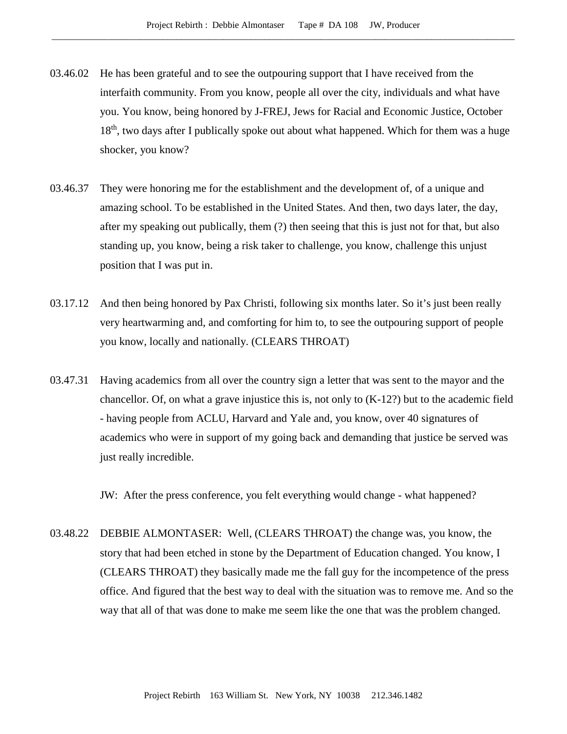03.46.02 He has been grateful and to see the outpouring support that I have received from the interfaith community. From you know, people all over the city, individuals and what have you. You know, being honored by J-FREJ, Jews for Racial and Economic Justice, October 18th, two days after I publically spoke out about what happened. Which for them was a huge shocker, you know?

03.46.37 They were honoring me for the establishment and the development of, of a unique and amazing school. To be established in the United States. And then, two days later, the day, after my speaking out publically, them (?) then seeing that this is just not for that, but also standing up, you know, being a risk taker to challenge, you know, challenge this unjust position that I was put in.

03.17.12 And then being honored by Pax Christi, following six months later. So it's just been really very heartwarming and, and comforting for him to, to see the outpouring support of people you know, locally and nationally. (CLEARS THROAT)

03.47.31 Having academics from all over the country sign a letter that was sent to the mayor and the chancellor. Of, on what a grave injustice this is, not only to (K-12?) but to the academic field - having people from ACLU, Harvard and Yale and, you know, over 40 signatures of academics who were in support of my going back and demanding that justice be served was just really incredible.

JW: After the press conference, you felt everything would change - what happened?

03.48.22 DEBBIE ALMONTASER: Well, (CLEARS THROAT) the change was, you know, the story that had been etched in stone by the Department of Education changed. You know, I (CLEARS THROAT) they basically made me the fall guy for the incompetence of the press office. And figured that the best way to deal with the situation was to remove me. And so the way that all of that was done to make me seem like the one that was the problem changed.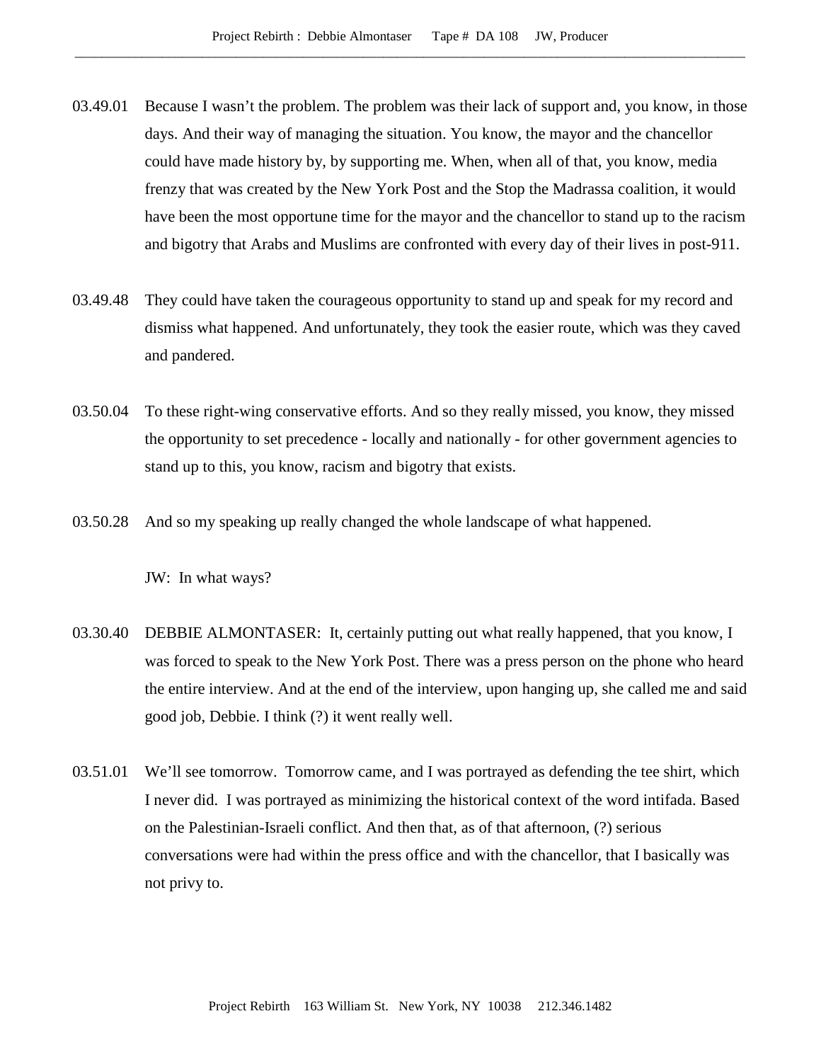03.49.01 Because I wasn't the problem. The problem was their lack of support and, you know, in those days. And their way of managing the situation. You know, the mayor and the chancellor could have made history by, by supporting me. When, when all of that, you know, media frenzy that was created by the New York Post and the Stop the Madrassa coalition, it would have been the most opportune time for the mayor and the chancellor to stand up to the racism and bigotry that Arabs and Muslims are confronted with every day of their lives in post-911.

03.49.48 They could have taken the courageous opportunity to stand up and speak for my record and dismiss what happened. And unfortunately, they took the easier route, which was they caved and pandered.

03.50.04 To these right-wing conservative efforts. And so they really missed, you know, they missed the opportunity to set precedence - locally and nationally - for other government agencies to stand up to this, you know, racism and bigotry that exists.

03.50.28 And so my speaking up really changed the whole landscape of what happened.

JW: In what ways?

03.30.40 DEBBIE ALMONTASER: It, certainly putting out what really happened, that you know, I was forced to speak to the New York Post. There was a press person on the phone who heard the entire interview. And at the end of the interview, upon hanging up, she called me and said good job, Debbie. I think (?) it went really well.

03.51.01 We'll see tomorrow. Tomorrow came, and I was portrayed as defending the tee shirt, which I never did. I was portrayed as minimizing the historical context of the word intifada. Based on the Palestinian-Israeli conflict. And then that, as of that afternoon, (?) serious conversations were had within the press office and with the chancellor, that I basically was not privy to.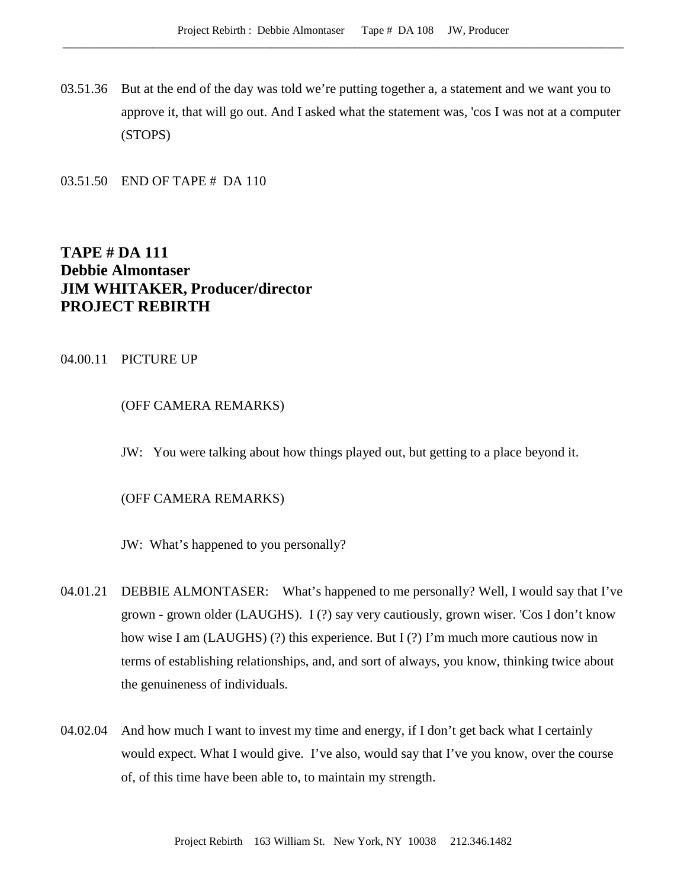03.51.36 But at the end of the day was told we're putting together a, a statement and we want you to approve it, that will go out. And I asked what the statement was, 'cos I was not at a computer (STOPS)

03.51.50 END OF TAPE # DA 110

**TAPE # DA 111**
**Debbie Almontaser**
**JIM WHITAKER, Producer/director**
**PROJECT REBIRTH**

04.00.11 PICTURE UP

(OFF CAMERA REMARKS)

JW: You were talking about how things played out, but getting to a place beyond it.

(OFF CAMERA REMARKS)

JW: What's happened to you personally?

04.01.21 DEBBIE ALMONTASER: What's happened to me personally? Well, I would say that I've grown - grown older (LAUGHS). I (?) say very cautiously, grown wiser. 'Cos I don't know how wise I am (LAUGHS) (?) this experience. But I (?) I'm much more cautious now in terms of establishing relationships, and, and sort of always, you know, thinking twice about the genuineness of individuals.

04.02.04 And how much I want to invest my time and energy, if I don't get back what I certainly would expect. What I would give. I've also, would say that I've you know, over the course of, of this time have been able to, to maintain my strength.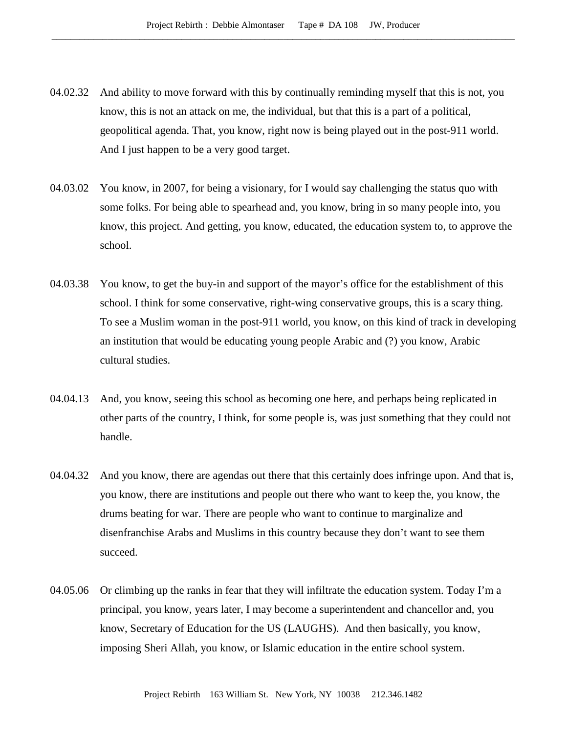04.02.32 And ability to move forward with this by continually reminding myself that this is not, you know, this is not an attack on me, the individual, but that this is a part of a political, geopolitical agenda. That, you know, right now is being played out in the post-911 world. And I just happen to be a very good target.

04.03.02 You know, in 2007, for being a visionary, for I would say challenging the status quo with some folks. For being able to spearhead and, you know, bring in so many people into, you know, this project. And getting, you know, educated, the education system to, to approve the school.

04.03.38 You know, to get the buy-in and support of the mayor's office for the establishment of this school. I think for some conservative, right-wing conservative groups, this is a scary thing. To see a Muslim woman in the post-911 world, you know, on this kind of track in developing an institution that would be educating young people Arabic and (?) you know, Arabic cultural studies.

04.04.13 And, you know, seeing this school as becoming one here, and perhaps being replicated in other parts of the country, I think, for some people is, was just something that they could not handle.

04.04.32 And you know, there are agendas out there that this certainly does infringe upon. And that is, you know, there are institutions and people out there who want to keep the, you know, the drums beating for war. There are people who want to continue to marginalize and disenfranchise Arabs and Muslims in this country because they don't want to see them succeed.

04.05.06 Or climbing up the ranks in fear that they will infiltrate the education system. Today I'm a principal, you know, years later, I may become a superintendent and chancellor and, you know, Secretary of Education for the US (LAUGHS). And then basically, you know, imposing Sheri Allah, you know, or Islamic education in the entire school system.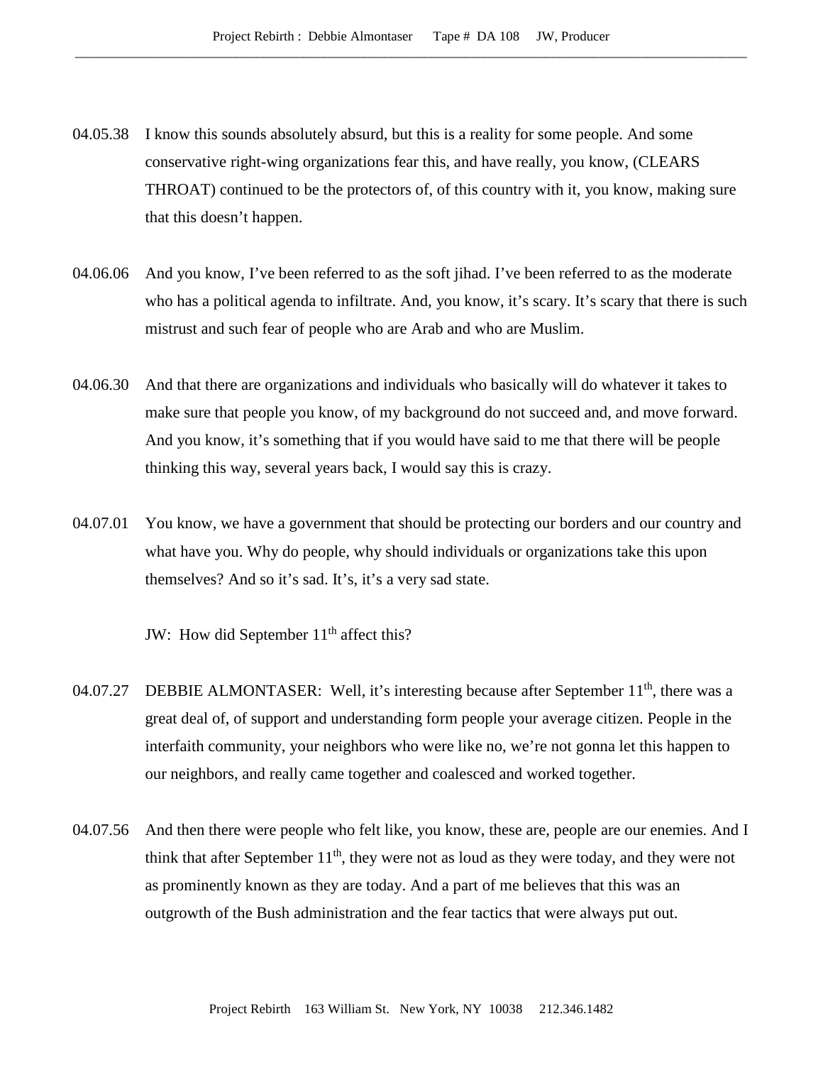04.05.38 I know this sounds absolutely absurd, but this is a reality for some people. And some conservative right-wing organizations fear this, and have really, you know, (CLEARS THROAT) continued to be the protectors of, of this country with it, you know, making sure that this doesn't happen.

04.06.06 And you know, I've been referred to as the soft jihad. I've been referred to as the moderate who has a political agenda to infiltrate. And, you know, it's scary. It's scary that there is such mistrust and such fear of people who are Arab and who are Muslim.

04.06.30 And that there are organizations and individuals who basically will do whatever it takes to make sure that people you know, of my background do not succeed and, and move forward. And you know, it's something that if you would have said to me that there will be people thinking this way, several years back, I would say this is crazy.

04.07.01 You know, we have a government that should be protecting our borders and our country and what have you. Why do people, why should individuals or organizations take this upon themselves? And so it's sad. It's, it's a very sad state.

JW: How did September 11th affect this?

04.07.27 DEBBIE ALMONTASER: Well, it's interesting because after September 11th, there was a great deal of, of support and understanding form people your average citizen. People in the interfaith community, your neighbors who were like no, we're not gonna let this happen to our neighbors, and really came together and coalesced and worked together.

04.07.56 And then there were people who felt like, you know, these are, people are our enemies. And I think that after September 11th, they were not as loud as they were today, and they were not as prominently known as they are today. And a part of me believes that this was an outgrowth of the Bush administration and the fear tactics that were always put out.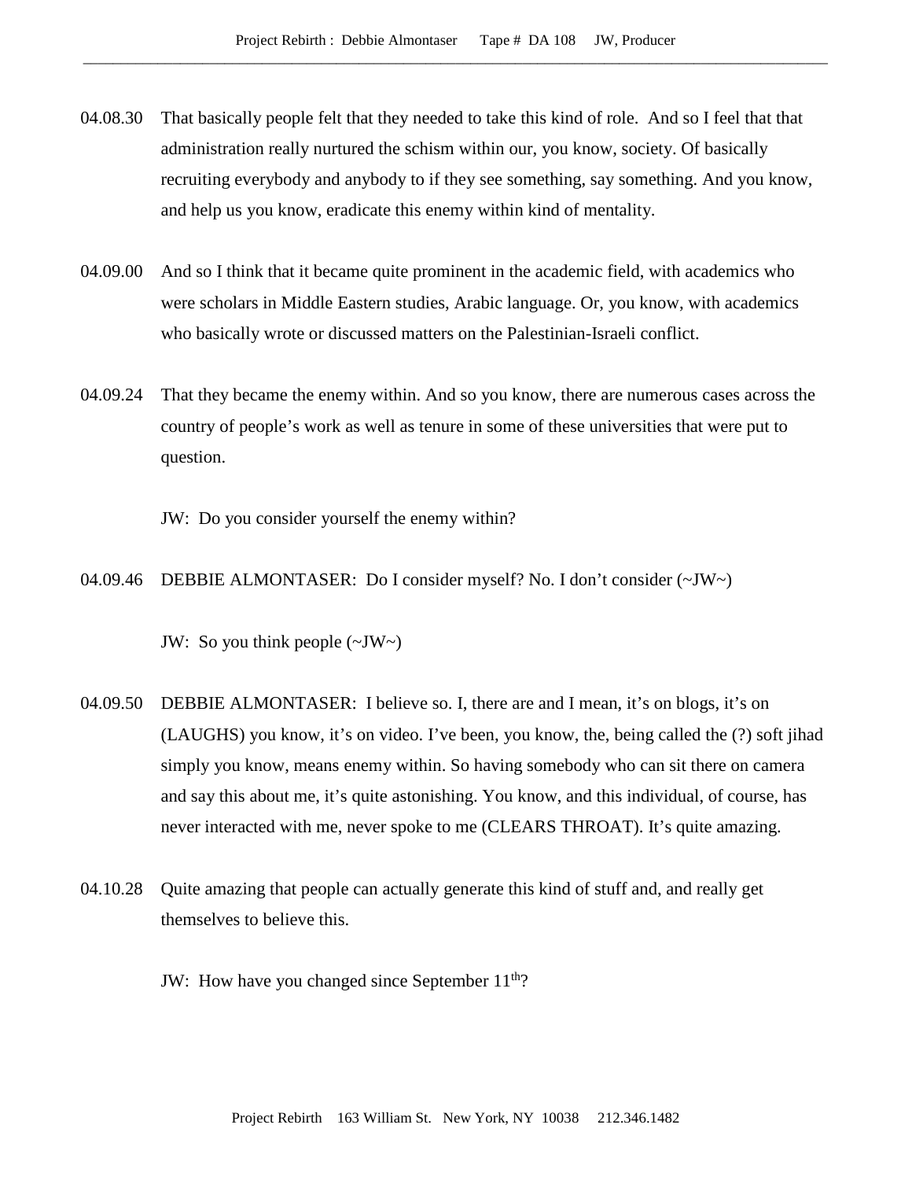04.08.30 That basically people felt that they needed to take this kind of role. And so I feel that that administration really nurtured the schism within our, you know, society. Of basically recruiting everybody and anybody to if they see something, say something. And you know, and help us you know, eradicate this enemy within kind of mentality.

04.09.00 And so I think that it became quite prominent in the academic field, with academics who were scholars in Middle Eastern studies, Arabic language. Or, you know, with academics who basically wrote or discussed matters on the Palestinian-Israeli conflict.

04.09.24 That they became the enemy within. And so you know, there are numerous cases across the country of people's work as well as tenure in some of these universities that were put to question.

JW: Do you consider yourself the enemy within?

04.09.46 DEBBIE ALMONTASER: Do I consider myself? No. I don't consider (~JW~)

JW: So you think people (~JW~)

04.09.50 DEBBIE ALMONTASER: I believe so. I, there are and I mean, it's on blogs, it's on (LAUGHS) you know, it's on video. I've been, you know, the, being called the (?) soft jihad simply you know, means enemy within. So having somebody who can sit there on camera and say this about me, it's quite astonishing. You know, and this individual, of course, has never interacted with me, never spoke to me (CLEARS THROAT). It's quite amazing.

04.10.28 Quite amazing that people can actually generate this kind of stuff and, and really get themselves to believe this.

JW: How have you changed since September 11th?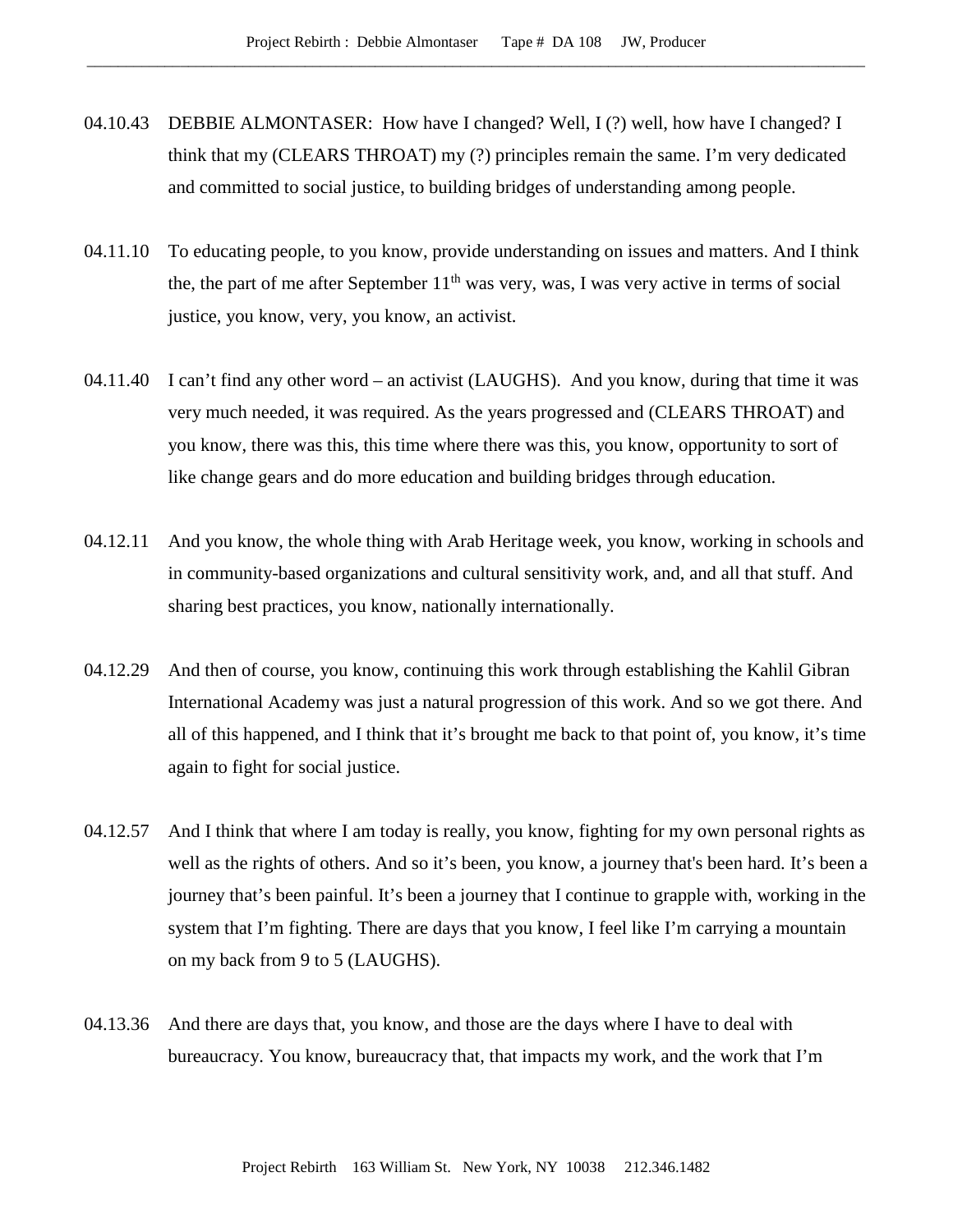04.10.43 DEBBIE ALMONTASER: How have I changed? Well, I (?) well, how have I changed? I think that my (CLEARS THROAT) my (?) principles remain the same. I'm very dedicated and committed to social justice, to building bridges of understanding among people.

04.11.10 To educating people, to you know, provide understanding on issues and matters. And I think the, the part of me after September 11th was very, was, I was very active in terms of social justice, you know, very, you know, an activist.

04.11.40 I can't find any other word – an activist (LAUGHS). And you know, during that time it was very much needed, it was required. As the years progressed and (CLEARS THROAT) and you know, there was this, this time where there was this, you know, opportunity to sort of like change gears and do more education and building bridges through education.

04.12.11 And you know, the whole thing with Arab Heritage week, you know, working in schools and in community-based organizations and cultural sensitivity work, and, and all that stuff. And sharing best practices, you know, nationally internationally.

04.12.29 And then of course, you know, continuing this work through establishing the Kahlil Gibran International Academy was just a natural progression of this work. And so we got there. And all of this happened, and I think that it's brought me back to that point of, you know, it's time again to fight for social justice.

04.12.57 And I think that where I am today is really, you know, fighting for my own personal rights as well as the rights of others. And so it's been, you know, a journey that's been hard. It's been a journey that's been painful. It's been a journey that I continue to grapple with, working in the system that I'm fighting. There are days that you know, I feel like I'm carrying a mountain on my back from 9 to 5 (LAUGHS).

04.13.36 And there are days that, you know, and those are the days where I have to deal with bureaucracy. You know, bureaucracy that, that impacts my work, and the work that I'm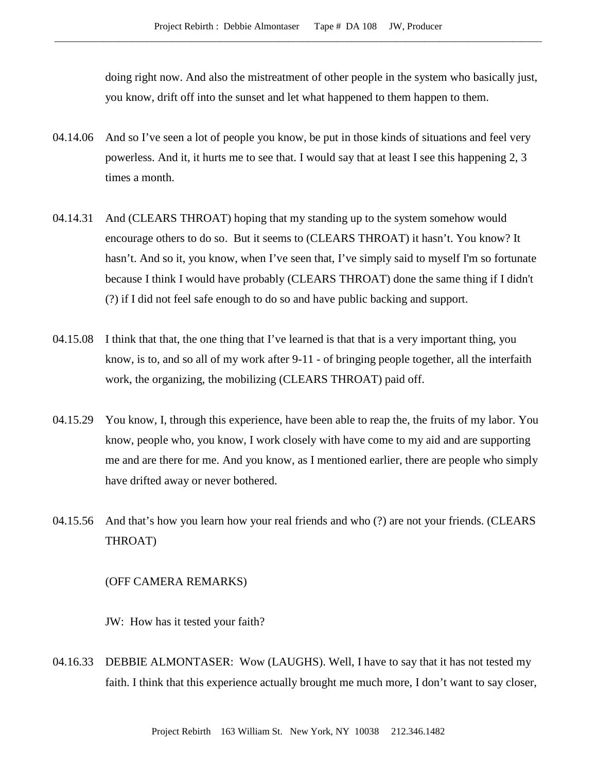doing right now. And also the mistreatment of other people in the system who basically just, you know, drift off into the sunset and let what happened to them happen to them.

04.14.06 And so I've seen a lot of people you know, be put in those kinds of situations and feel very powerless. And it, it hurts me to see that. I would say that at least I see this happening 2, 3 times a month.

04.14.31 And (CLEARS THROAT) hoping that my standing up to the system somehow would encourage others to do so. But it seems to (CLEARS THROAT) it hasn't. You know? It hasn't. And so it, you know, when I've seen that, I've simply said to myself I'm so fortunate because I think I would have probably (CLEARS THROAT) done the same thing if I didn't (?) if I did not feel safe enough to do so and have public backing and support.

04.15.08 I think that that, the one thing that I've learned is that that is a very important thing, you know, is to, and so all of my work after 9-11 - of bringing people together, all the interfaith work, the organizing, the mobilizing (CLEARS THROAT) paid off.

04.15.29 You know, I, through this experience, have been able to reap the, the fruits of my labor. You know, people who, you know, I work closely with have come to my aid and are supporting me and are there for me. And you know, as I mentioned earlier, there are people who simply have drifted away or never bothered.

04.15.56 And that's how you learn how your real friends and who (?) are not your friends. (CLEARS THROAT)

(OFF CAMERA REMARKS)

JW: How has it tested your faith?

04.16.33 DEBBIE ALMONTASER: Wow (LAUGHS). Well, I have to say that it has not tested my faith. I think that this experience actually brought me much more, I don't want to say closer,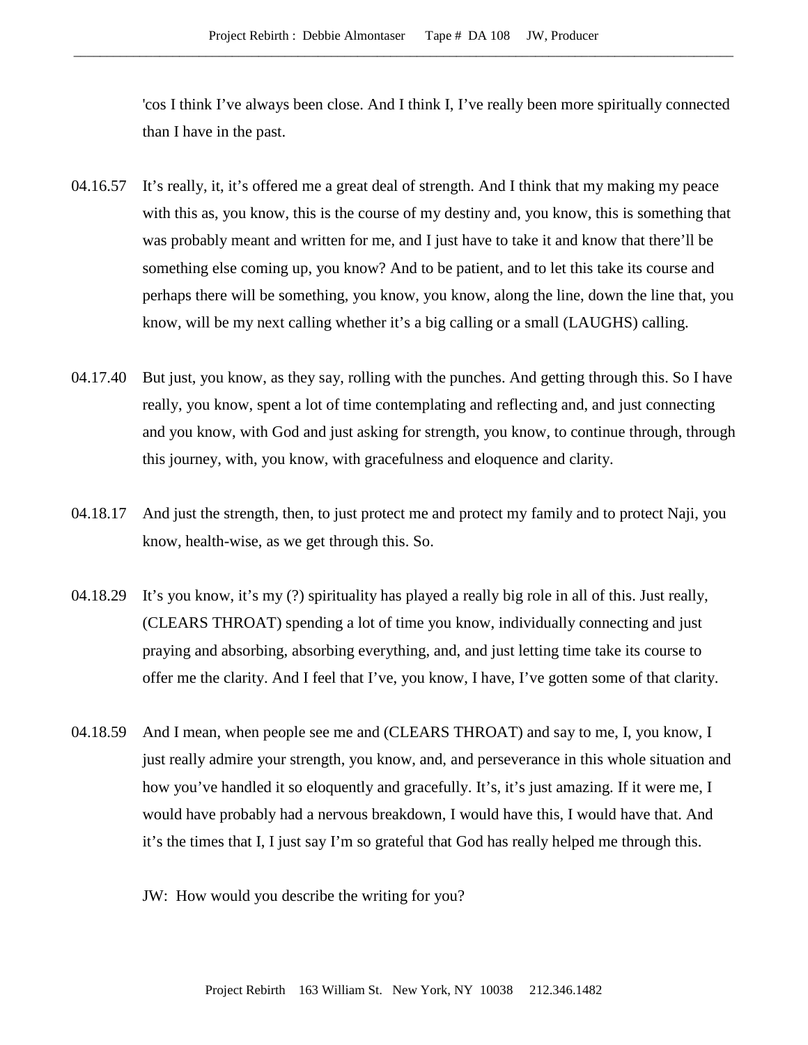'cos I think I've always been close. And I think I, I've really been more spiritually connected than I have in the past.

04.16.57 It's really, it, it's offered me a great deal of strength. And I think that my making my peace with this as, you know, this is the course of my destiny and, you know, this is something that was probably meant and written for me, and I just have to take it and know that there'll be something else coming up, you know? And to be patient, and to let this take its course and perhaps there will be something, you know, you know, along the line, down the line that, you know, will be my next calling whether it's a big calling or a small (LAUGHS) calling.

04.17.40 But just, you know, as they say, rolling with the punches. And getting through this. So I have really, you know, spent a lot of time contemplating and reflecting and, and just connecting and you know, with God and just asking for strength, you know, to continue through, through this journey, with, you know, with gracefulness and eloquence and clarity.

04.18.17 And just the strength, then, to just protect me and protect my family and to protect Naji, you know, health-wise, as we get through this. So.

04.18.29 It's you know, it's my (?) spirituality has played a really big role in all of this. Just really, (CLEARS THROAT) spending a lot of time you know, individually connecting and just praying and absorbing, absorbing everything, and, and just letting time take its course to offer me the clarity. And I feel that I've, you know, I have, I've gotten some of that clarity.

04.18.59 And I mean, when people see me and (CLEARS THROAT) and say to me, I, you know, I just really admire your strength, you know, and, and perseverance in this whole situation and how you've handled it so eloquently and gracefully. It's, it's just amazing. If it were me, I would have probably had a nervous breakdown, I would have this, I would have that. And it's the times that I, I just say I'm so grateful that God has really helped me through this.

JW: How would you describe the writing for you?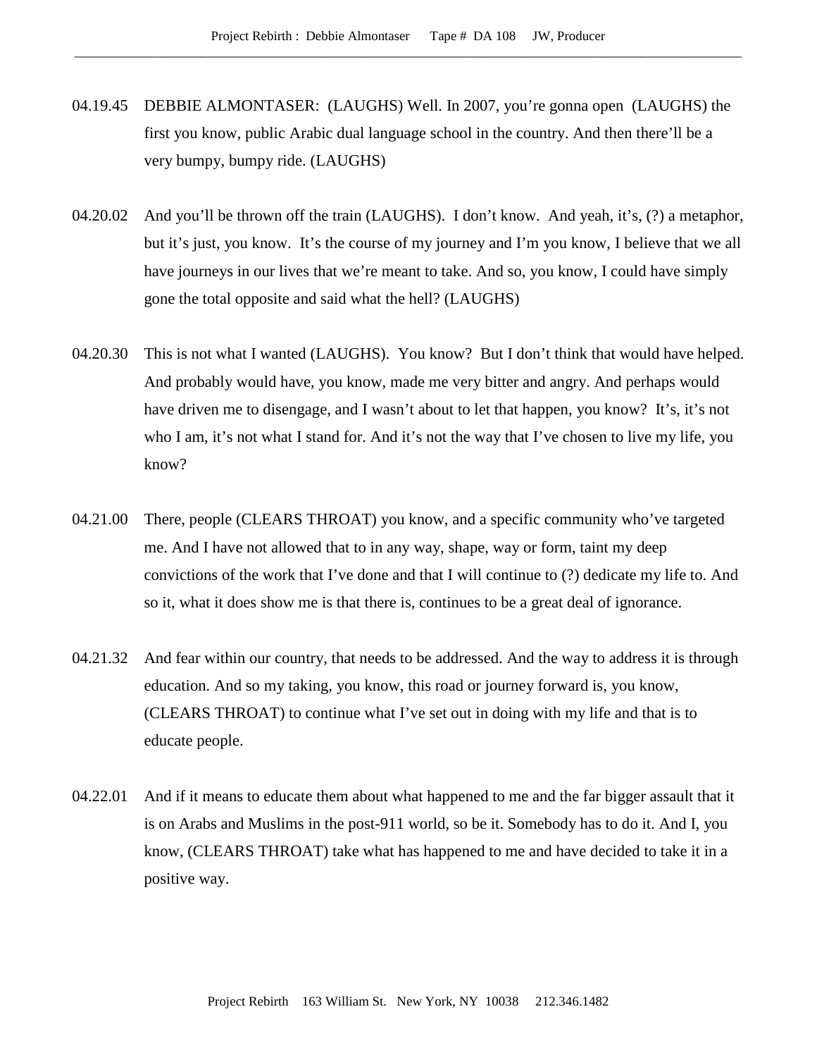04.19.45 DEBBIE ALMONTASER: (LAUGHS) Well. In 2007, you're gonna open (LAUGHS) the first you know, public Arabic dual language school in the country. And then there'll be a very bumpy, bumpy ride. (LAUGHS)

04.20.02 And you'll be thrown off the train (LAUGHS). I don't know. And yeah, it's, (?) a metaphor, but it's just, you know. It's the course of my journey and I'm you know, I believe that we all have journeys in our lives that we're meant to take. And so, you know, I could have simply gone the total opposite and said what the hell? (LAUGHS)

04.20.30 This is not what I wanted (LAUGHS). You know? But I don't think that would have helped. And probably would have, you know, made me very bitter and angry. And perhaps would have driven me to disengage, and I wasn't about to let that happen, you know? It's, it's not who I am, it's not what I stand for. And it's not the way that I've chosen to live my life, you know?

04.21.00 There, people (CLEARS THROAT) you know, and a specific community who've targeted me. And I have not allowed that to in any way, shape, way or form, taint my deep convictions of the work that I've done and that I will continue to (?) dedicate my life to. And so it, what it does show me is that there is, continues to be a great deal of ignorance.

04.21.32 And fear within our country, that needs to be addressed. And the way to address it is through education. And so my taking, you know, this road or journey forward is, you know, (CLEARS THROAT) to continue what I've set out in doing with my life and that is to educate people.

04.22.01 And if it means to educate them about what happened to me and the far bigger assault that it is on Arabs and Muslims in the post-911 world, so be it. Somebody has to do it. And I, you know, (CLEARS THROAT) take what has happened to me and have decided to take it in a positive way.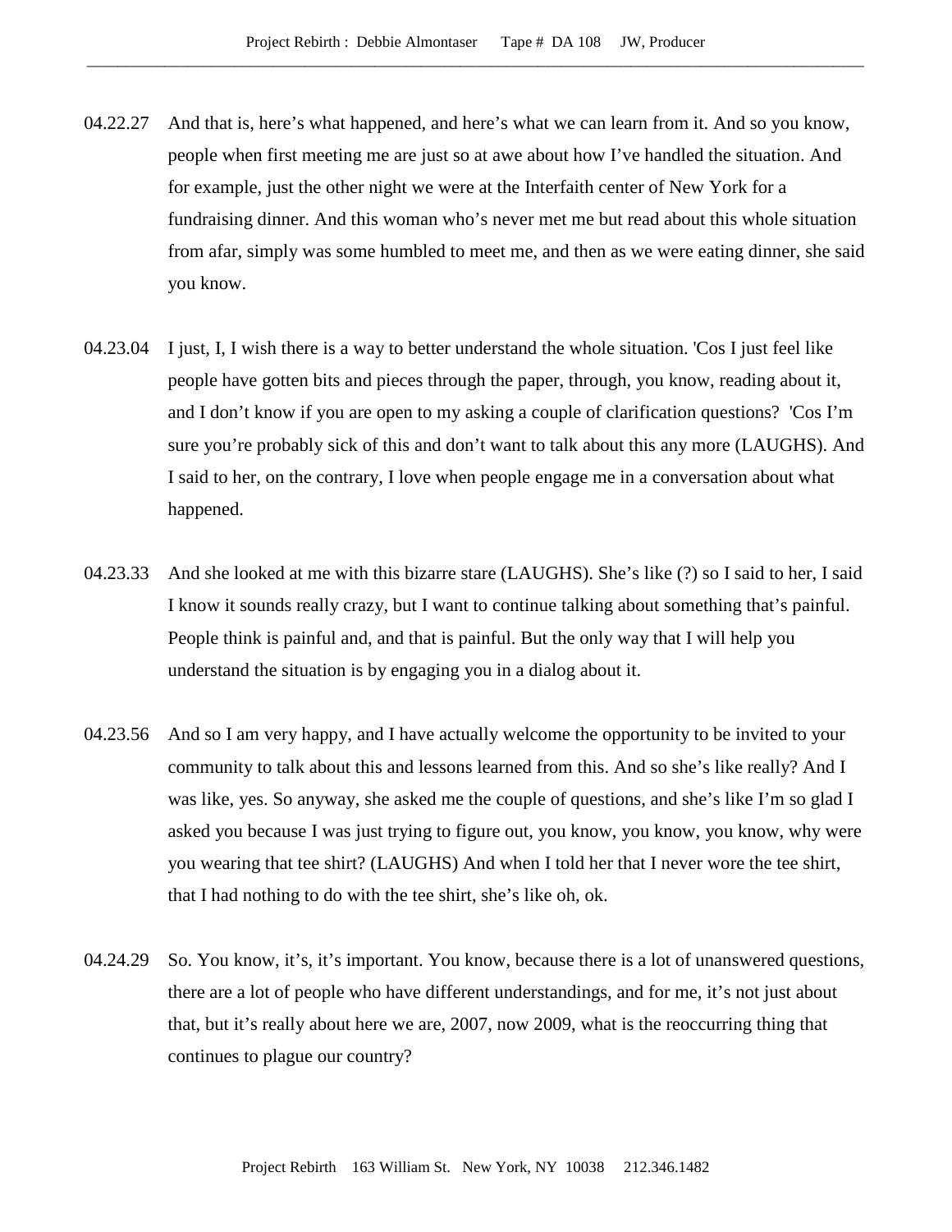04.22.27 And that is, here's what happened, and here's what we can learn from it. And so you know, people when first meeting me are just so at awe about how I've handled the situation. And for example, just the other night we were at the Interfaith center of New York for a fundraising dinner. And this woman who's never met me but read about this whole situation from afar, simply was some humbled to meet me, and then as we were eating dinner, she said you know.

04.23.04 I just, I, I wish there is a way to better understand the whole situation. 'Cos I just feel like people have gotten bits and pieces through the paper, through, you know, reading about it, and I don't know if you are open to my asking a couple of clarification questions? 'Cos I'm sure you're probably sick of this and don't want to talk about this any more (LAUGHS). And I said to her, on the contrary, I love when people engage me in a conversation about what happened.

04.23.33 And she looked at me with this bizarre stare (LAUGHS). She's like (?) so I said to her, I said I know it sounds really crazy, but I want to continue talking about something that's painful. People think is painful and, and that is painful. But the only way that I will help you understand the situation is by engaging you in a dialog about it.

04.23.56 And so I am very happy, and I have actually welcome the opportunity to be invited to your community to talk about this and lessons learned from this. And so she's like really? And I was like, yes. So anyway, she asked me the couple of questions, and she's like I'm so glad I asked you because I was just trying to figure out, you know, you know, you know, why were you wearing that tee shirt? (LAUGHS) And when I told her that I never wore the tee shirt, that I had nothing to do with the tee shirt, she's like oh, ok.

04.24.29 So. You know, it's, it's important. You know, because there is a lot of unanswered questions, there are a lot of people who have different understandings, and for me, it's not just about that, but it's really about here we are, 2007, now 2009, what is the reoccurring thing that continues to plague our country?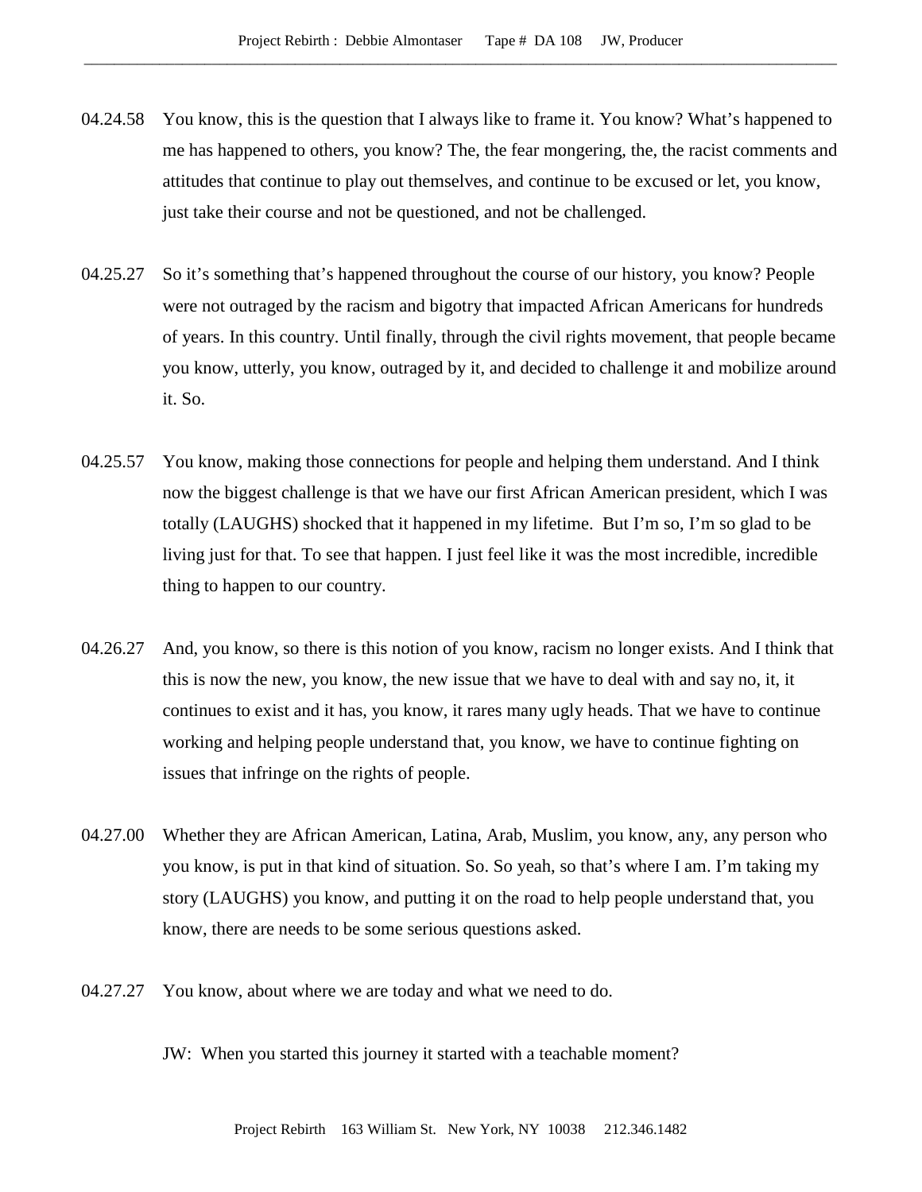04.24.58 You know, this is the question that I always like to frame it. You know? What's happened to me has happened to others, you know? The, the fear mongering, the, the racist comments and attitudes that continue to play out themselves, and continue to be excused or let, you know, just take their course and not be questioned, and not be challenged.

04.25.27 So it's something that's happened throughout the course of our history, you know? People were not outraged by the racism and bigotry that impacted African Americans for hundreds of years. In this country. Until finally, through the civil rights movement, that people became you know, utterly, you know, outraged by it, and decided to challenge it and mobilize around it. So.

04.25.57 You know, making those connections for people and helping them understand. And I think now the biggest challenge is that we have our first African American president, which I was totally (LAUGHS) shocked that it happened in my lifetime. But I'm so, I'm so glad to be living just for that. To see that happen. I just feel like it was the most incredible, incredible thing to happen to our country.

04.26.27 And, you know, so there is this notion of you know, racism no longer exists. And I think that this is now the new, you know, the new issue that we have to deal with and say no, it, it continues to exist and it has, you know, it rares many ugly heads. That we have to continue working and helping people understand that, you know, we have to continue fighting on issues that infringe on the rights of people.

04.27.00 Whether they are African American, Latina, Arab, Muslim, you know, any, any person who you know, is put in that kind of situation. So. So yeah, so that's where I am. I'm taking my story (LAUGHS) you know, and putting it on the road to help people understand that, you know, there are needs to be some serious questions asked.

04.27.27 You know, about where we are today and what we need to do.

JW: When you started this journey it started with a teachable moment?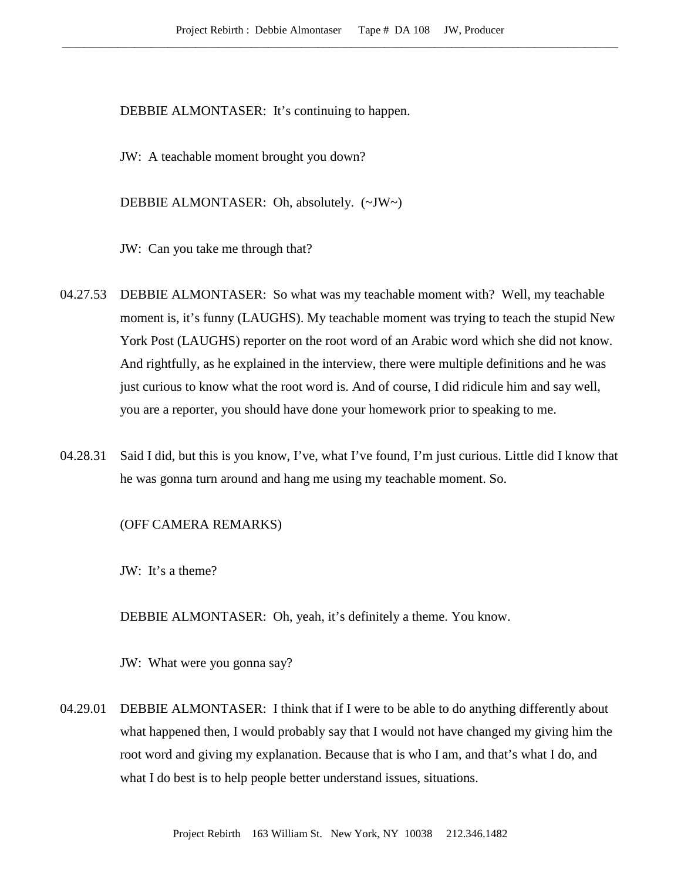DEBBIE ALMONTASER: It's continuing to happen.

JW: A teachable moment brought you down?

DEBBIE ALMONTASER: Oh, absolutely. (~JW~)

JW: Can you take me through that?

04.27.53 DEBBIE ALMONTASER: So what was my teachable moment with? Well, my teachable moment is, it's funny (LAUGHS). My teachable moment was trying to teach the stupid New York Post (LAUGHS) reporter on the root word of an Arabic word which she did not know. And rightfully, as he explained in the interview, there were multiple definitions and he was just curious to know what the root word is. And of course, I did ridicule him and say well, you are a reporter, you should have done your homework prior to speaking to me.

04.28.31 Said I did, but this is you know, I've, what I've found, I'm just curious. Little did I know that he was gonna turn around and hang me using my teachable moment. So.

(OFF CAMERA REMARKS)

JW: It's a theme?

DEBBIE ALMONTASER: Oh, yeah, it's definitely a theme. You know.

JW: What were you gonna say?

04.29.01 DEBBIE ALMONTASER: I think that if I were to be able to do anything differently about what happened then, I would probably say that I would not have changed my giving him the root word and giving my explanation. Because that is who I am, and that's what I do, and what I do best is to help people better understand issues, situations.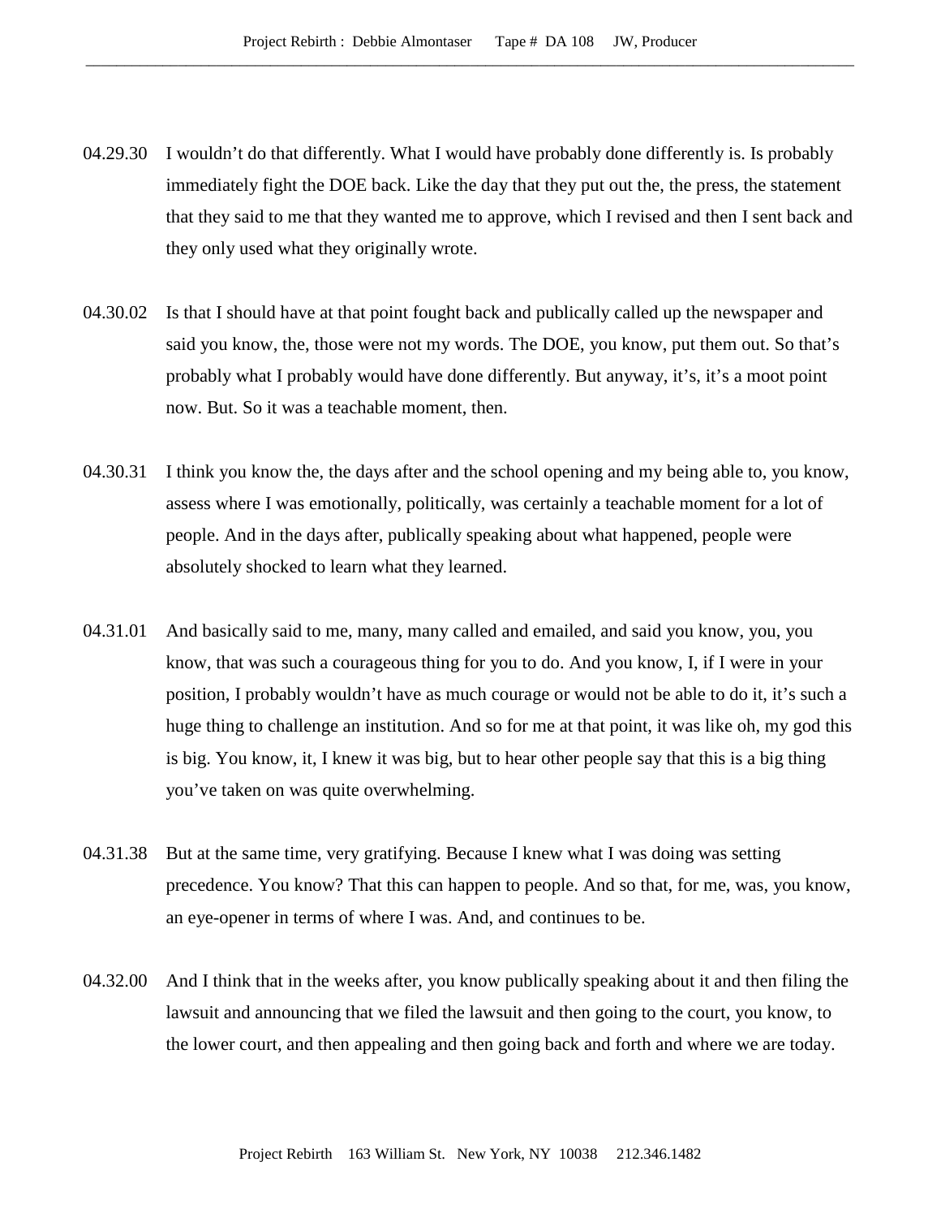04.29.30 I wouldn't do that differently. What I would have probably done differently is. Is probably immediately fight the DOE back. Like the day that they put out the, the press, the statement that they said to me that they wanted me to approve, which I revised and then I sent back and they only used what they originally wrote.

04.30.02 Is that I should have at that point fought back and publically called up the newspaper and said you know, the, those were not my words. The DOE, you know, put them out. So that's probably what I probably would have done differently. But anyway, it's, it's a moot point now. But. So it was a teachable moment, then.

04.30.31 I think you know the, the days after and the school opening and my being able to, you know, assess where I was emotionally, politically, was certainly a teachable moment for a lot of people. And in the days after, publically speaking about what happened, people were absolutely shocked to learn what they learned.

04.31.01 And basically said to me, many, many called and emailed, and said you know, you, you know, that was such a courageous thing for you to do. And you know, I, if I were in your position, I probably wouldn't have as much courage or would not be able to do it, it's such a huge thing to challenge an institution. And so for me at that point, it was like oh, my god this is big. You know, it, I knew it was big, but to hear other people say that this is a big thing you've taken on was quite overwhelming.

04.31.38 But at the same time, very gratifying. Because I knew what I was doing was setting precedence. You know? That this can happen to people. And so that, for me, was, you know, an eye-opener in terms of where I was. And, and continues to be.

04.32.00 And I think that in the weeks after, you know publically speaking about it and then filing the lawsuit and announcing that we filed the lawsuit and then going to the court, you know, to the lower court, and then appealing and then going back and forth and where we are today.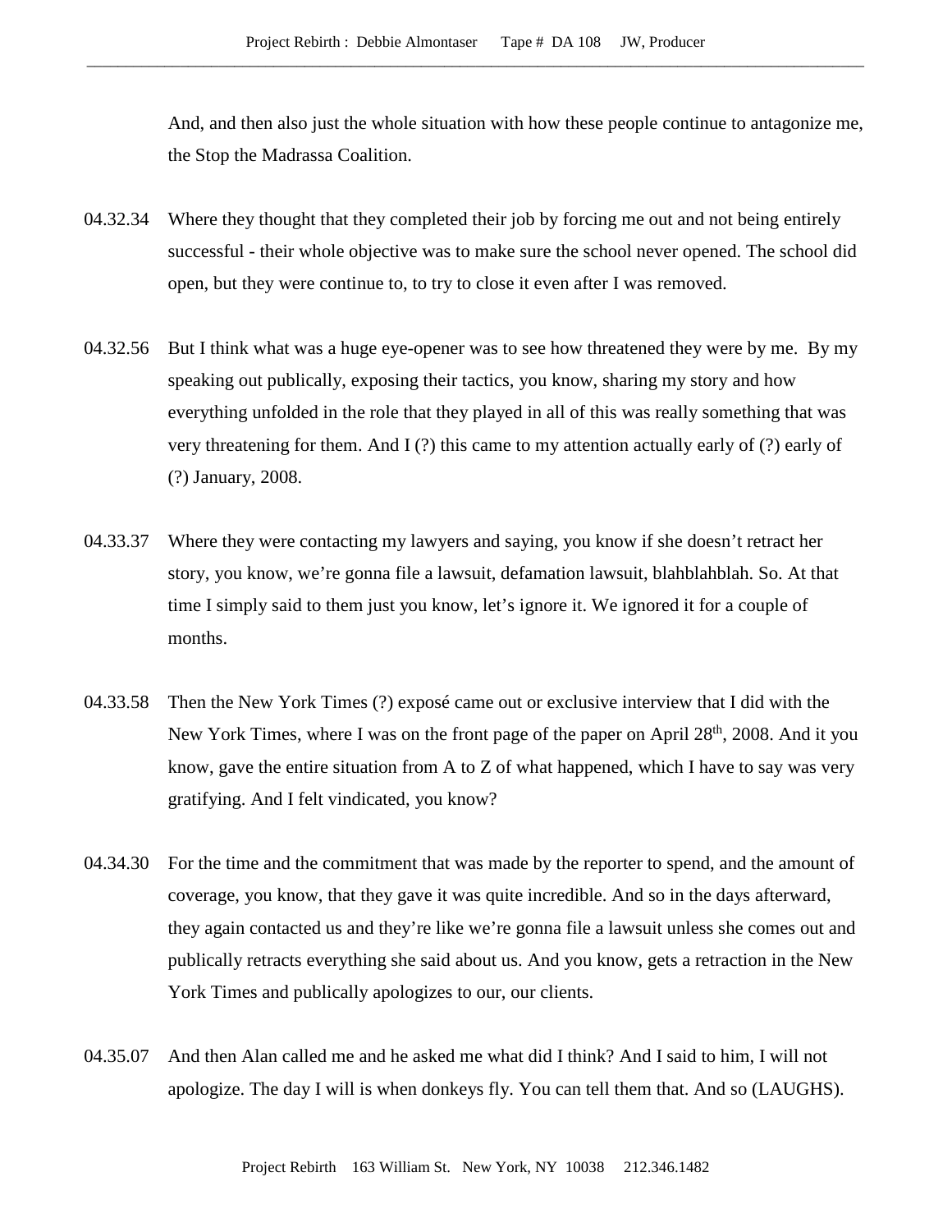And, and then also just the whole situation with how these people continue to antagonize me, the Stop the Madrassa Coalition.

04.32.34 Where they thought that they completed their job by forcing me out and not being entirely successful - their whole objective was to make sure the school never opened. The school did open, but they were continue to, to try to close it even after I was removed.

04.32.56 But I think what was a huge eye-opener was to see how threatened they were by me. By my speaking out publically, exposing their tactics, you know, sharing my story and how everything unfolded in the role that they played in all of this was really something that was very threatening for them. And I (?) this came to my attention actually early of (?) early of (?) January, 2008.

04.33.37 Where they were contacting my lawyers and saying, you know if she doesn't retract her story, you know, we're gonna file a lawsuit, defamation lawsuit, blahblahblah. So. At that time I simply said to them just you know, let's ignore it. We ignored it for a couple of months.

04.33.58 Then the New York Times (?) exposé came out or exclusive interview that I did with the New York Times, where I was on the front page of the paper on April 28th, 2008. And it you know, gave the entire situation from A to Z of what happened, which I have to say was very gratifying. And I felt vindicated, you know?

04.34.30 For the time and the commitment that was made by the reporter to spend, and the amount of coverage, you know, that they gave it was quite incredible. And so in the days afterward, they again contacted us and they're like we're gonna file a lawsuit unless she comes out and publically retracts everything she said about us. And you know, gets a retraction in the New York Times and publically apologizes to our, our clients.

04.35.07 And then Alan called me and he asked me what did I think? And I said to him, I will not apologize. The day I will is when donkeys fly. You can tell them that. And so (LAUGHS).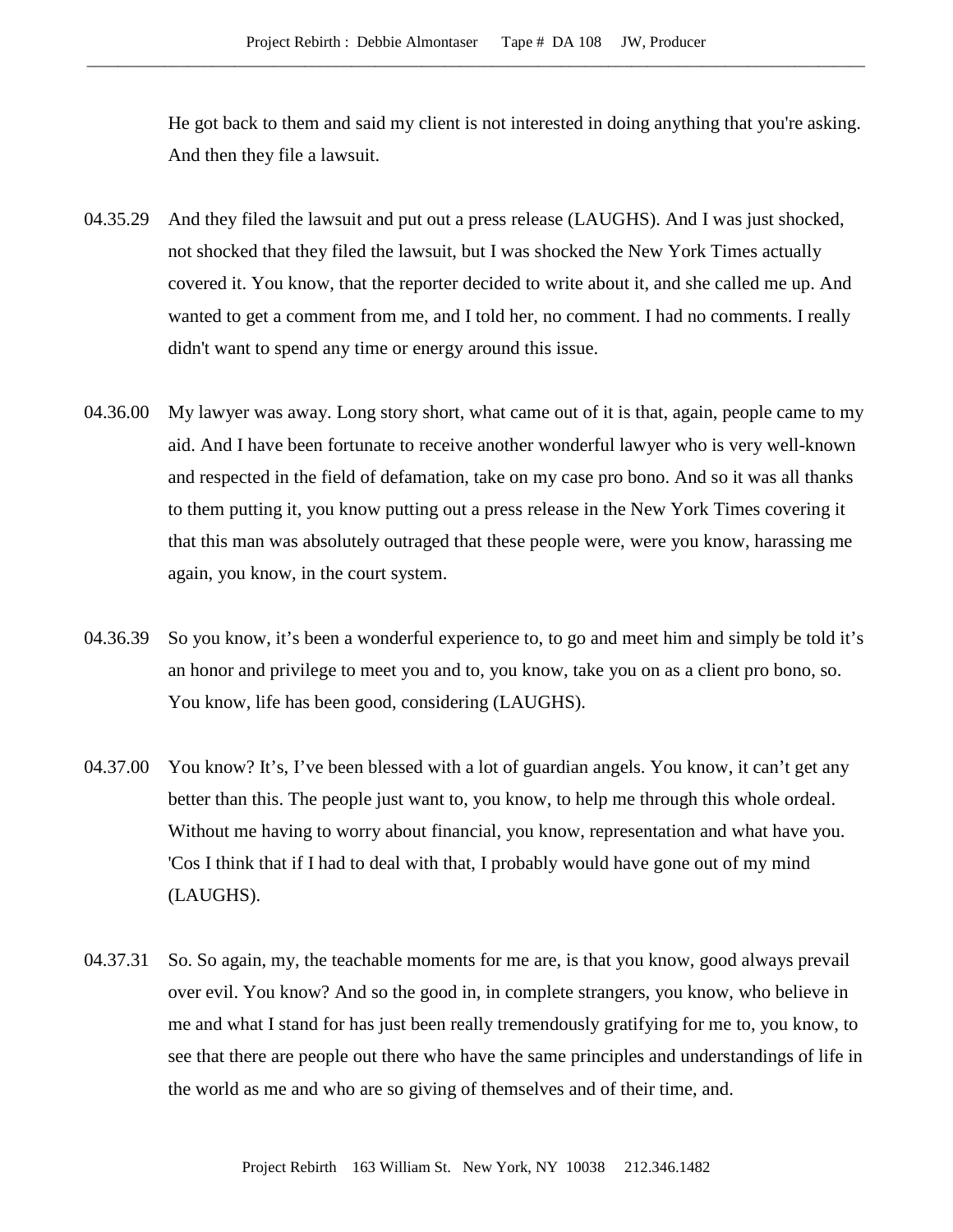He got back to them and said my client is not interested in doing anything that you're asking. And then they file a lawsuit.

04.35.29 And they filed the lawsuit and put out a press release (LAUGHS). And I was just shocked, not shocked that they filed the lawsuit, but I was shocked the New York Times actually covered it. You know, that the reporter decided to write about it, and she called me up. And wanted to get a comment from me, and I told her, no comment. I had no comments. I really didn't want to spend any time or energy around this issue.

04.36.00 My lawyer was away. Long story short, what came out of it is that, again, people came to my aid. And I have been fortunate to receive another wonderful lawyer who is very well-known and respected in the field of defamation, take on my case pro bono. And so it was all thanks to them putting it, you know putting out a press release in the New York Times covering it that this man was absolutely outraged that these people were, were you know, harassing me again, you know, in the court system.

04.36.39 So you know, it's been a wonderful experience to, to go and meet him and simply be told it's an honor and privilege to meet you and to, you know, take you on as a client pro bono, so. You know, life has been good, considering (LAUGHS).

04.37.00 You know? It's, I've been blessed with a lot of guardian angels. You know, it can't get any better than this. The people just want to, you know, to help me through this whole ordeal. Without me having to worry about financial, you know, representation and what have you. 'Cos I think that if I had to deal with that, I probably would have gone out of my mind (LAUGHS).

04.37.31 So. So again, my, the teachable moments for me are, is that you know, good always prevail over evil. You know? And so the good in, in complete strangers, you know, who believe in me and what I stand for has just been really tremendously gratifying for me to, you know, to see that there are people out there who have the same principles and understandings of life in the world as me and who are so giving of themselves and of their time, and.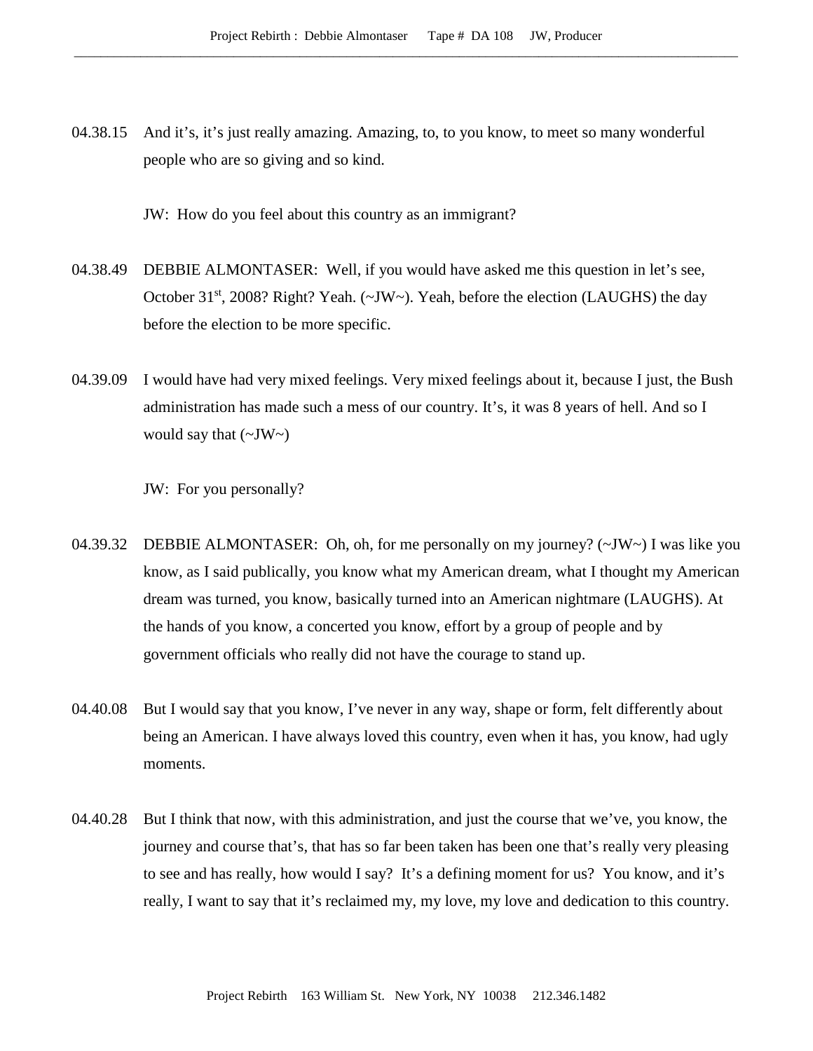04.38.15 And it's, it's just really amazing. Amazing, to, to you know, to meet so many wonderful people who are so giving and so kind.

JW: How do you feel about this country as an immigrant?

04.38.49 DEBBIE ALMONTASER: Well, if you would have asked me this question in let's see, October 31st, 2008? Right? Yeah. (~JW~). Yeah, before the election (LAUGHS) the day before the election to be more specific.

04.39.09 I would have had very mixed feelings. Very mixed feelings about it, because I just, the Bush administration has made such a mess of our country. It's, it was 8 years of hell. And so I would say that (~JW~)

JW: For you personally?

04.39.32 DEBBIE ALMONTASER: Oh, oh, for me personally on my journey? (~JW~) I was like you know, as I said publically, you know what my American dream, what I thought my American dream was turned, you know, basically turned into an American nightmare (LAUGHS). At the hands of you know, a concerted you know, effort by a group of people and by government officials who really did not have the courage to stand up.

04.40.08 But I would say that you know, I've never in any way, shape or form, felt differently about being an American. I have always loved this country, even when it has, you know, had ugly moments.

04.40.28 But I think that now, with this administration, and just the course that we've, you know, the journey and course that's, that has so far been taken has been one that's really very pleasing to see and has really, how would I say? It's a defining moment for us? You know, and it's really, I want to say that it's reclaimed my, my love, my love and dedication to this country.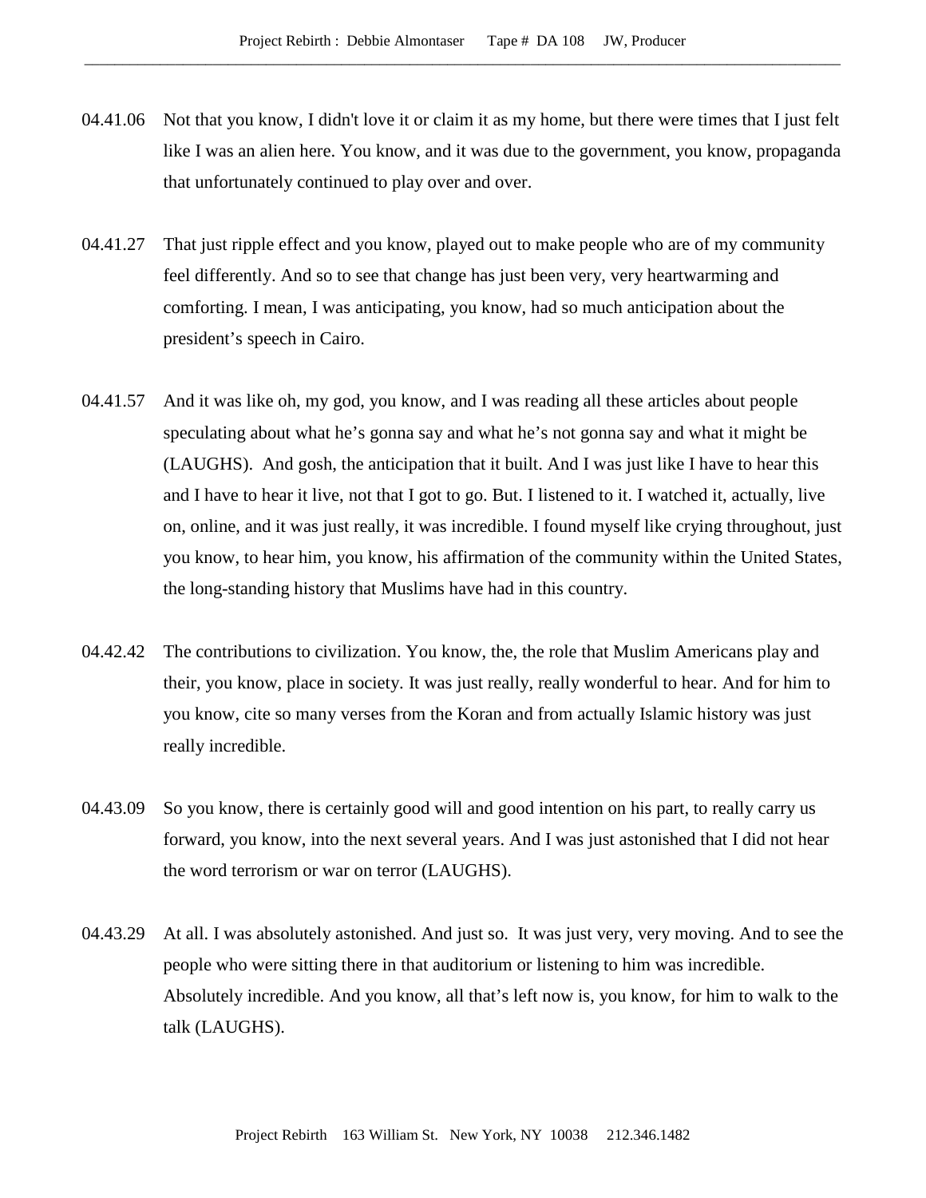04.41.06 Not that you know, I didn't love it or claim it as my home, but there were times that I just felt like I was an alien here. You know, and it was due to the government, you know, propaganda that unfortunately continued to play over and over.

04.41.27 That just ripple effect and you know, played out to make people who are of my community feel differently. And so to see that change has just been very, very heartwarming and comforting. I mean, I was anticipating, you know, had so much anticipation about the president's speech in Cairo.

04.41.57 And it was like oh, my god, you know, and I was reading all these articles about people speculating about what he's gonna say and what he's not gonna say and what it might be (LAUGHS). And gosh, the anticipation that it built. And I was just like I have to hear this and I have to hear it live, not that I got to go. But. I listened to it. I watched it, actually, live on, online, and it was just really, it was incredible. I found myself like crying throughout, just you know, to hear him, you know, his affirmation of the community within the United States, the long-standing history that Muslims have had in this country.

04.42.42 The contributions to civilization. You know, the, the role that Muslim Americans play and their, you know, place in society. It was just really, really wonderful to hear. And for him to you know, cite so many verses from the Koran and from actually Islamic history was just really incredible.

04.43.09 So you know, there is certainly good will and good intention on his part, to really carry us forward, you know, into the next several years. And I was just astonished that I did not hear the word terrorism or war on terror (LAUGHS).

04.43.29 At all. I was absolutely astonished. And just so. It was just very, very moving. And to see the people who were sitting there in that auditorium or listening to him was incredible. Absolutely incredible. And you know, all that's left now is, you know, for him to walk to the talk (LAUGHS).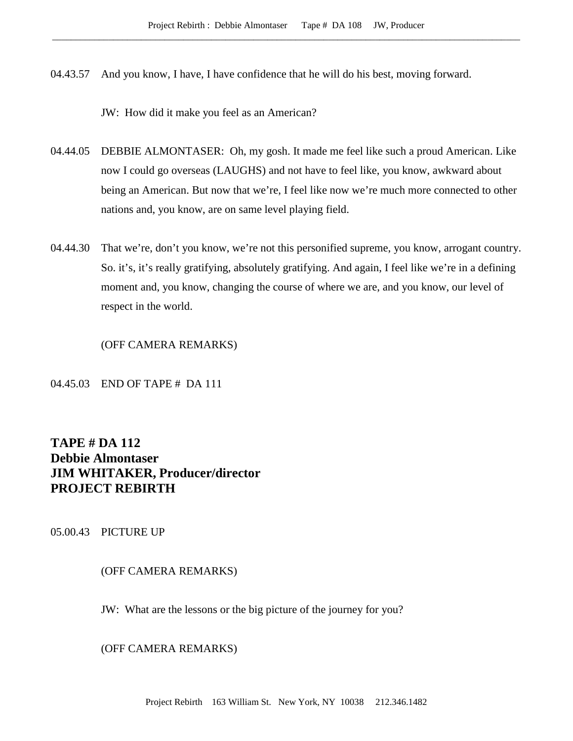04.43.57 And you know, I have, I have confidence that he will do his best, moving forward.

JW: How did it make you feel as an American?

04.44.05 DEBBIE ALMONTASER: Oh, my gosh. It made me feel like such a proud American. Like now I could go overseas (LAUGHS) and not have to feel like, you know, awkward about being an American. But now that we're, I feel like now we're much more connected to other nations and, you know, are on same level playing field.

04.44.30 That we're, don't you know, we're not this personified supreme, you know, arrogant country. So. it's, it's really gratifying, absolutely gratifying. And again, I feel like we're in a defining moment and, you know, changing the course of where we are, and you know, our level of respect in the world.

(OFF CAMERA REMARKS)

04.45.03 END OF TAPE # DA 111

**TAPE # DA 112**
**Debbie Almontaser**
**JIM WHITAKER, Producer/director**
**PROJECT REBIRTH**

05.00.43 PICTURE UP

(OFF CAMERA REMARKS)

JW: What are the lessons or the big picture of the journey for you?

(OFF CAMERA REMARKS)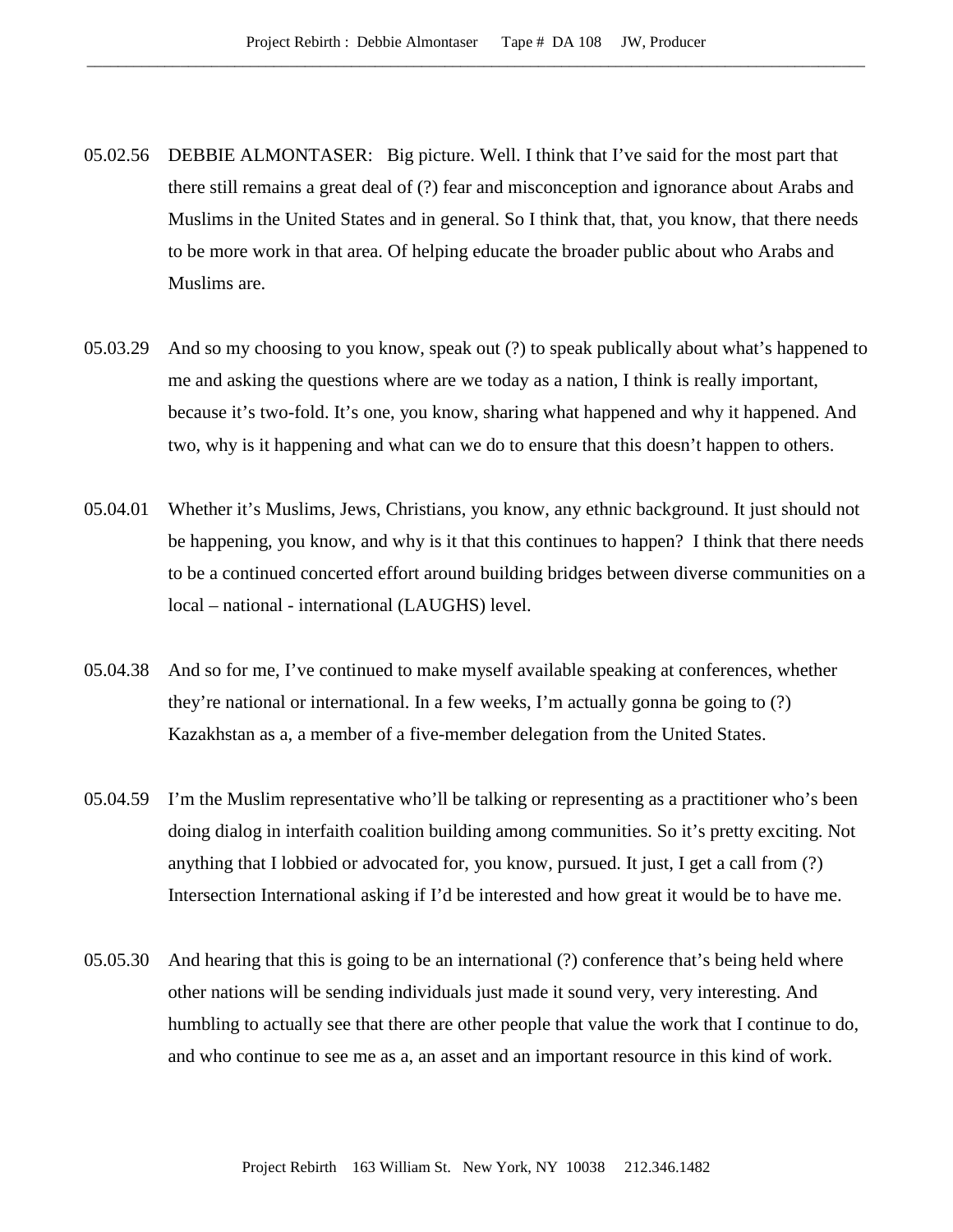05.02.56 DEBBIE ALMONTASER: Big picture. Well. I think that I've said for the most part that there still remains a great deal of (?) fear and misconception and ignorance about Arabs and Muslims in the United States and in general. So I think that, that, you know, that there needs to be more work in that area. Of helping educate the broader public about who Arabs and Muslims are.

05.03.29 And so my choosing to you know, speak out (?) to speak publically about what's happened to me and asking the questions where are we today as a nation, I think is really important, because it's two-fold. It's one, you know, sharing what happened and why it happened. And two, why is it happening and what can we do to ensure that this doesn't happen to others.

05.04.01 Whether it's Muslims, Jews, Christians, you know, any ethnic background. It just should not be happening, you know, and why is it that this continues to happen? I think that there needs to be a continued concerted effort around building bridges between diverse communities on a local – national - international (LAUGHS) level.

05.04.38 And so for me, I've continued to make myself available speaking at conferences, whether they're national or international. In a few weeks, I'm actually gonna be going to (?) Kazakhstan as a, a member of a five-member delegation from the United States.

05.04.59 I'm the Muslim representative who'll be talking or representing as a practitioner who's been doing dialog in interfaith coalition building among communities. So it's pretty exciting. Not anything that I lobbied or advocated for, you know, pursued. It just, I get a call from (?) Intersection International asking if I'd be interested and how great it would be to have me.

05.05.30 And hearing that this is going to be an international (?) conference that's being held where other nations will be sending individuals just made it sound very, very interesting. And humbling to actually see that there are other people that value the work that I continue to do, and who continue to see me as a, an asset and an important resource in this kind of work.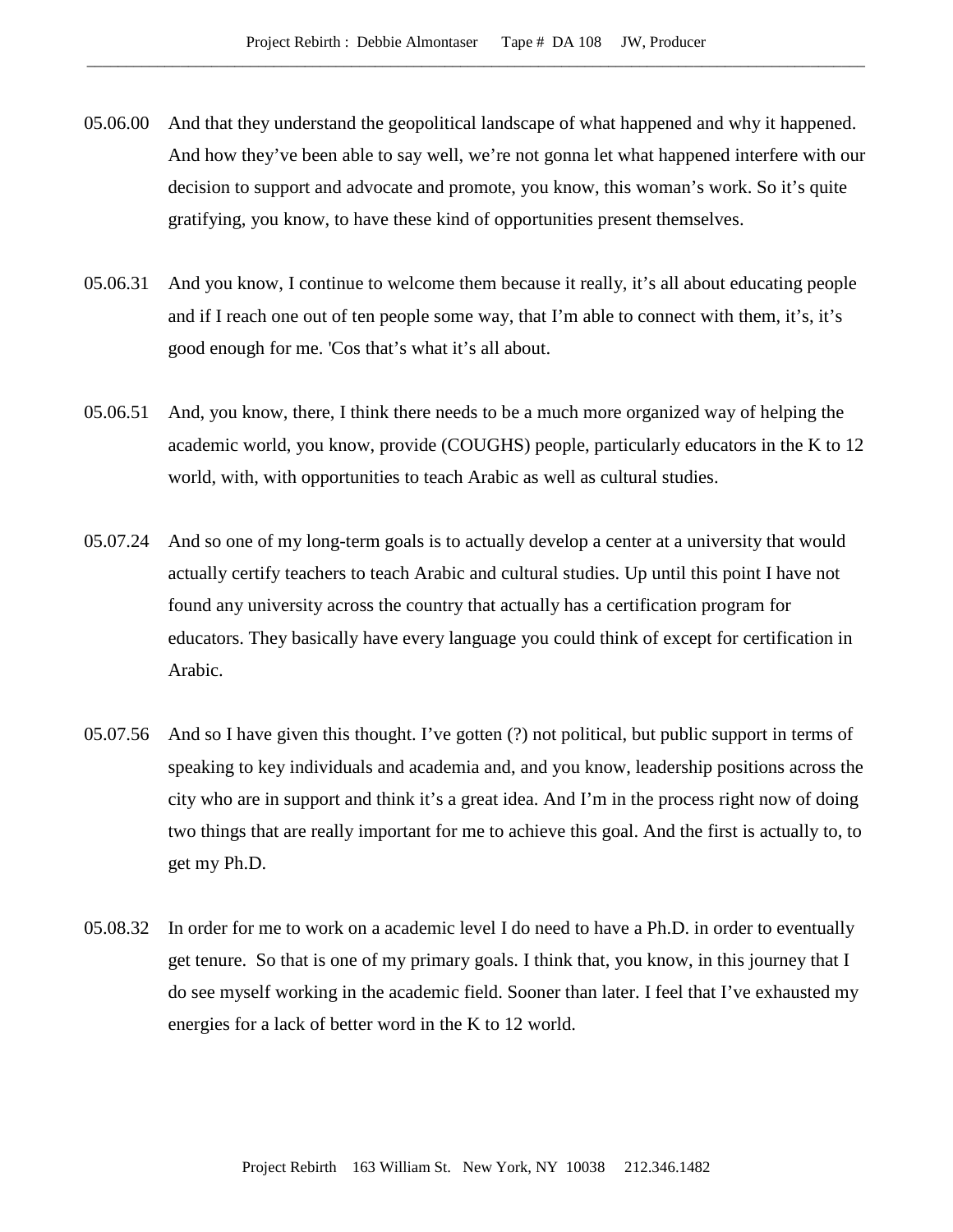05.06.00 And that they understand the geopolitical landscape of what happened and why it happened. And how they've been able to say well, we're not gonna let what happened interfere with our decision to support and advocate and promote, you know, this woman's work. So it's quite gratifying, you know, to have these kind of opportunities present themselves.

05.06.31 And you know, I continue to welcome them because it really, it's all about educating people and if I reach one out of ten people some way, that I'm able to connect with them, it's, it's good enough for me. 'Cos that's what it's all about.

05.06.51 And, you know, there, I think there needs to be a much more organized way of helping the academic world, you know, provide (COUGHS) people, particularly educators in the K to 12 world, with, with opportunities to teach Arabic as well as cultural studies.

05.07.24 And so one of my long-term goals is to actually develop a center at a university that would actually certify teachers to teach Arabic and cultural studies. Up until this point I have not found any university across the country that actually has a certification program for educators. They basically have every language you could think of except for certification in Arabic.

05.07.56 And so I have given this thought. I've gotten (?) not political, but public support in terms of speaking to key individuals and academia and, and you know, leadership positions across the city who are in support and think it's a great idea. And I'm in the process right now of doing two things that are really important for me to achieve this goal. And the first is actually to, to get my Ph.D.

05.08.32 In order for me to work on a academic level I do need to have a Ph.D. in order to eventually get tenure. So that is one of my primary goals. I think that, you know, in this journey that I do see myself working in the academic field. Sooner than later. I feel that I've exhausted my energies for a lack of better word in the K to 12 world.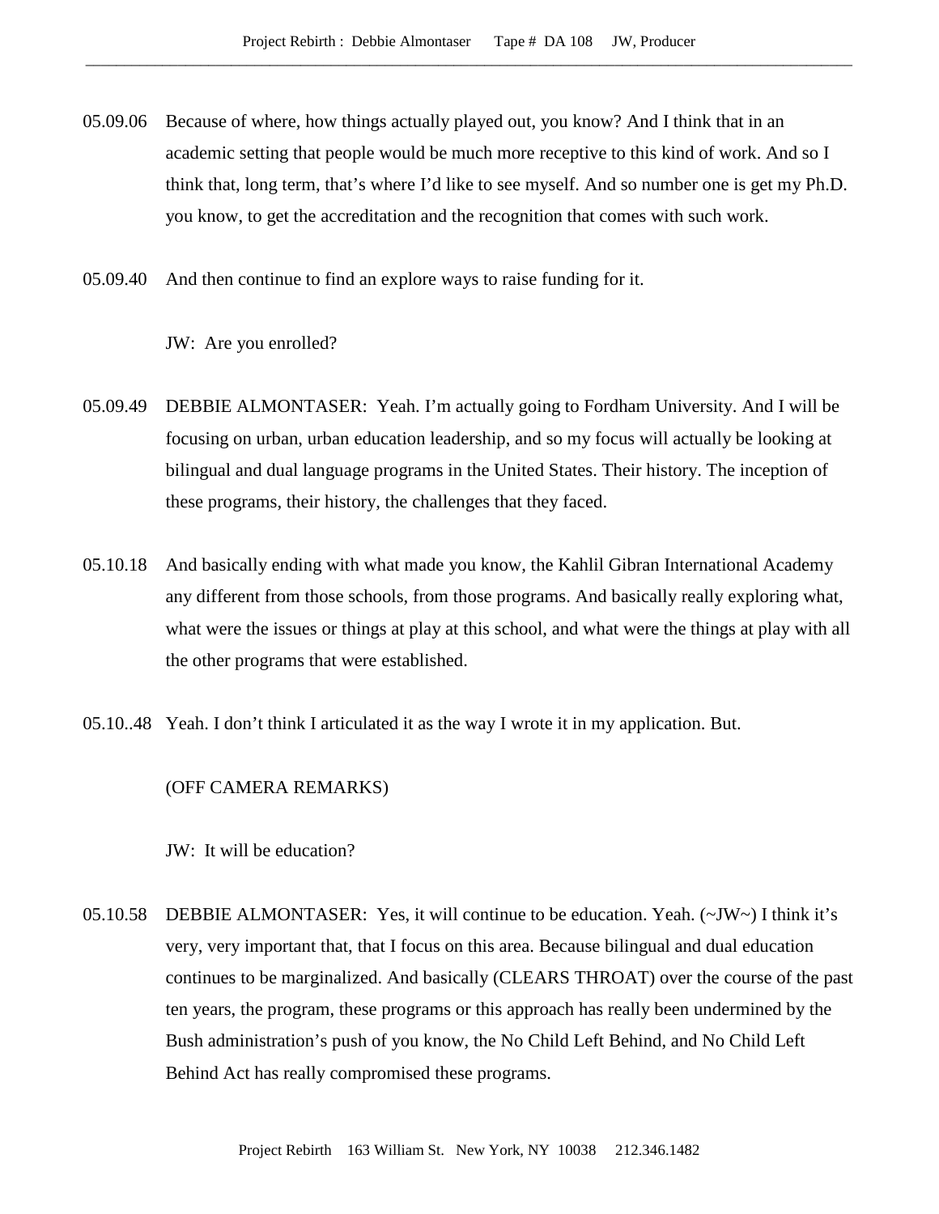05.09.06 Because of where, how things actually played out, you know? And I think that in an academic setting that people would be much more receptive to this kind of work. And so I think that, long term, that's where I'd like to see myself. And so number one is get my Ph.D. you know, to get the accreditation and the recognition that comes with such work.

05.09.40 And then continue to find an explore ways to raise funding for it.

JW: Are you enrolled?

05.09.49 DEBBIE ALMONTASER: Yeah. I'm actually going to Fordham University. And I will be focusing on urban, urban education leadership, and so my focus will actually be looking at bilingual and dual language programs in the United States. Their history. The inception of these programs, their history, the challenges that they faced.

05.10.18 And basically ending with what made you know, the Kahlil Gibran International Academy any different from those schools, from those programs. And basically really exploring what, what were the issues or things at play at this school, and what were the things at play with all the other programs that were established.

05.10..48 Yeah. I don't think I articulated it as the way I wrote it in my application. But.

(OFF CAMERA REMARKS)

JW: It will be education?

05.10.58 DEBBIE ALMONTASER: Yes, it will continue to be education. Yeah. (~JW~) I think it's very, very important that, that I focus on this area. Because bilingual and dual education continues to be marginalized. And basically (CLEARS THROAT) over the course of the past ten years, the program, these programs or this approach has really been undermined by the Bush administration's push of you know, the No Child Left Behind, and No Child Left Behind Act has really compromised these programs.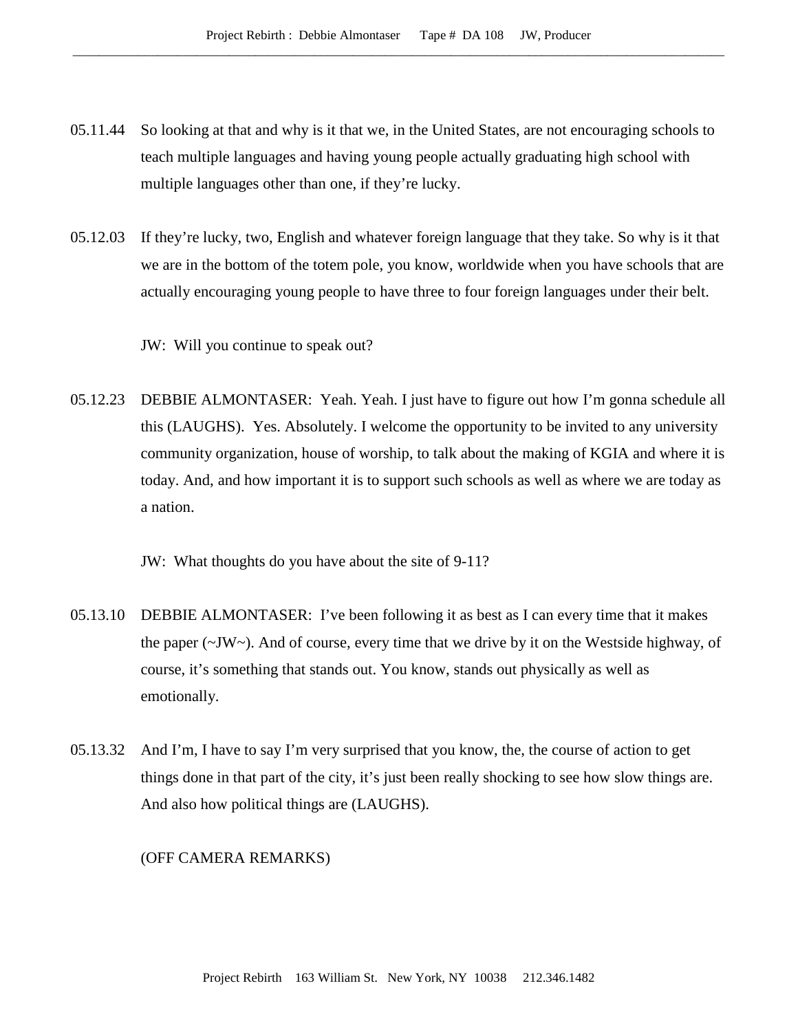05.11.44 So looking at that and why is it that we, in the United States, are not encouraging schools to teach multiple languages and having young people actually graduating high school with multiple languages other than one, if they're lucky.

05.12.03 If they're lucky, two, English and whatever foreign language that they take. So why is it that we are in the bottom of the totem pole, you know, worldwide when you have schools that are actually encouraging young people to have three to four foreign languages under their belt.

JW: Will you continue to speak out?

05.12.23 DEBBIE ALMONTASER: Yeah. Yeah. I just have to figure out how I'm gonna schedule all this (LAUGHS). Yes. Absolutely. I welcome the opportunity to be invited to any university community organization, house of worship, to talk about the making of KGIA and where it is today. And, and how important it is to support such schools as well as where we are today as a nation.

JW: What thoughts do you have about the site of 9-11?

05.13.10 DEBBIE ALMONTASER: I've been following it as best as I can every time that it makes the paper (~JW~). And of course, every time that we drive by it on the Westside highway, of course, it's something that stands out. You know, stands out physically as well as emotionally.

05.13.32 And I'm, I have to say I'm very surprised that you know, the, the course of action to get things done in that part of the city, it's just been really shocking to see how slow things are. And also how political things are (LAUGHS).

(OFF CAMERA REMARKS)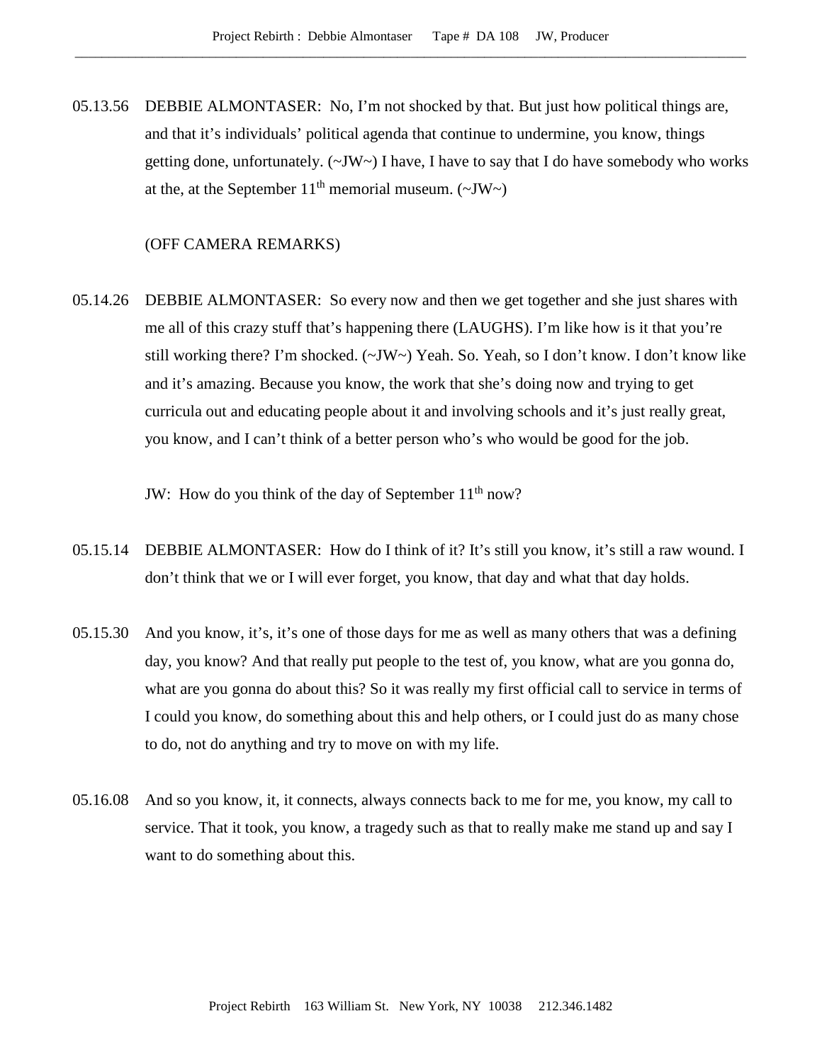05.13.56 DEBBIE ALMONTASER: No, I'm not shocked by that. But just how political things are, and that it's individuals' political agenda that continue to undermine, you know, things getting done, unfortunately. (~JW~) I have, I have to say that I do have somebody who works at the, at the September 11th memorial museum. (~JW~)

(OFF CAMERA REMARKS)

05.14.26 DEBBIE ALMONTASER: So every now and then we get together and she just shares with me all of this crazy stuff that's happening there (LAUGHS). I'm like how is it that you're still working there? I'm shocked. (~JW~) Yeah. So. Yeah, so I don't know. I don't know like and it's amazing. Because you know, the work that she's doing now and trying to get curricula out and educating people about it and involving schools and it's just really great, you know, and I can't think of a better person who's who would be good for the job.

JW: How do you think of the day of September 11th now?

05.15.14 DEBBIE ALMONTASER: How do I think of it? It's still you know, it's still a raw wound. I don't think that we or I will ever forget, you know, that day and what that day holds.

05.15.30 And you know, it's, it's one of those days for me as well as many others that was a defining day, you know? And that really put people to the test of, you know, what are you gonna do, what are you gonna do about this? So it was really my first official call to service in terms of I could you know, do something about this and help others, or I could just do as many chose to do, not do anything and try to move on with my life.

05.16.08 And so you know, it, it connects, always connects back to me for me, you know, my call to service. That it took, you know, a tragedy such as that to really make me stand up and say I want to do something about this.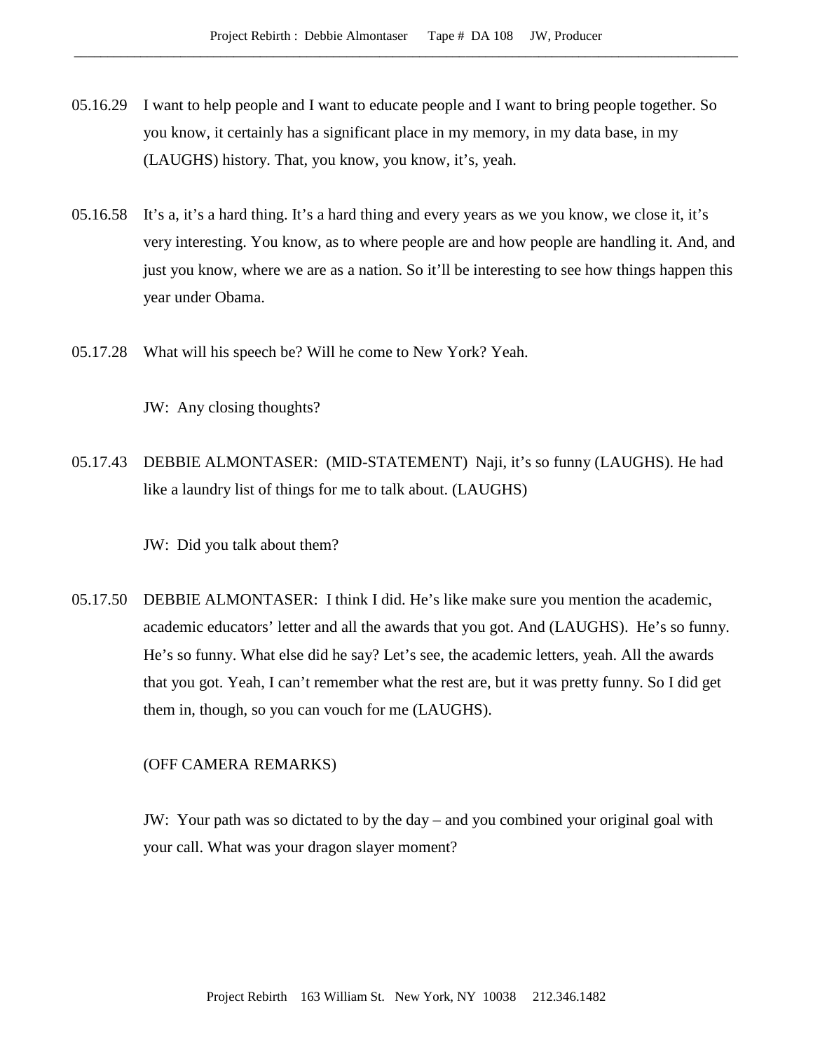05.16.29 I want to help people and I want to educate people and I want to bring people together. So you know, it certainly has a significant place in my memory, in my data base, in my (LAUGHS) history. That, you know, you know, it's, yeah.

05.16.58 It's a, it's a hard thing. It's a hard thing and every years as we you know, we close it, it's very interesting. You know, as to where people are and how people are handling it. And, and just you know, where we are as a nation. So it'll be interesting to see how things happen this year under Obama.

05.17.28 What will his speech be? Will he come to New York? Yeah.

JW: Any closing thoughts?

05.17.43 DEBBIE ALMONTASER: (MID-STATEMENT) Naji, it's so funny (LAUGHS). He had like a laundry list of things for me to talk about. (LAUGHS)

JW: Did you talk about them?

05.17.50 DEBBIE ALMONTASER: I think I did. He's like make sure you mention the academic, academic educators' letter and all the awards that you got. And (LAUGHS). He's so funny. He's so funny. What else did he say? Let's see, the academic letters, yeah. All the awards that you got. Yeah, I can't remember what the rest are, but it was pretty funny. So I did get them in, though, so you can vouch for me (LAUGHS).

(OFF CAMERA REMARKS)

JW: Your path was so dictated to by the day – and you combined your original goal with your call. What was your dragon slayer moment?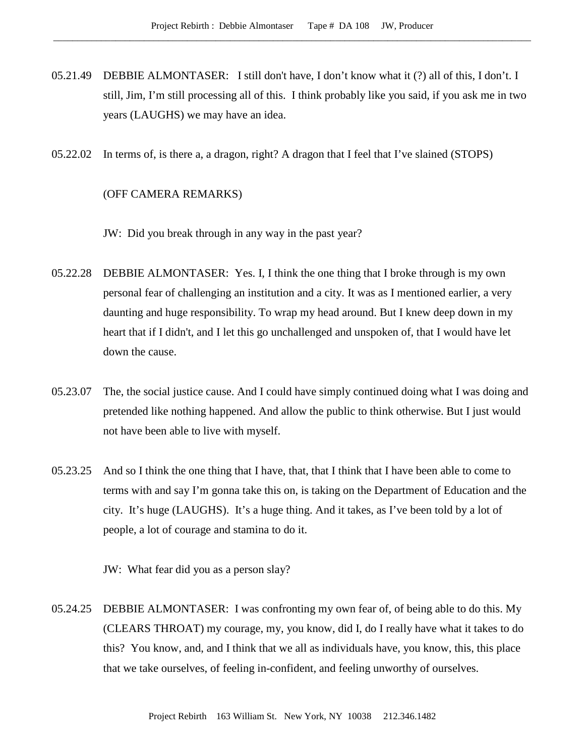05.21.49 DEBBIE ALMONTASER: I still don't have, I don't know what it (?) all of this, I don't. I still, Jim, I'm still processing all of this. I think probably like you said, if you ask me in two years (LAUGHS) we may have an idea.

05.22.02 In terms of, is there a, a dragon, right? A dragon that I feel that I've slained (STOPS)

(OFF CAMERA REMARKS)

JW: Did you break through in any way in the past year?

05.22.28 DEBBIE ALMONTASER: Yes. I, I think the one thing that I broke through is my own personal fear of challenging an institution and a city. It was as I mentioned earlier, a very daunting and huge responsibility. To wrap my head around. But I knew deep down in my heart that if I didn't, and I let this go unchallenged and unspoken of, that I would have let down the cause.

05.23.07 The, the social justice cause. And I could have simply continued doing what I was doing and pretended like nothing happened. And allow the public to think otherwise. But I just would not have been able to live with myself.

05.23.25 And so I think the one thing that I have, that, that I think that I have been able to come to terms with and say I'm gonna take this on, is taking on the Department of Education and the city. It's huge (LAUGHS). It's a huge thing. And it takes, as I've been told by a lot of people, a lot of courage and stamina to do it.

JW: What fear did you as a person slay?

05.24.25 DEBBIE ALMONTASER: I was confronting my own fear of, of being able to do this. My (CLEARS THROAT) my courage, my, you know, did I, do I really have what it takes to do this? You know, and, and I think that we all as individuals have, you know, this, this place that we take ourselves, of feeling in-confident, and feeling unworthy of ourselves.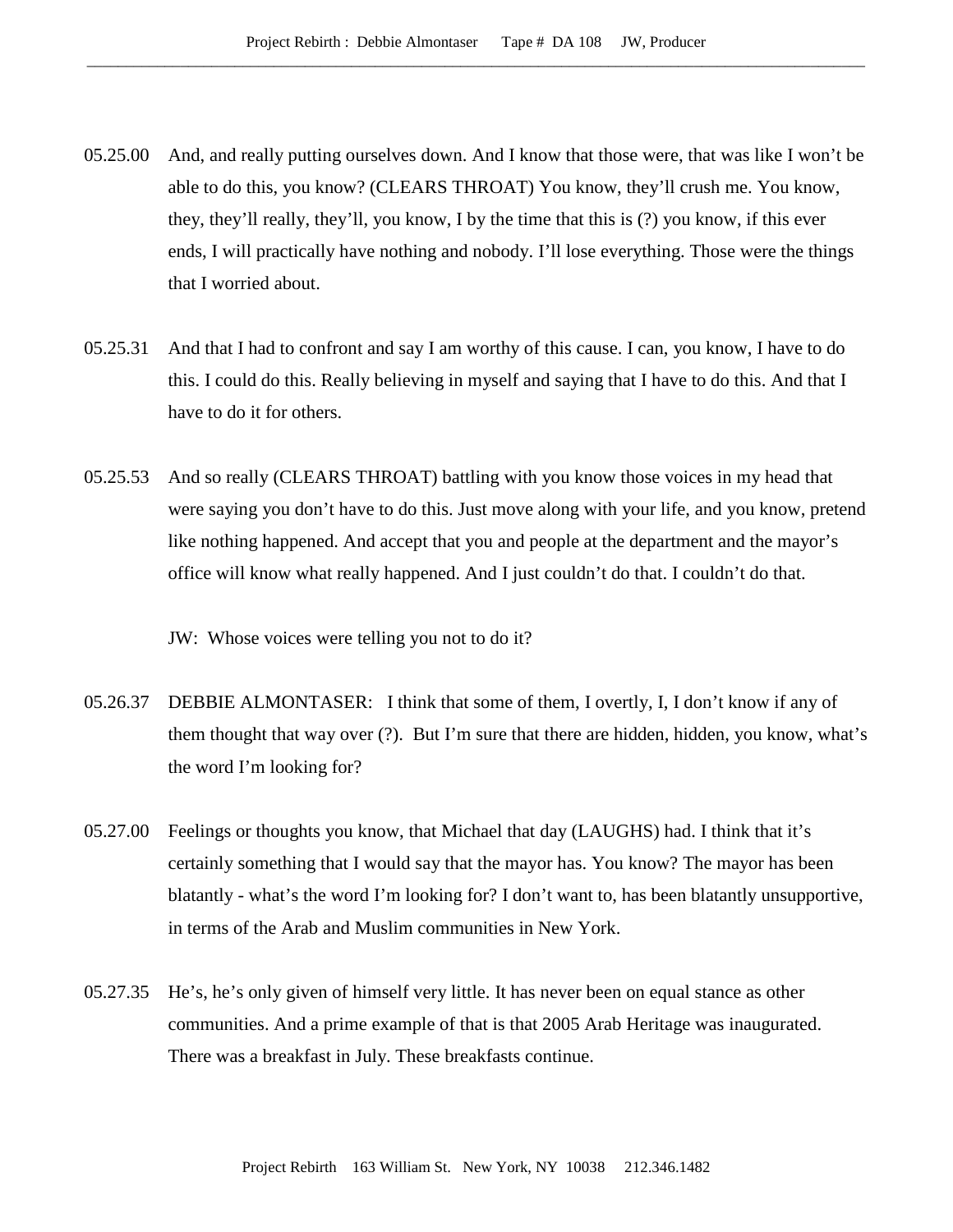05.25.00 And, and really putting ourselves down. And I know that those were, that was like I won't be able to do this, you know? (CLEARS THROAT) You know, they'll crush me. You know, they, they'll really, they'll, you know, I by the time that this is (?) you know, if this ever ends, I will practically have nothing and nobody. I'll lose everything. Those were the things that I worried about.

05.25.31 And that I had to confront and say I am worthy of this cause. I can, you know, I have to do this. I could do this. Really believing in myself and saying that I have to do this. And that I have to do it for others.

05.25.53 And so really (CLEARS THROAT) battling with you know those voices in my head that were saying you don't have to do this. Just move along with your life, and you know, pretend like nothing happened. And accept that you and people at the department and the mayor's office will know what really happened. And I just couldn't do that. I couldn't do that.

JW: Whose voices were telling you not to do it?

05.26.37 DEBBIE ALMONTASER: I think that some of them, I overtly, I, I don't know if any of them thought that way over (?). But I'm sure that there are hidden, hidden, you know, what's the word I'm looking for?

05.27.00 Feelings or thoughts you know, that Michael that day (LAUGHS) had. I think that it's certainly something that I would say that the mayor has. You know? The mayor has been blatantly - what's the word I'm looking for? I don't want to, has been blatantly unsupportive, in terms of the Arab and Muslim communities in New York.

05.27.35 He's, he's only given of himself very little. It has never been on equal stance as other communities. And a prime example of that is that 2005 Arab Heritage was inaugurated. There was a breakfast in July. These breakfasts continue.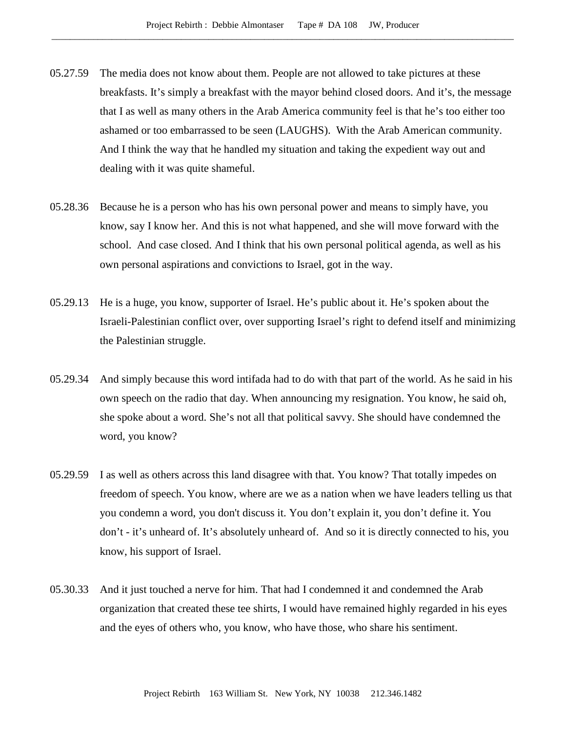05.27.59 The media does not know about them. People are not allowed to take pictures at these breakfasts. It's simply a breakfast with the mayor behind closed doors. And it's, the message that I as well as many others in the Arab America community feel is that he's too either too ashamed or too embarrassed to be seen (LAUGHS). With the Arab American community. And I think the way that he handled my situation and taking the expedient way out and dealing with it was quite shameful.

05.28.36 Because he is a person who has his own personal power and means to simply have, you know, say I know her. And this is not what happened, and she will move forward with the school. And case closed. And I think that his own personal political agenda, as well as his own personal aspirations and convictions to Israel, got in the way.

05.29.13 He is a huge, you know, supporter of Israel. He's public about it. He's spoken about the Israeli-Palestinian conflict over, over supporting Israel's right to defend itself and minimizing the Palestinian struggle.

05.29.34 And simply because this word intifada had to do with that part of the world. As he said in his own speech on the radio that day. When announcing my resignation. You know, he said oh, she spoke about a word. She's not all that political savvy. She should have condemned the word, you know?

05.29.59 I as well as others across this land disagree with that. You know? That totally impedes on freedom of speech. You know, where are we as a nation when we have leaders telling us that you condemn a word, you don't discuss it. You don't explain it, you don't define it. You don't - it's unheard of. It's absolutely unheard of. And so it is directly connected to his, you know, his support of Israel.

05.30.33 And it just touched a nerve for him. That had I condemned it and condemned the Arab organization that created these tee shirts, I would have remained highly regarded in his eyes and the eyes of others who, you know, who have those, who share his sentiment.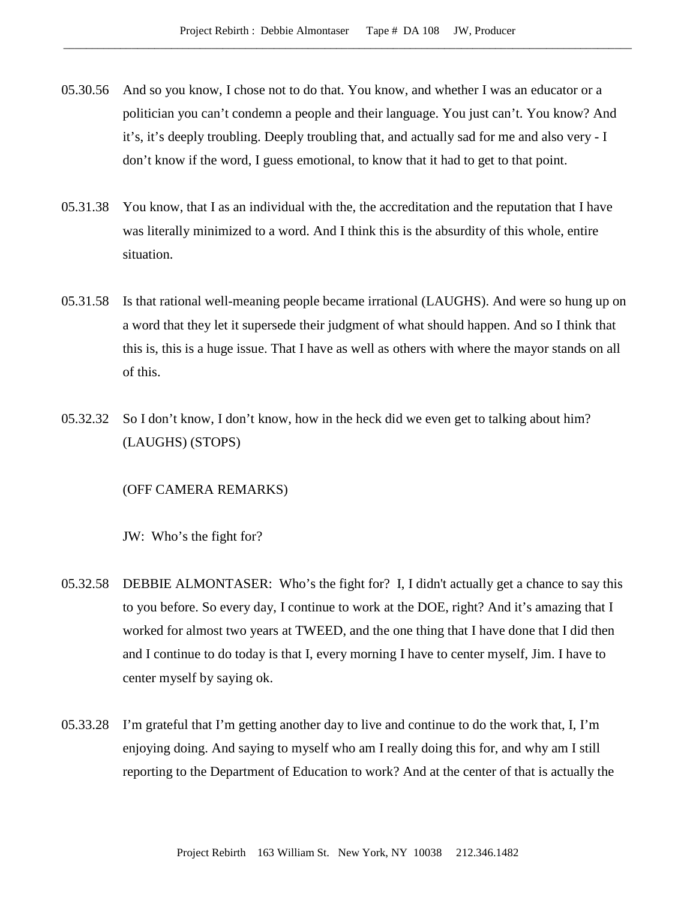05.30.56 And so you know, I chose not to do that. You know, and whether I was an educator or a politician you can't condemn a people and their language. You just can't. You know? And it's, it's deeply troubling. Deeply troubling that, and actually sad for me and also very - I don't know if the word, I guess emotional, to know that it had to get to that point.

05.31.38 You know, that I as an individual with the, the accreditation and the reputation that I have was literally minimized to a word. And I think this is the absurdity of this whole, entire situation.

05.31.58 Is that rational well-meaning people became irrational (LAUGHS). And were so hung up on a word that they let it supersede their judgment of what should happen. And so I think that this is, this is a huge issue. That I have as well as others with where the mayor stands on all of this.

05.32.32 So I don't know, I don't know, how in the heck did we even get to talking about him? (LAUGHS) (STOPS)

(OFF CAMERA REMARKS)

JW: Who's the fight for?

05.32.58 DEBBIE ALMONTASER: Who's the fight for? I, I didn't actually get a chance to say this to you before. So every day, I continue to work at the DOE, right? And it's amazing that I worked for almost two years at TWEED, and the one thing that I have done that I did then and I continue to do today is that I, every morning I have to center myself, Jim. I have to center myself by saying ok.

05.33.28 I'm grateful that I'm getting another day to live and continue to do the work that, I, I'm enjoying doing. And saying to myself who am I really doing this for, and why am I still reporting to the Department of Education to work? And at the center of that is actually the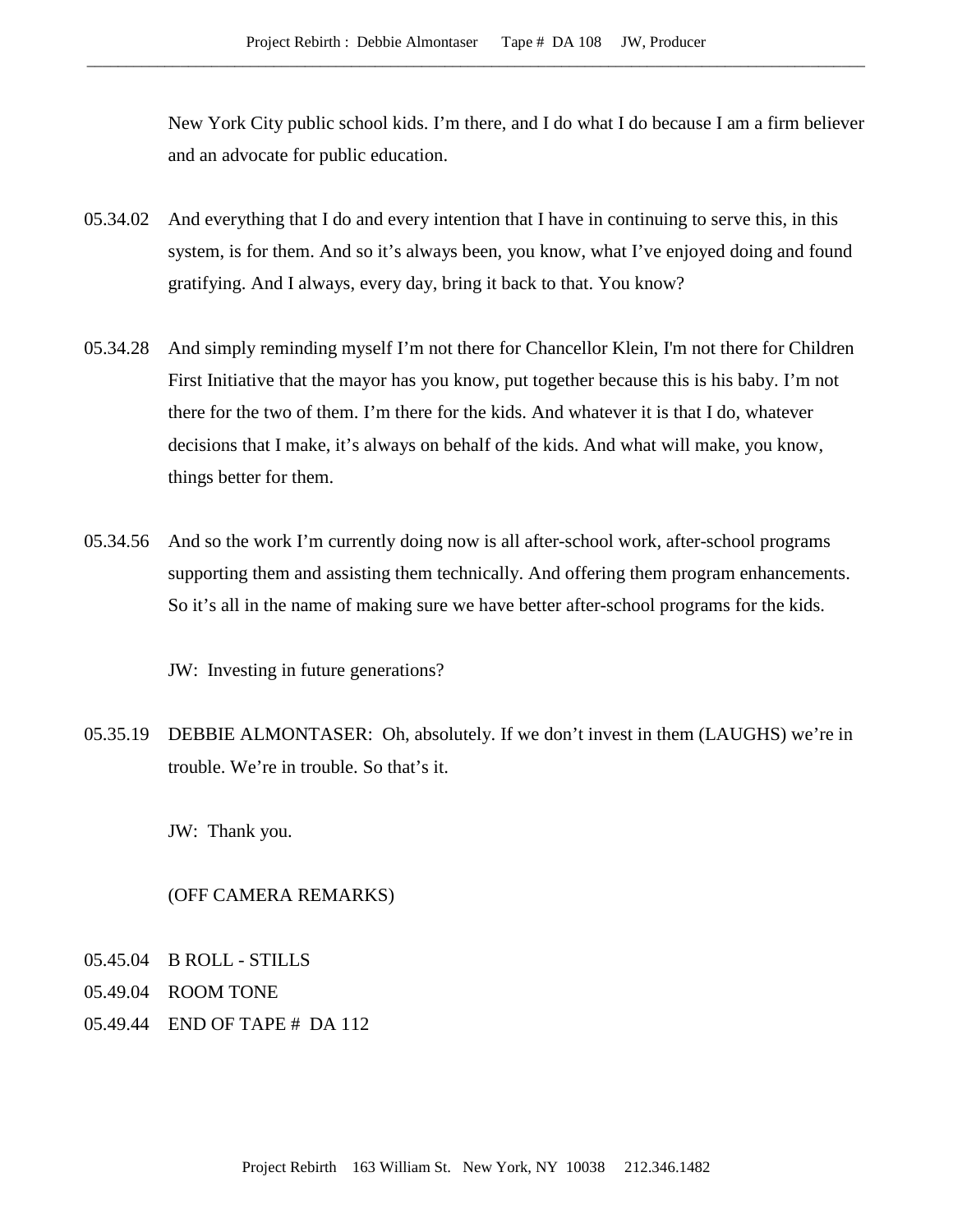New York City public school kids. I'm there, and I do what I do because I am a firm believer and an advocate for public education.

05.34.02 And everything that I do and every intention that I have in continuing to serve this, in this system, is for them. And so it's always been, you know, what I've enjoyed doing and found gratifying. And I always, every day, bring it back to that. You know?

05.34.28 And simply reminding myself I'm not there for Chancellor Klein, I'm not there for Children First Initiative that the mayor has you know, put together because this is his baby. I'm not there for the two of them. I'm there for the kids. And whatever it is that I do, whatever decisions that I make, it's always on behalf of the kids. And what will make, you know, things better for them.

05.34.56 And so the work I'm currently doing now is all after-school work, after-school programs supporting them and assisting them technically. And offering them program enhancements. So it's all in the name of making sure we have better after-school programs for the kids.

JW: Investing in future generations?

05.35.19 DEBBIE ALMONTASER: Oh, absolutely. If we don't invest in them (LAUGHS) we're in trouble. We're in trouble. So that's it.

JW: Thank you.

(OFF CAMERA REMARKS)

05.45.04 B ROLL - STILLS

05.49.04 ROOM TONE

05.49.44 END OF TAPE # DA 112